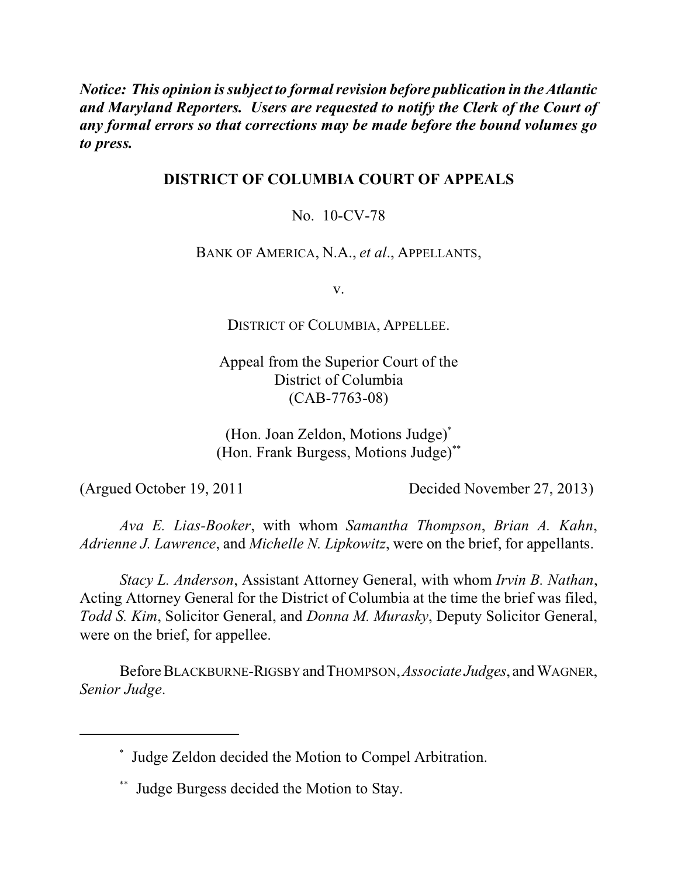***Notice: This opinion is subject to formal revision before publication in the Atlantic and Maryland Reporters. Users are requested to notify the Clerk of the Court of any formal errors so that corrections may be made before the bound volumes go to press.***

**DISTRICT OF COLUMBIA COURT OF APPEALS**

No. 10-CV-78

BANK OF AMERICA, N.A., *et al*., APPELLANTS,

v.

DISTRICT OF COLUMBIA, APPELLEE.

Appeal from the Superior Court of the District of Columbia (CAB-7763-08)

(Hon. Joan Zeldon, Motions Judge)*
(Hon. Frank Burgess, Motions Judge)**

(Argued October 19, 2011 Decided November 27, 2013)

*Ava E. Lias-Booker*, with whom *Samantha Thompson*, *Brian A. Kahn*, *Adrienne J. Lawrence*, and *Michelle N. Lipkowitz*, were on the brief, for appellants.

*Stacy L. Anderson*, Assistant Attorney General, with whom *Irvin B. Nathan*, Acting Attorney General for the District of Columbia at the time the brief was filed, *Todd S. Kim*, Solicitor General, and *Donna M. Murasky*, Deputy Solicitor General, were on the brief, for appellee.

Before BLACKBURNE-RIGSBY and THOMPSON, *Associate Judges*, and WAGNER, *Senior Judge*.

---

* Judge Zeldon decided the Motion to Compel Arbitration.

** Judge Burgess decided the Motion to Stay.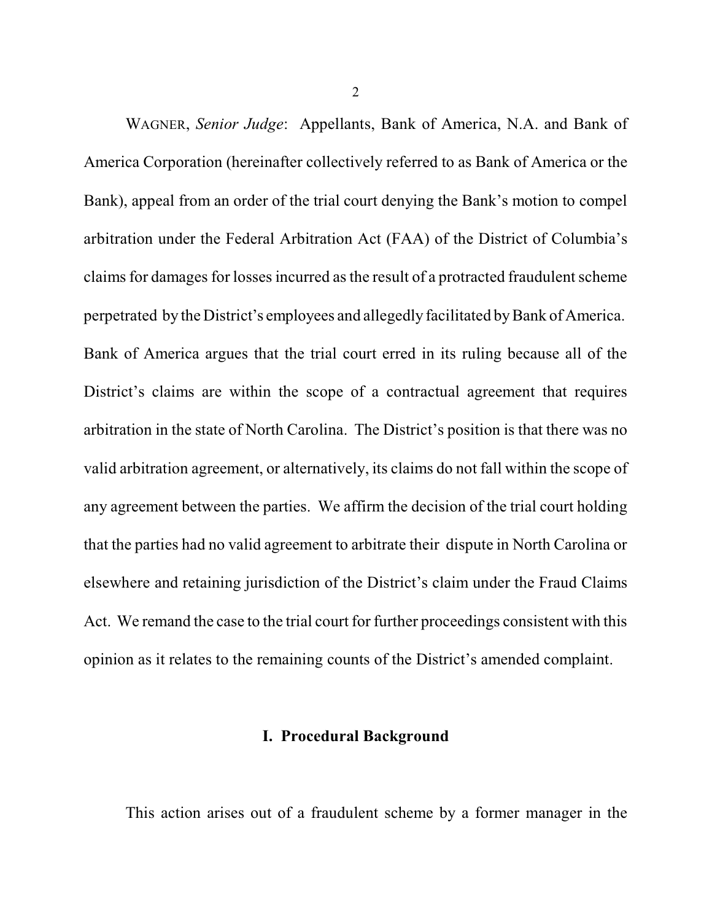WAGNER, *Senior Judge*: Appellants, Bank of America, N.A. and Bank of America Corporation (hereinafter collectively referred to as Bank of America or the Bank), appeal from an order of the trial court denying the Bank's motion to compel arbitration under the Federal Arbitration Act (FAA) of the District of Columbia's claims for damages for losses incurred as the result of a protracted fraudulent scheme perpetrated by the District's employees and allegedly facilitated by Bank of America. Bank of America argues that the trial court erred in its ruling because all of the District's claims are within the scope of a contractual agreement that requires arbitration in the state of North Carolina. The District's position is that there was no valid arbitration agreement, or alternatively, its claims do not fall within the scope of any agreement between the parties. We affirm the decision of the trial court holding that the parties had no valid agreement to arbitrate their dispute in North Carolina or elsewhere and retaining jurisdiction of the District's claim under the Fraud Claims Act. We remand the case to the trial court for further proceedings consistent with this opinion as it relates to the remaining counts of the District's amended complaint.

## I. Procedural Background

This action arises out of a fraudulent scheme by a former manager in the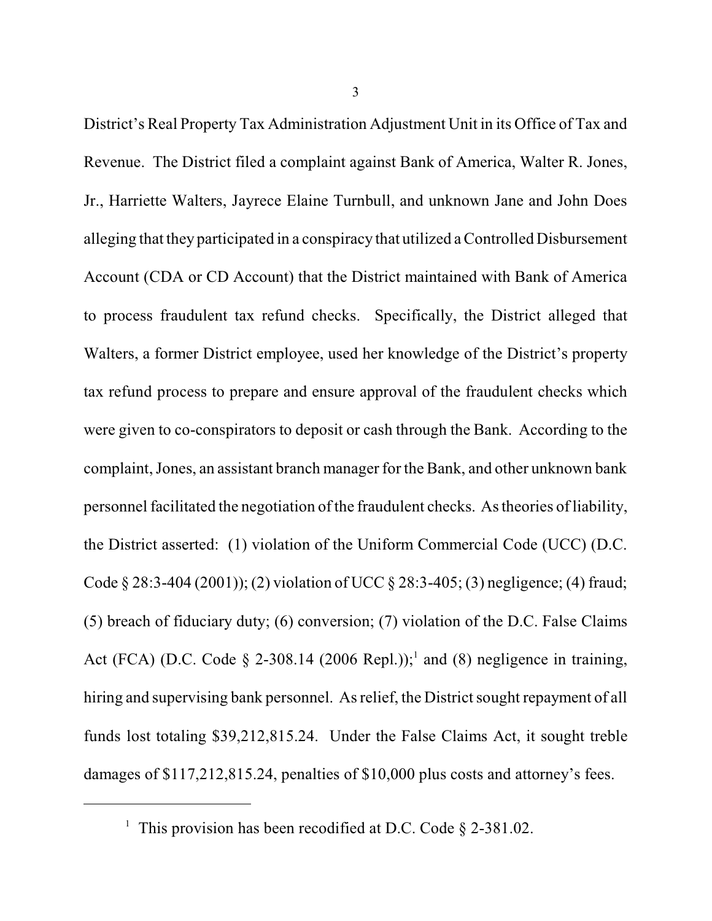District's Real Property Tax Administration Adjustment Unit in its Office of Tax and Revenue. The District filed a complaint against Bank of America, Walter R. Jones, Jr., Harriette Walters, Jayrece Elaine Turnbull, and unknown Jane and John Does alleging that they participated in a conspiracy that utilized a Controlled Disbursement Account (CDA or CD Account) that the District maintained with Bank of America to process fraudulent tax refund checks. Specifically, the District alleged that Walters, a former District employee, used her knowledge of the District's property tax refund process to prepare and ensure approval of the fraudulent checks which were given to co-conspirators to deposit or cash through the Bank. According to the complaint, Jones, an assistant branch manager for the Bank, and other unknown bank personnel facilitated the negotiation of the fraudulent checks. As theories of liability, the District asserted: (1) violation of the Uniform Commercial Code (UCC) (D.C. Code § 28:3-404 (2001)); (2) violation of UCC § 28:3-405; (3) negligence; (4) fraud; (5) breach of fiduciary duty; (6) conversion; (7) violation of the D.C. False Claims Act (FCA) (D.C. Code § 2-308.14 (2006 Repl.));[1] and (8) negligence in training, hiring and supervising bank personnel. As relief, the District sought repayment of all funds lost totaling $39,212,815.24. Under the False Claims Act, it sought treble damages of $117,212,815.24, penalties of $10,000 plus costs and attorney's fees.

[1] This provision has been recodified at D.C. Code § 2-381.02.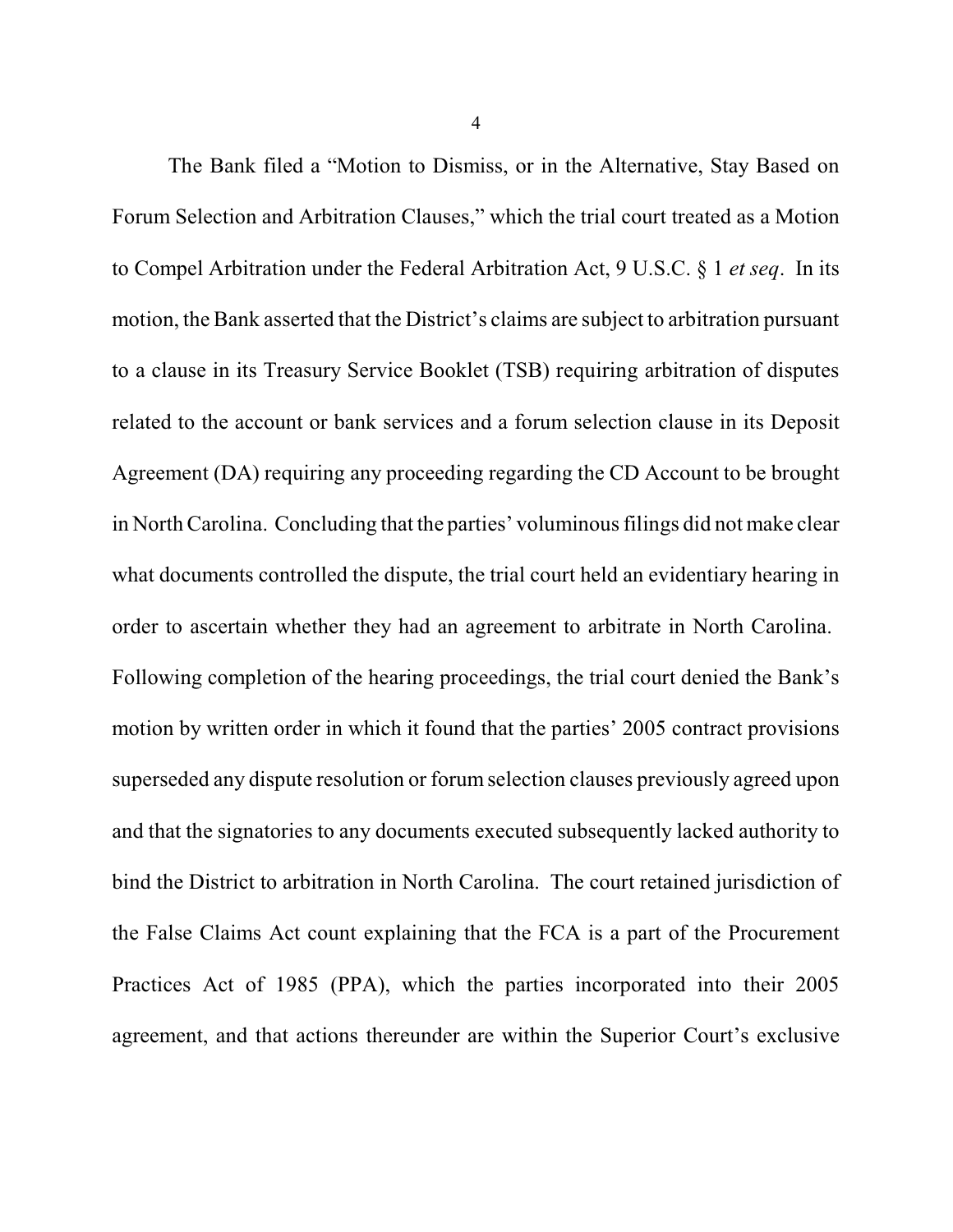The Bank filed a "Motion to Dismiss, or in the Alternative, Stay Based on Forum Selection and Arbitration Clauses," which the trial court treated as a Motion to Compel Arbitration under the Federal Arbitration Act, 9 U.S.C. § 1 *et seq*. In its motion, the Bank asserted that the District's claims are subject to arbitration pursuant to a clause in its Treasury Service Booklet (TSB) requiring arbitration of disputes related to the account or bank services and a forum selection clause in its Deposit Agreement (DA) requiring any proceeding regarding the CD Account to be brought in North Carolina. Concluding that the parties' voluminous filings did not make clear what documents controlled the dispute, the trial court held an evidentiary hearing in order to ascertain whether they had an agreement to arbitrate in North Carolina. Following completion of the hearing proceedings, the trial court denied the Bank's motion by written order in which it found that the parties' 2005 contract provisions superseded any dispute resolution or forum selection clauses previously agreed upon and that the signatories to any documents executed subsequently lacked authority to bind the District to arbitration in North Carolina. The court retained jurisdiction of the False Claims Act count explaining that the FCA is a part of the Procurement Practices Act of 1985 (PPA), which the parties incorporated into their 2005 agreement, and that actions thereunder are within the Superior Court's exclusive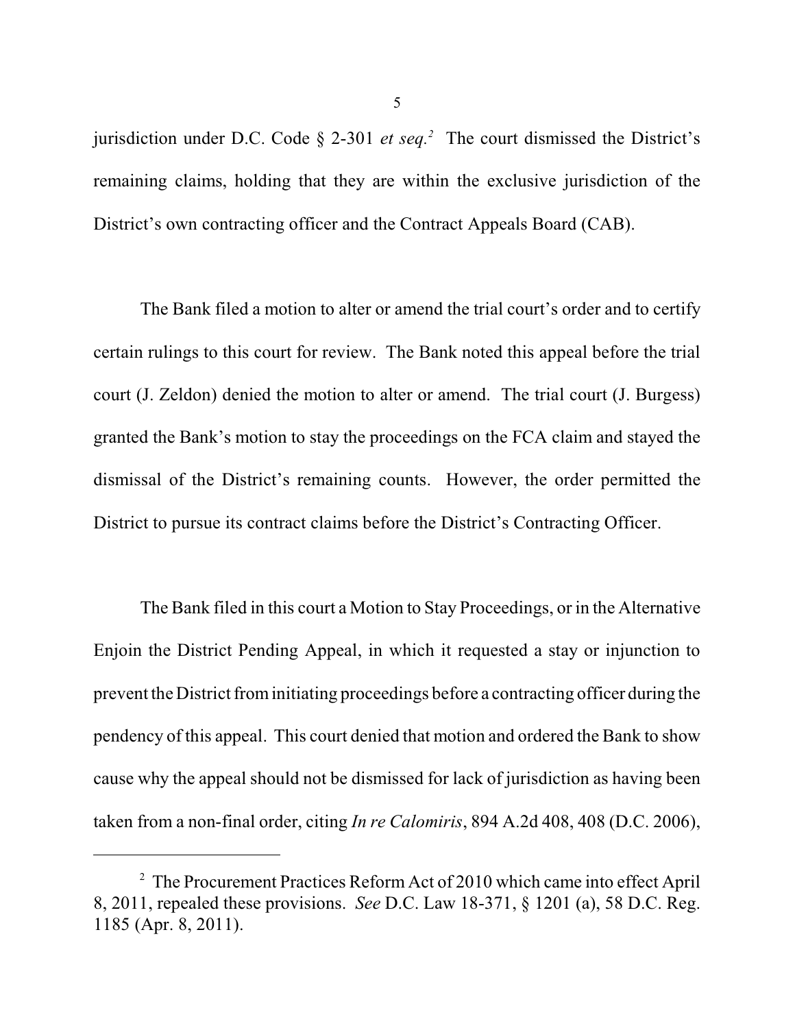jurisdiction under D.C. Code § 2-301 *et seq.*[2] The court dismissed the District's remaining claims, holding that they are within the exclusive jurisdiction of the District's own contracting officer and the Contract Appeals Board (CAB).

The Bank filed a motion to alter or amend the trial court's order and to certify certain rulings to this court for review. The Bank noted this appeal before the trial court (J. Zeldon) denied the motion to alter or amend. The trial court (J. Burgess) granted the Bank's motion to stay the proceedings on the FCA claim and stayed the dismissal of the District's remaining counts. However, the order permitted the District to pursue its contract claims before the District's Contracting Officer.

The Bank filed in this court a Motion to Stay Proceedings, or in the Alternative Enjoin the District Pending Appeal, in which it requested a stay or injunction to prevent the District from initiating proceedings before a contracting officer during the pendency of this appeal. This court denied that motion and ordered the Bank to show cause why the appeal should not be dismissed for lack of jurisdiction as having been taken from a non-final order, citing *In re Calomiris*, 894 A.2d 408, 408 (D.C. 2006),

---

[2] The Procurement Practices Reform Act of 2010 which came into effect April 8, 2011, repealed these provisions. *See* D.C. Law 18-371, § 1201 (a), 58 D.C. Reg. 1185 (Apr. 8, 2011).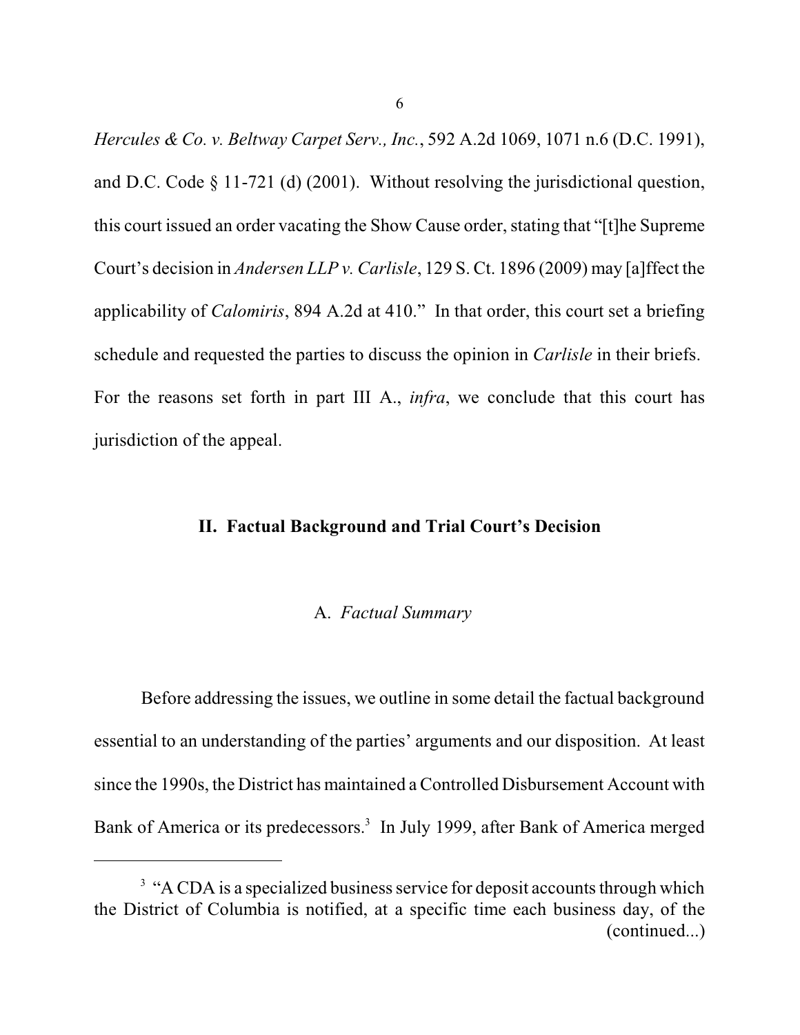*Hercules & Co. v. Beltway Carpet Serv., Inc.*, 592 A.2d 1069, 1071 n.6 (D.C. 1991), and D.C. Code § 11-721 (d) (2001). Without resolving the jurisdictional question, this court issued an order vacating the Show Cause order, stating that "[t]he Supreme Court's decision in *Andersen LLP v. Carlisle*, 129 S. Ct. 1896 (2009) may [a]ffect the applicability of *Calomiris*, 894 A.2d at 410." In that order, this court set a briefing schedule and requested the parties to discuss the opinion in *Carlisle* in their briefs. For the reasons set forth in part III A., *infra*, we conclude that this court has jurisdiction of the appeal.

## II. Factual Background and Trial Court's Decision

### A. *Factual Summary*

Before addressing the issues, we outline in some detail the factual background essential to an understanding of the parties' arguments and our disposition. At least since the 1990s, the District has maintained a Controlled Disbursement Account with Bank of America or its predecessors.[3] In July 1999, after Bank of America merged

---

[3] "A CDA is a specialized business service for deposit accounts through which the District of Columbia is notified, at a specific time each business day, of the (continued...)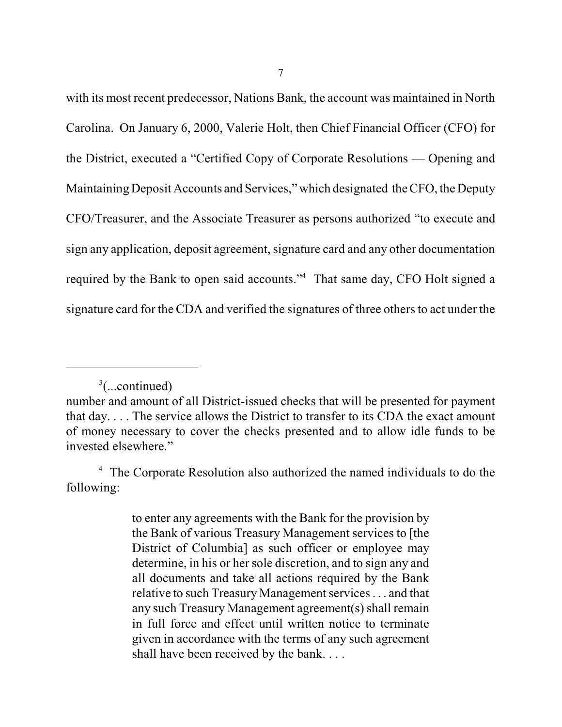with its most recent predecessor, Nations Bank, the account was maintained in North Carolina. On January 6, 2000, Valerie Holt, then Chief Financial Officer (CFO) for the District, executed a "Certified Copy of Corporate Resolutions — Opening and Maintaining Deposit Accounts and Services," which designated the CFO, the Deputy CFO/Treasurer, and the Associate Treasurer as persons authorized "to execute and sign any application, deposit agreement, signature card and any other documentation required by the Bank to open said accounts."[4] That same day, CFO Holt signed a signature card for the CDA and verified the signatures of three others to act under the

---

[3](...continued)
number and amount of all District-issued checks that will be presented for payment that day. . . . The service allows the District to transfer to its CDA the exact amount of money necessary to cover the checks presented and to allow idle funds to be invested elsewhere."

[4] The Corporate Resolution also authorized the named individuals to do the following:

> to enter any agreements with the Bank for the provision by the Bank of various Treasury Management services to [the District of Columbia] as such officer or employee may determine, in his or her sole discretion, and to sign any and all documents and take all actions required by the Bank relative to such Treasury Management services . . . and that any such Treasury Management agreement(s) shall remain in full force and effect until written notice to terminate given in accordance with the terms of any such agreement shall have been received by the bank. . . .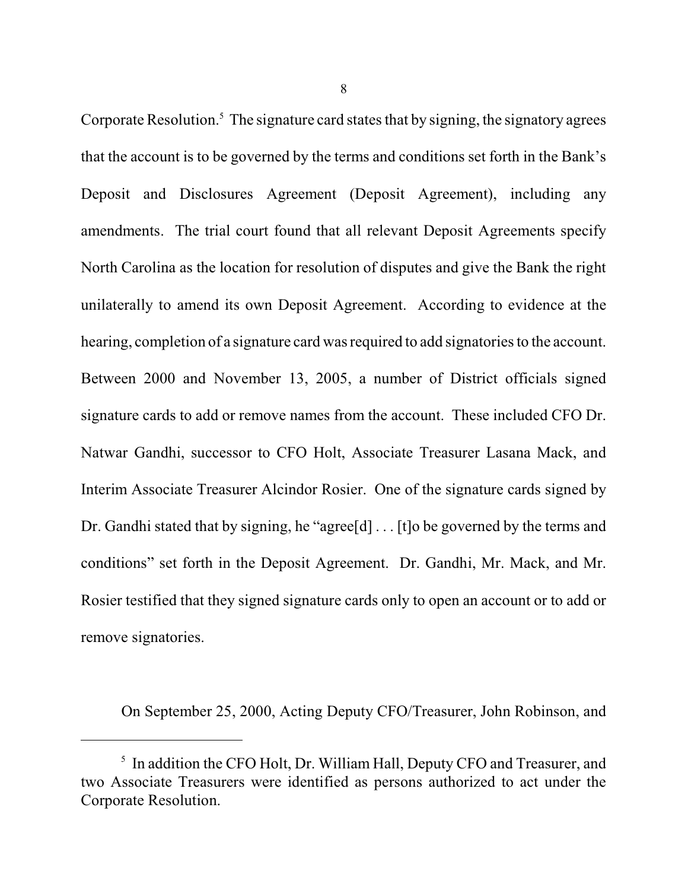Corporate Resolution.[5] The signature card states that by signing, the signatory agrees that the account is to be governed by the terms and conditions set forth in the Bank's Deposit and Disclosures Agreement (Deposit Agreement), including any amendments. The trial court found that all relevant Deposit Agreements specify North Carolina as the location for resolution of disputes and give the Bank the right unilaterally to amend its own Deposit Agreement. According to evidence at the hearing, completion of a signature card was required to add signatories to the account. Between 2000 and November 13, 2005, a number of District officials signed signature cards to add or remove names from the account. These included CFO Dr. Natwar Gandhi, successor to CFO Holt, Associate Treasurer Lasana Mack, and Interim Associate Treasurer Alcindor Rosier. One of the signature cards signed by Dr. Gandhi stated that by signing, he "agree[d] . . . [t]o be governed by the terms and conditions" set forth in the Deposit Agreement. Dr. Gandhi, Mr. Mack, and Mr. Rosier testified that they signed signature cards only to open an account or to add or remove signatories.

On September 25, 2000, Acting Deputy CFO/Treasurer, John Robinson, and

---

[5] In addition the CFO Holt, Dr. William Hall, Deputy CFO and Treasurer, and two Associate Treasurers were identified as persons authorized to act under the Corporate Resolution.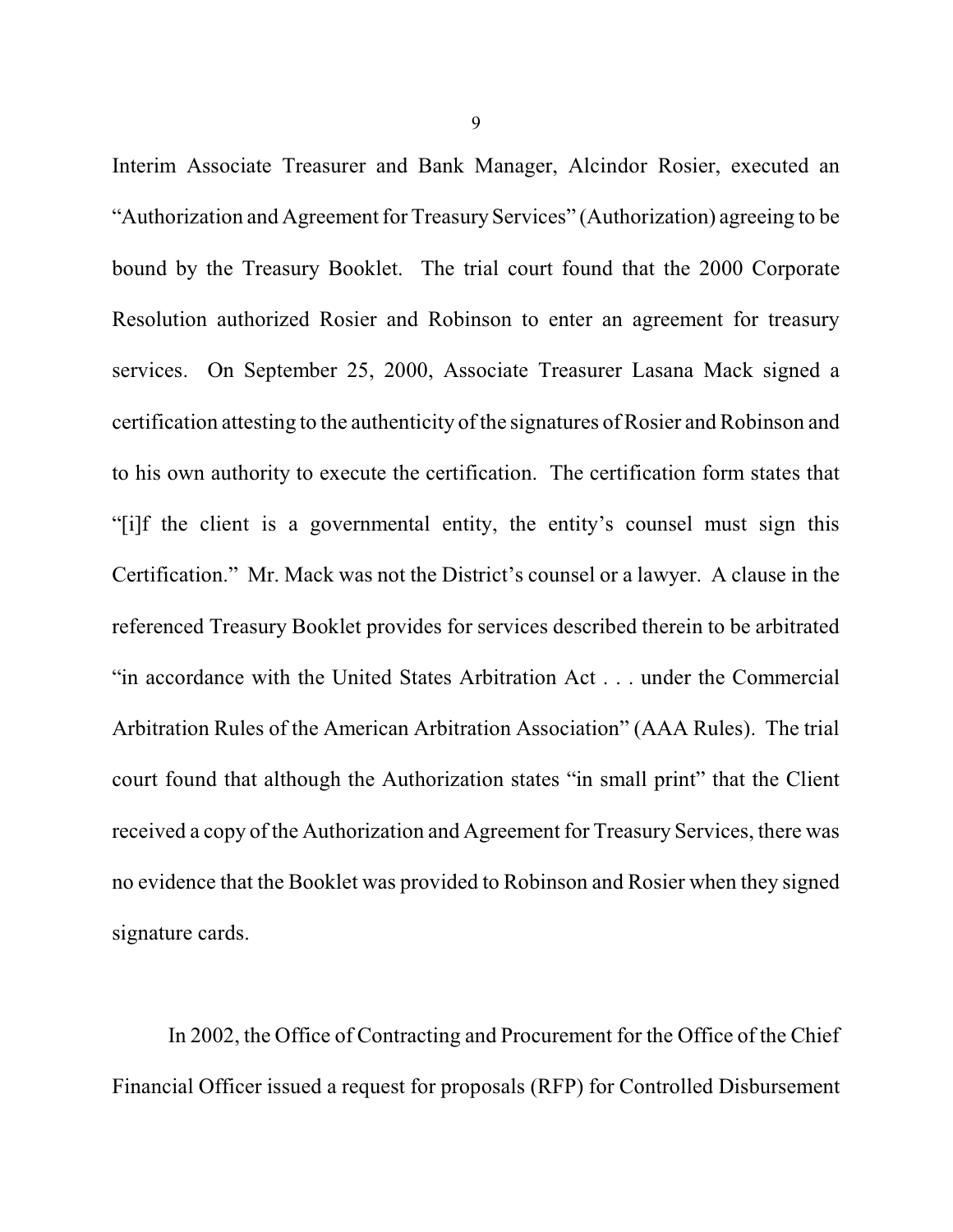Interim Associate Treasurer and Bank Manager, Alcindor Rosier, executed an "Authorization and Agreement for Treasury Services" (Authorization) agreeing to be bound by the Treasury Booklet. The trial court found that the 2000 Corporate Resolution authorized Rosier and Robinson to enter an agreement for treasury services. On September 25, 2000, Associate Treasurer Lasana Mack signed a certification attesting to the authenticity of the signatures of Rosier and Robinson and to his own authority to execute the certification. The certification form states that "[i]f the client is a governmental entity, the entity's counsel must sign this Certification." Mr. Mack was not the District's counsel or a lawyer. A clause in the referenced Treasury Booklet provides for services described therein to be arbitrated "in accordance with the United States Arbitration Act . . . under the Commercial Arbitration Rules of the American Arbitration Association" (AAA Rules). The trial court found that although the Authorization states "in small print" that the Client received a copy of the Authorization and Agreement for Treasury Services, there was no evidence that the Booklet was provided to Robinson and Rosier when they signed signature cards.

In 2002, the Office of Contracting and Procurement for the Office of the Chief Financial Officer issued a request for proposals (RFP) for Controlled Disbursement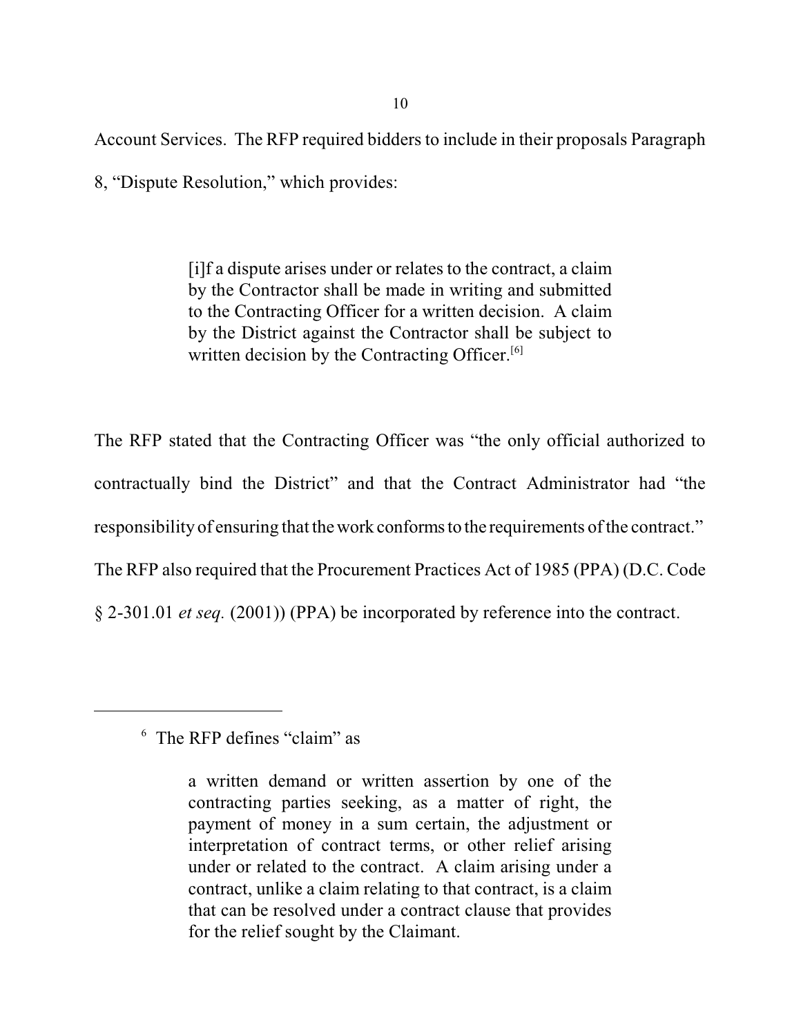Account Services. The RFP required bidders to include in their proposals Paragraph 8, "Dispute Resolution," which provides:

> [i]f a dispute arises under or relates to the contract, a claim by the Contractor shall be made in writing and submitted to the Contracting Officer for a written decision. A claim by the District against the Contractor shall be subject to written decision by the Contracting Officer.[6]

The RFP stated that the Contracting Officer was "the only official authorized to contractually bind the District" and that the Contract Administrator had "the responsibility of ensuring that the work conforms to the requirements of the contract." The RFP also required that the Procurement Practices Act of 1985 (PPA) (D.C. Code § 2-301.01 *et seq.* (2001)) (PPA) be incorporated by reference into the contract.

---

[6] The RFP defines "claim" as

> a written demand or written assertion by one of the contracting parties seeking, as a matter of right, the payment of money in a sum certain, the adjustment or interpretation of contract terms, or other relief arising under or related to the contract. A claim arising under a contract, unlike a claim relating to that contract, is a claim that can be resolved under a contract clause that provides for the relief sought by the Claimant.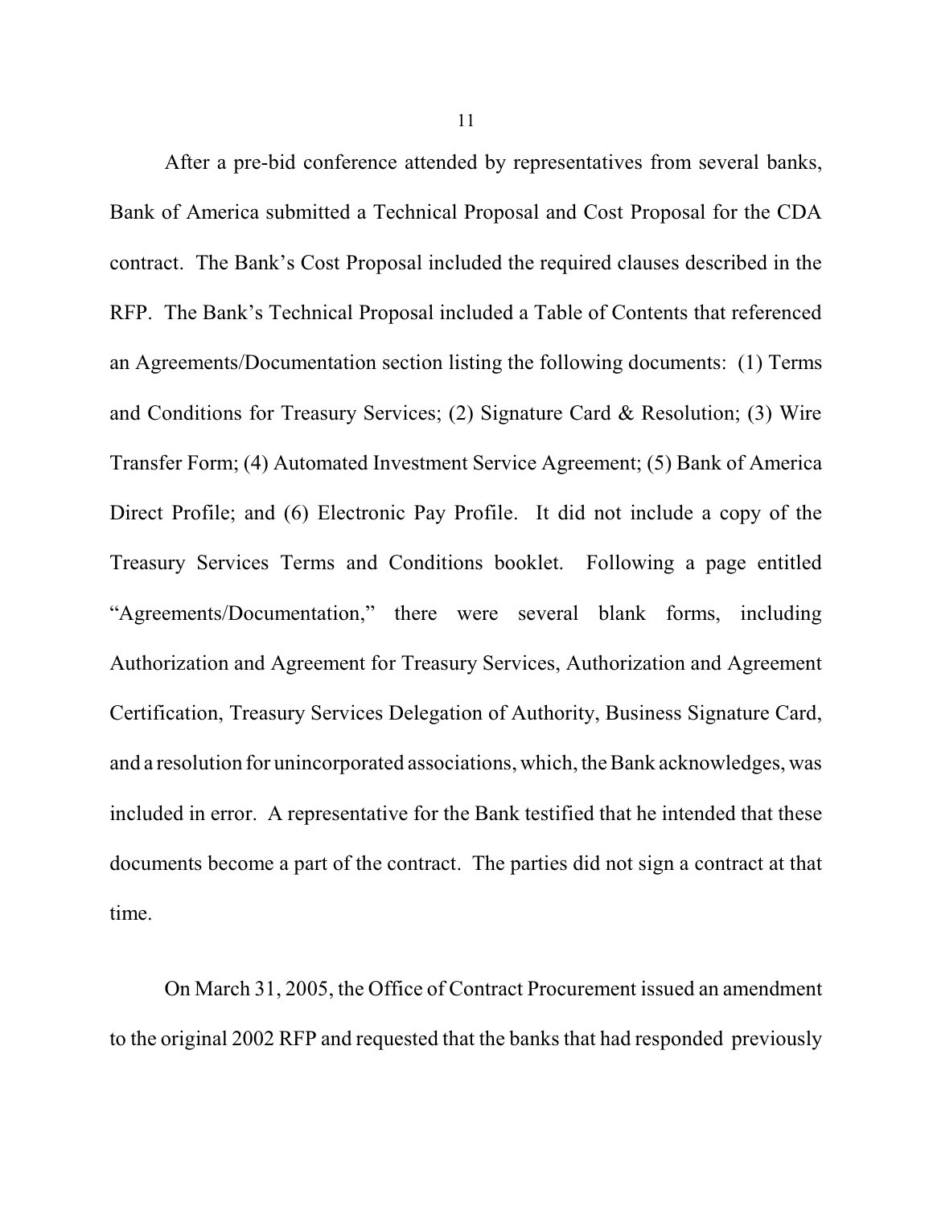After a pre-bid conference attended by representatives from several banks, Bank of America submitted a Technical Proposal and Cost Proposal for the CDA contract. The Bank's Cost Proposal included the required clauses described in the RFP. The Bank's Technical Proposal included a Table of Contents that referenced an Agreements/Documentation section listing the following documents: (1) Terms and Conditions for Treasury Services; (2) Signature Card & Resolution; (3) Wire Transfer Form; (4) Automated Investment Service Agreement; (5) Bank of America Direct Profile; and (6) Electronic Pay Profile. It did not include a copy of the Treasury Services Terms and Conditions booklet. Following a page entitled "Agreements/Documentation," there were several blank forms, including Authorization and Agreement for Treasury Services, Authorization and Agreement Certification, Treasury Services Delegation of Authority, Business Signature Card, and a resolution for unincorporated associations, which, the Bank acknowledges, was included in error. A representative for the Bank testified that he intended that these documents become a part of the contract. The parties did not sign a contract at that time.

On March 31, 2005, the Office of Contract Procurement issued an amendment to the original 2002 RFP and requested that the banks that had responded previously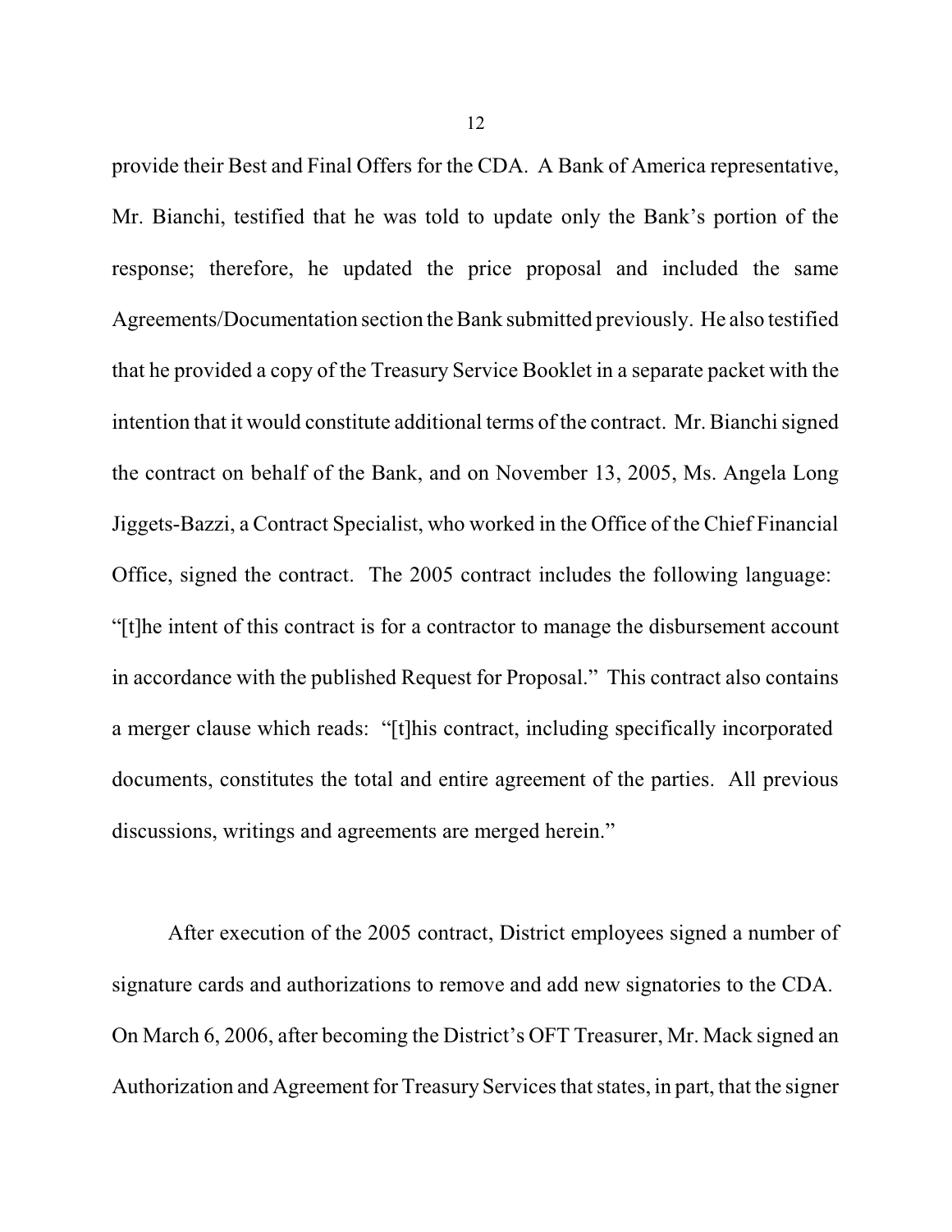provide their Best and Final Offers for the CDA. A Bank of America representative, Mr. Bianchi, testified that he was told to update only the Bank's portion of the response; therefore, he updated the price proposal and included the same Agreements/Documentation section the Bank submitted previously. He also testified that he provided a copy of the Treasury Service Booklet in a separate packet with the intention that it would constitute additional terms of the contract. Mr. Bianchi signed the contract on behalf of the Bank, and on November 13, 2005, Ms. Angela Long Jiggets-Bazzi, a Contract Specialist, who worked in the Office of the Chief Financial Office, signed the contract. The 2005 contract includes the following language: "[t]he intent of this contract is for a contractor to manage the disbursement account in accordance with the published Request for Proposal." This contract also contains a merger clause which reads: "[t]his contract, including specifically incorporated documents, constitutes the total and entire agreement of the parties. All previous discussions, writings and agreements are merged herein."

After execution of the 2005 contract, District employees signed a number of signature cards and authorizations to remove and add new signatories to the CDA. On March 6, 2006, after becoming the District's OFT Treasurer, Mr. Mack signed an Authorization and Agreement for Treasury Services that states, in part, that the signer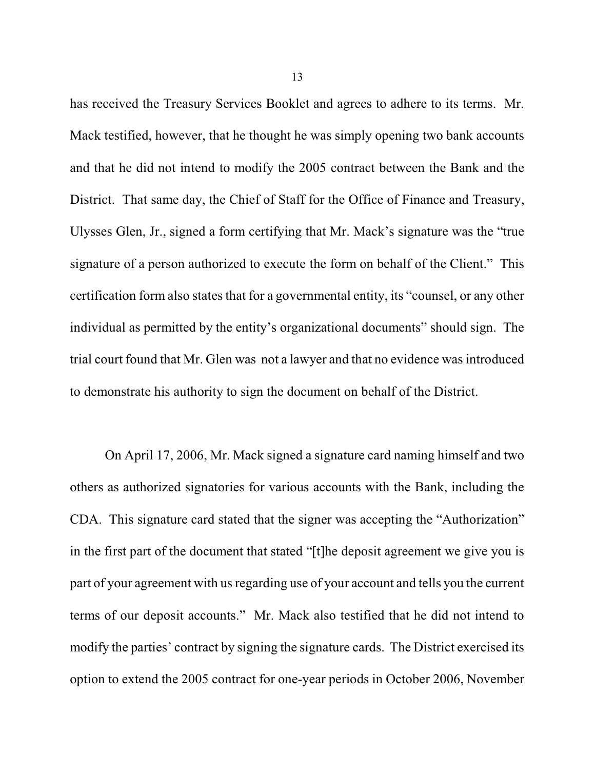has received the Treasury Services Booklet and agrees to adhere to its terms. Mr. Mack testified, however, that he thought he was simply opening two bank accounts and that he did not intend to modify the 2005 contract between the Bank and the District. That same day, the Chief of Staff for the Office of Finance and Treasury, Ulysses Glen, Jr., signed a form certifying that Mr. Mack's signature was the "true signature of a person authorized to execute the form on behalf of the Client." This certification form also states that for a governmental entity, its "counsel, or any other individual as permitted by the entity's organizational documents" should sign. The trial court found that Mr. Glen was not a lawyer and that no evidence was introduced to demonstrate his authority to sign the document on behalf of the District.

On April 17, 2006, Mr. Mack signed a signature card naming himself and two others as authorized signatories for various accounts with the Bank, including the CDA. This signature card stated that the signer was accepting the "Authorization" in the first part of the document that stated "[t]he deposit agreement we give you is part of your agreement with us regarding use of your account and tells you the current terms of our deposit accounts." Mr. Mack also testified that he did not intend to modify the parties' contract by signing the signature cards. The District exercised its option to extend the 2005 contract for one-year periods in October 2006, November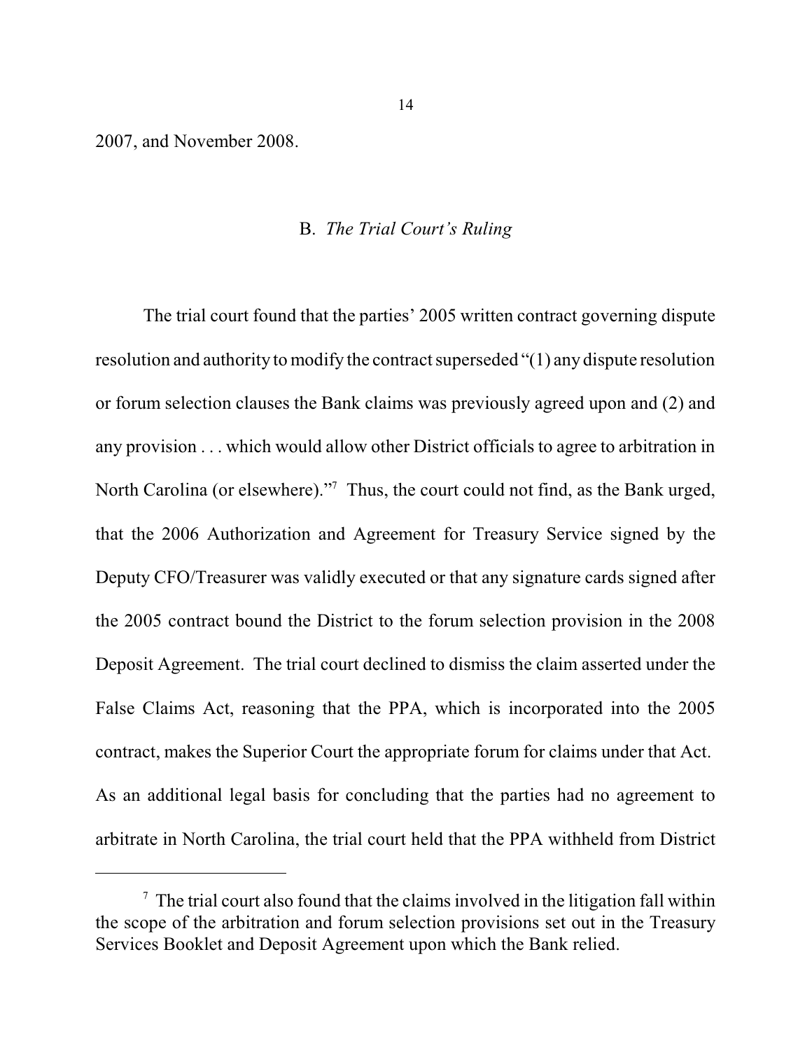2007, and November 2008.

### B. *The Trial Court's Ruling*

The trial court found that the parties' 2005 written contract governing dispute resolution and authority to modify the contract superseded "(1) any dispute resolution or forum selection clauses the Bank claims was previously agreed upon and (2) and any provision . . . which would allow other District officials to agree to arbitration in North Carolina (or elsewhere)."[7] Thus, the court could not find, as the Bank urged, that the 2006 Authorization and Agreement for Treasury Service signed by the Deputy CFO/Treasurer was validly executed or that any signature cards signed after the 2005 contract bound the District to the forum selection provision in the 2008 Deposit Agreement. The trial court declined to dismiss the claim asserted under the False Claims Act, reasoning that the PPA, which is incorporated into the 2005 contract, makes the Superior Court the appropriate forum for claims under that Act. As an additional legal basis for concluding that the parties had no agreement to arbitrate in North Carolina, the trial court held that the PPA withheld from District

---

[7] The trial court also found that the claims involved in the litigation fall within the scope of the arbitration and forum selection provisions set out in the Treasury Services Booklet and Deposit Agreement upon which the Bank relied.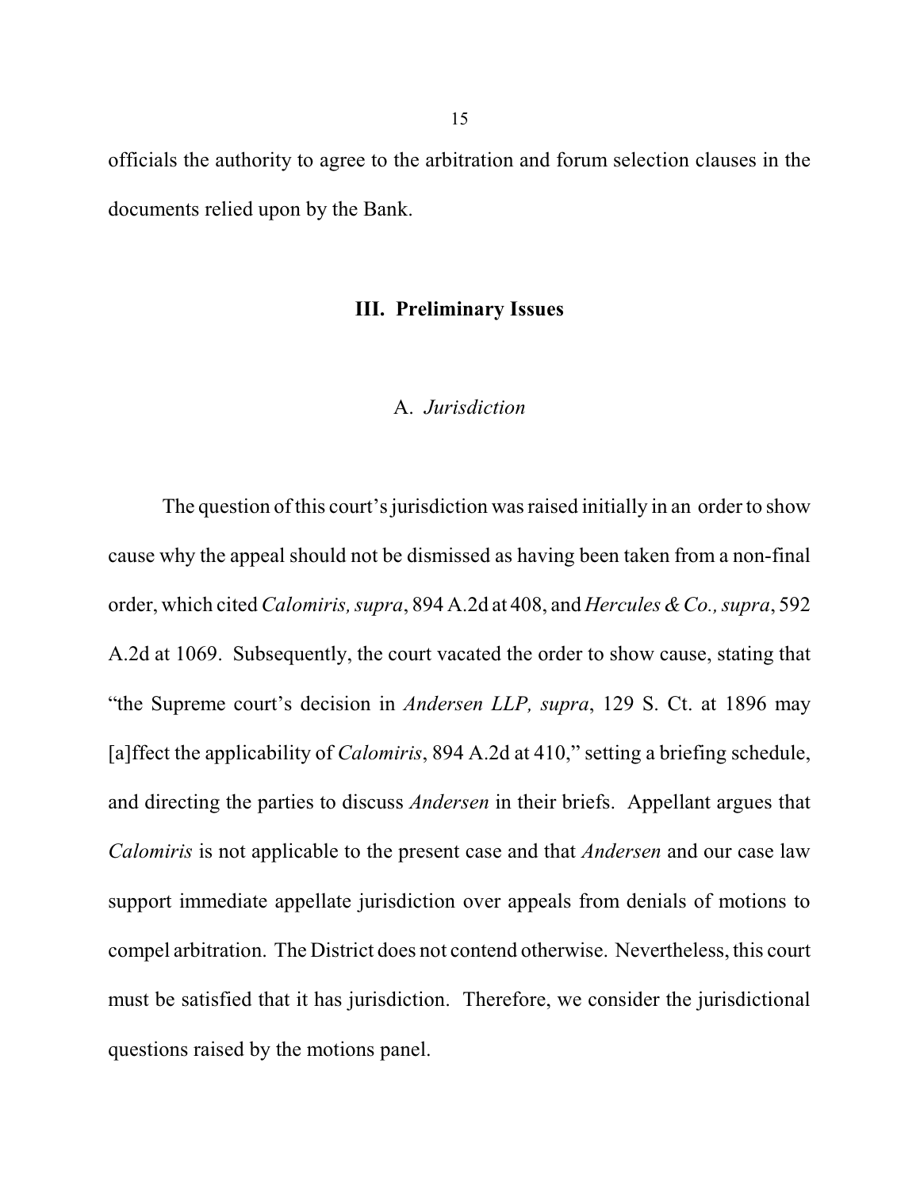officials the authority to agree to the arbitration and forum selection clauses in the documents relied upon by the Bank.

## III. Preliminary Issues

### A. *Jurisdiction*

The question of this court's jurisdiction was raised initially in an order to show cause why the appeal should not be dismissed as having been taken from a non-final order, which cited *Calomiris, supra*, 894 A.2d at 408, and *Hercules & Co., supra*, 592 A.2d at 1069. Subsequently, the court vacated the order to show cause, stating that "the Supreme court's decision in *Andersen LLP, supra*, 129 S. Ct. at 1896 may [a]ffect the applicability of *Calomiris*, 894 A.2d at 410," setting a briefing schedule, and directing the parties to discuss *Andersen* in their briefs. Appellant argues that *Calomiris* is not applicable to the present case and that *Andersen* and our case law support immediate appellate jurisdiction over appeals from denials of motions to compel arbitration. The District does not contend otherwise. Nevertheless, this court must be satisfied that it has jurisdiction. Therefore, we consider the jurisdictional questions raised by the motions panel.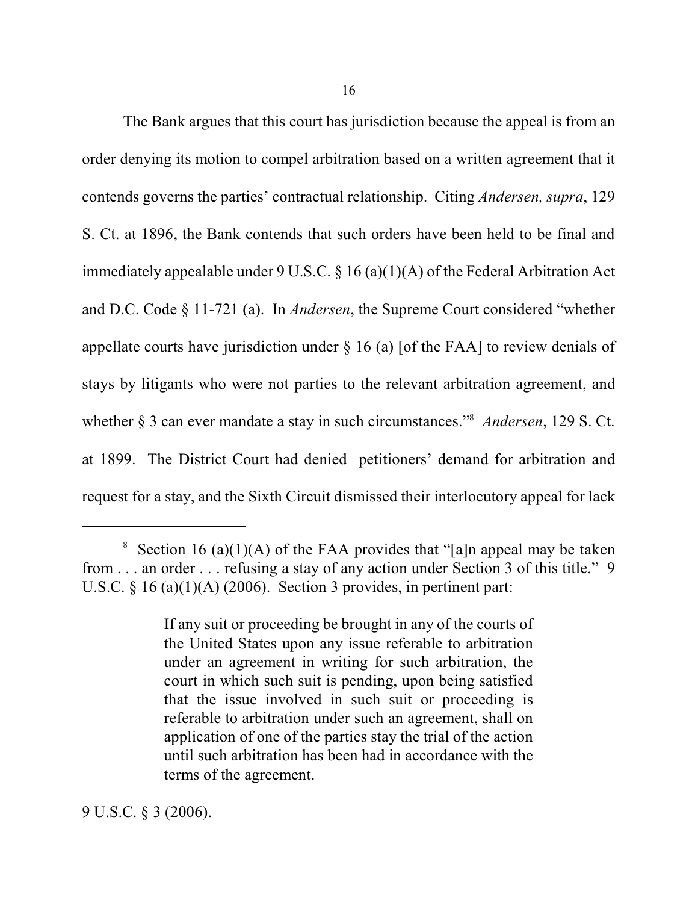The Bank argues that this court has jurisdiction because the appeal is from an order denying its motion to compel arbitration based on a written agreement that it contends governs the parties' contractual relationship. Citing *Andersen, supra*, 129 S. Ct. at 1896, the Bank contends that such orders have been held to be final and immediately appealable under 9 U.S.C. § 16 (a)(1)(A) of the Federal Arbitration Act and D.C. Code § 11-721 (a). In *Andersen*, the Supreme Court considered "whether appellate courts have jurisdiction under § 16 (a) [of the FAA] to review denials of stays by litigants who were not parties to the relevant arbitration agreement, and whether § 3 can ever mandate a stay in such circumstances."[8] *Andersen*, 129 S. Ct. at 1899. The District Court had denied petitioners' demand for arbitration and request for a stay, and the Sixth Circuit dismissed their interlocutory appeal for lack

---

[8] Section 16 (a)(1)(A) of the FAA provides that "[a]n appeal may be taken from . . . an order . . . refusing a stay of any action under Section 3 of this title." 9 U.S.C. § 16 (a)(1)(A) (2006). Section 3 provides, in pertinent part:

> If any suit or proceeding be brought in any of the courts of the United States upon any issue referable to arbitration under an agreement in writing for such arbitration, the court in which such suit is pending, upon being satisfied that the issue involved in such suit or proceeding is referable to arbitration under such an agreement, shall on application of one of the parties stay the trial of the action until such arbitration has been had in accordance with the terms of the agreement.

9 U.S.C. § 3 (2006).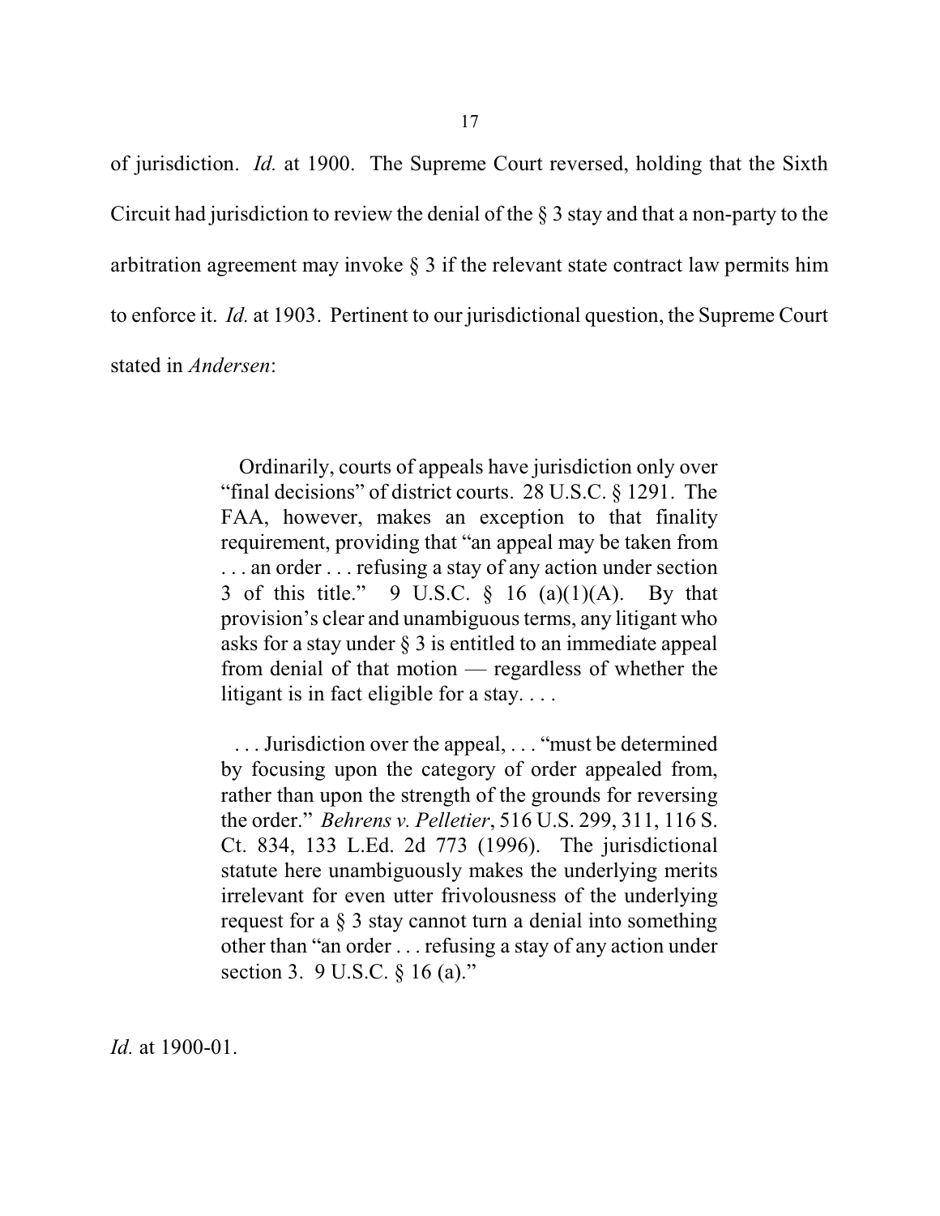of jurisdiction. *Id.* at 1900. The Supreme Court reversed, holding that the Sixth Circuit had jurisdiction to review the denial of the § 3 stay and that a non-party to the arbitration agreement may invoke § 3 if the relevant state contract law permits him to enforce it. *Id.* at 1903. Pertinent to our jurisdictional question, the Supreme Court stated in *Andersen*:

> Ordinarily, courts of appeals have jurisdiction only over "final decisions" of district courts. 28 U.S.C. § 1291. The FAA, however, makes an exception to that finality requirement, providing that "an appeal may be taken from . . . an order . . . refusing a stay of any action under section 3 of this title." 9 U.S.C. § 16 (a)(1)(A). By that provision's clear and unambiguous terms, any litigant who asks for a stay under § 3 is entitled to an immediate appeal from denial of that motion — regardless of whether the litigant is in fact eligible for a stay. . . .
>
> . . . Jurisdiction over the appeal, . . . "must be determined by focusing upon the category of order appealed from, rather than upon the strength of the grounds for reversing the order." *Behrens v. Pelletier*, 516 U.S. 299, 311, 116 S. Ct. 834, 133 L.Ed. 2d 773 (1996). The jurisdictional statute here unambiguously makes the underlying merits irrelevant for even utter frivolousness of the underlying request for a § 3 stay cannot turn a denial into something other than "an order . . . refusing a stay of any action under section 3. 9 U.S.C. § 16 (a)."

*Id.* at 1900-01.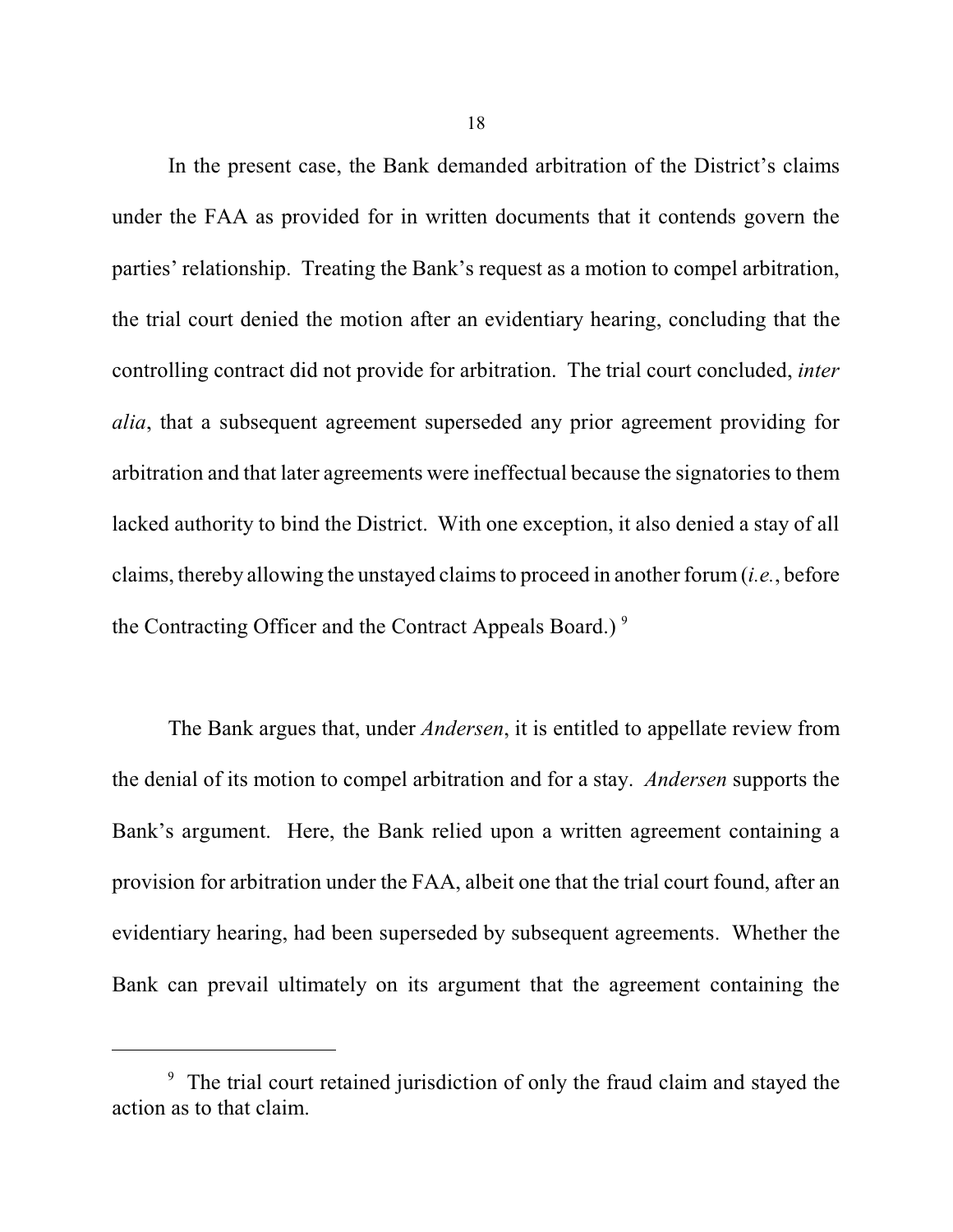In the present case, the Bank demanded arbitration of the District's claims under the FAA as provided for in written documents that it contends govern the parties' relationship. Treating the Bank's request as a motion to compel arbitration, the trial court denied the motion after an evidentiary hearing, concluding that the controlling contract did not provide for arbitration. The trial court concluded, *inter alia*, that a subsequent agreement superseded any prior agreement providing for arbitration and that later agreements were ineffectual because the signatories to them lacked authority to bind the District. With one exception, it also denied a stay of all claims, thereby allowing the unstayed claims to proceed in another forum (*i.e.*, before the Contracting Officer and the Contract Appeals Board.) [9]

The Bank argues that, under *Andersen*, it is entitled to appellate review from the denial of its motion to compel arbitration and for a stay. *Andersen* supports the Bank's argument. Here, the Bank relied upon a written agreement containing a provision for arbitration under the FAA, albeit one that the trial court found, after an evidentiary hearing, had been superseded by subsequent agreements. Whether the Bank can prevail ultimately on its argument that the agreement containing the

---

[9] The trial court retained jurisdiction of only the fraud claim and stayed the action as to that claim.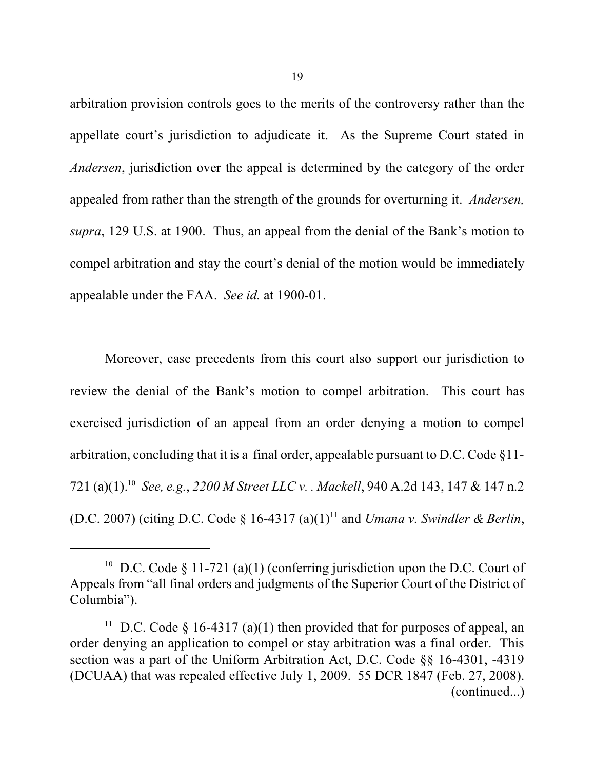arbitration provision controls goes to the merits of the controversy rather than the appellate court's jurisdiction to adjudicate it. As the Supreme Court stated in *Andersen*, jurisdiction over the appeal is determined by the category of the order appealed from rather than the strength of the grounds for overturning it. *Andersen, supra*, 129 U.S. at 1900. Thus, an appeal from the denial of the Bank's motion to compel arbitration and stay the court's denial of the motion would be immediately appealable under the FAA. *See id.* at 1900-01.

Moreover, case precedents from this court also support our jurisdiction to review the denial of the Bank's motion to compel arbitration. This court has exercised jurisdiction of an appeal from an order denying a motion to compel arbitration, concluding that it is a final order, appealable pursuant to D.C. Code §11-721 (a)(1).[10] *See, e.g.*, *2200 M Street LLC v. . Mackell*, 940 A.2d 143, 147 & 147 n.2 (D.C. 2007) (citing D.C. Code § 16-4317 (a)(1)[11] and *Umana v. Swindler & Berlin*,

---

[10] D.C. Code § 11-721 (a)(1) (conferring jurisdiction upon the D.C. Court of Appeals from "all final orders and judgments of the Superior Court of the District of Columbia").

[11] D.C. Code § 16-4317 (a)(1) then provided that for purposes of appeal, an order denying an application to compel or stay arbitration was a final order. This section was a part of the Uniform Arbitration Act, D.C. Code §§ 16-4301, -4319 (DCUAA) that was repealed effective July 1, 2009. 55 DCR 1847 (Feb. 27, 2008).
(continued...)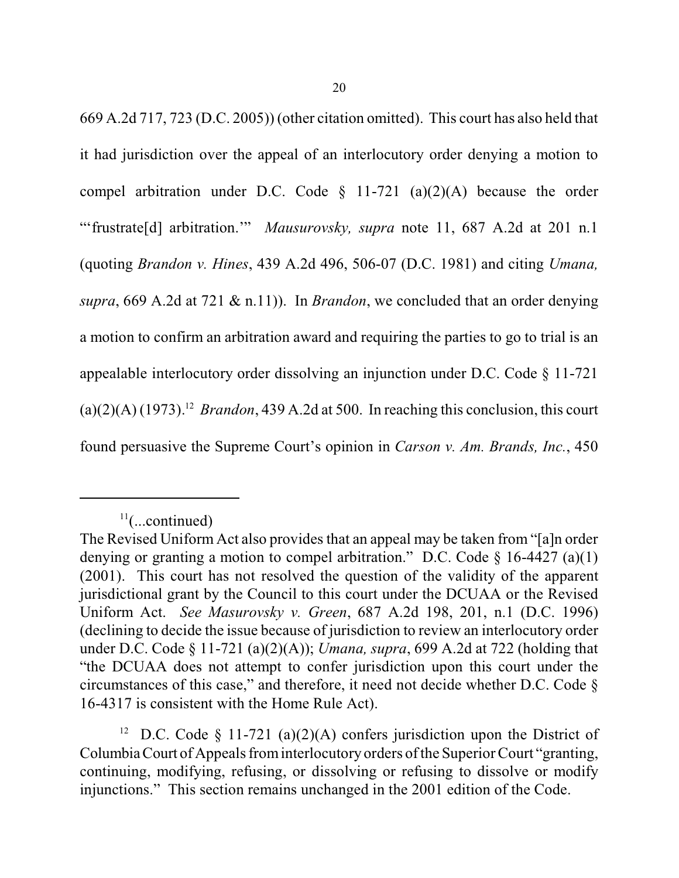669 A.2d 717, 723 (D.C. 2005)) (other citation omitted). This court has also held that it had jurisdiction over the appeal of an interlocutory order denying a motion to compel arbitration under D.C. Code § 11-721 (a)(2)(A) because the order "'frustrate[d] arbitration.'" *Mausurovsky, supra* note 11, 687 A.2d at 201 n.1 (quoting *Brandon v. Hines*, 439 A.2d 496, 506-07 (D.C. 1981) and citing *Umana, supra*, 669 A.2d at 721 & n.11)). In *Brandon*, we concluded that an order denying a motion to confirm an arbitration award and requiring the parties to go to trial is an appealable interlocutory order dissolving an injunction under D.C. Code § 11-721 (a)(2)(A) (1973).[12] *Brandon*, 439 A.2d at 500. In reaching this conclusion, this court found persuasive the Supreme Court's opinion in *Carson v. Am. Brands, Inc.*, 450

---

[11](...continued)
The Revised Uniform Act also provides that an appeal may be taken from "[a]n order denying or granting a motion to compel arbitration." D.C. Code § 16-4427 (a)(1) (2001). This court has not resolved the question of the validity of the apparent jurisdictional grant by the Council to this court under the DCUAA or the Revised Uniform Act. *See Masurovsky v. Green*, 687 A.2d 198, 201, n.1 (D.C. 1996) (declining to decide the issue because of jurisdiction to review an interlocutory order under D.C. Code § 11-721 (a)(2)(A)); *Umana, supra*, 699 A.2d at 722 (holding that "the DCUAA does not attempt to confer jurisdiction upon this court under the circumstances of this case," and therefore, it need not decide whether D.C. Code § 16-4317 is consistent with the Home Rule Act).

[12] D.C. Code § 11-721 (a)(2)(A) confers jurisdiction upon the District of Columbia Court of Appeals from interlocutory orders of the Superior Court "granting, continuing, modifying, refusing, or dissolving or refusing to dissolve or modify injunctions." This section remains unchanged in the 2001 edition of the Code.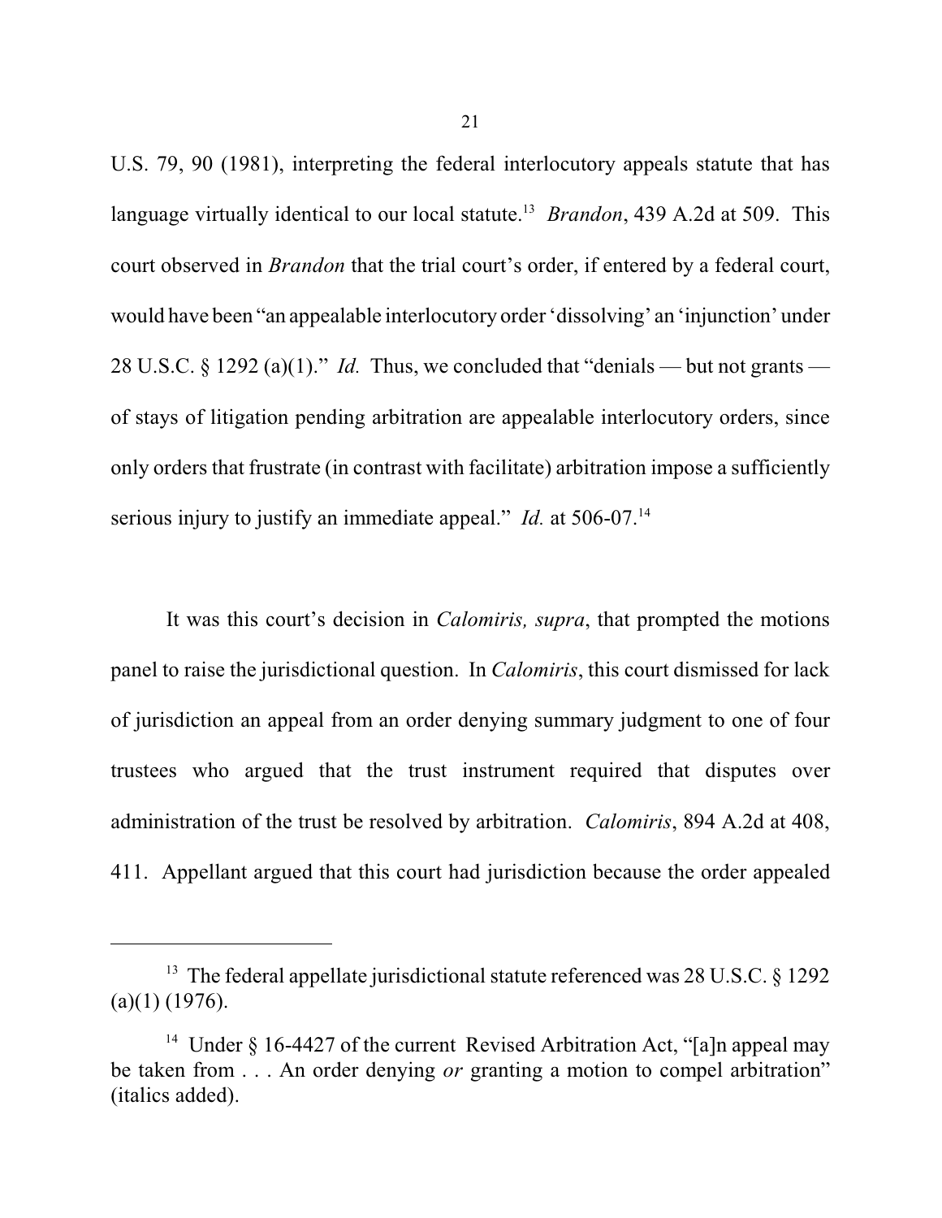U.S. 79, 90 (1981), interpreting the federal interlocutory appeals statute that has language virtually identical to our local statute.[13] *Brandon*, 439 A.2d at 509. This court observed in *Brandon* that the trial court's order, if entered by a federal court, would have been "an appealable interlocutory order 'dissolving' an 'injunction' under 28 U.S.C. § 1292 (a)(1)." *Id.* Thus, we concluded that "denials — but not grants — of stays of litigation pending arbitration are appealable interlocutory orders, since only orders that frustrate (in contrast with facilitate) arbitration impose a sufficiently serious injury to justify an immediate appeal." *Id.* at 506-07.[14]

It was this court's decision in *Calomiris, supra*, that prompted the motions panel to raise the jurisdictional question. In *Calomiris*, this court dismissed for lack of jurisdiction an appeal from an order denying summary judgment to one of four trustees who argued that the trust instrument required that disputes over administration of the trust be resolved by arbitration. *Calomiris*, 894 A.2d at 408, 411. Appellant argued that this court had jurisdiction because the order appealed

---

[13] The federal appellate jurisdictional statute referenced was 28 U.S.C. § 1292 (a)(1) (1976).

[14] Under § 16-4427 of the current Revised Arbitration Act, "[a]n appeal may be taken from . . . An order denying *or* granting a motion to compel arbitration" (italics added).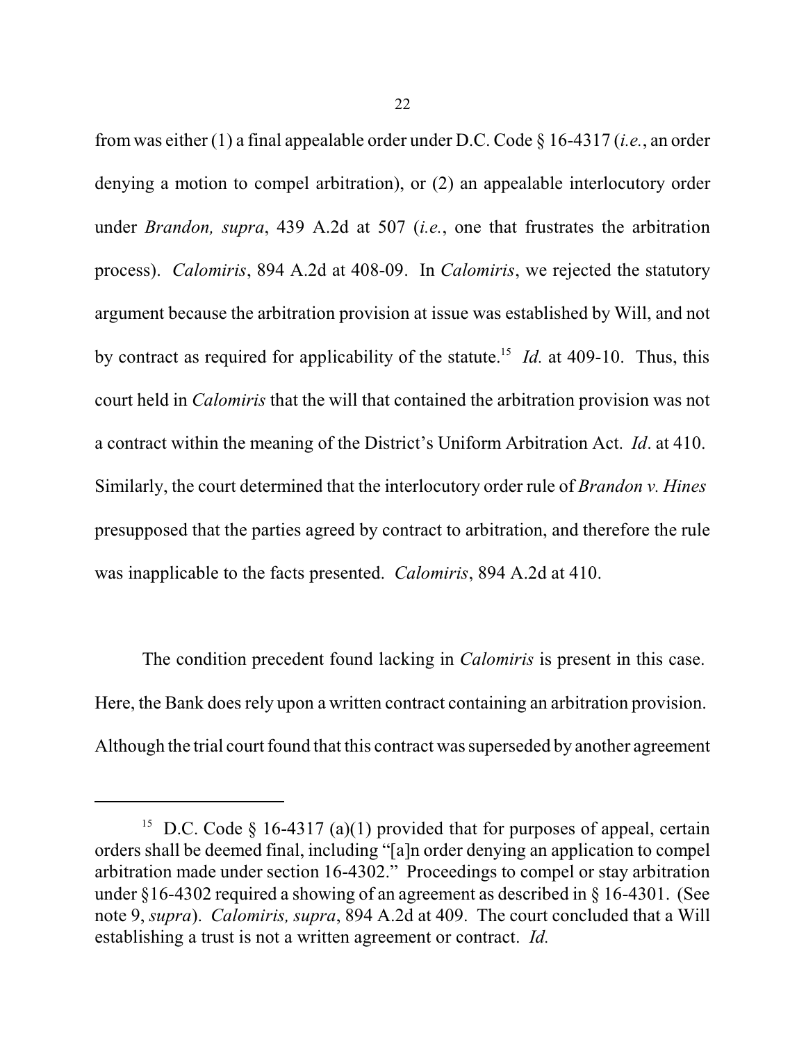from was either (1) a final appealable order under D.C. Code § 16-4317 (*i.e.*, an order denying a motion to compel arbitration), or (2) an appealable interlocutory order under *Brandon, supra*, 439 A.2d at 507 (*i.e.*, one that frustrates the arbitration process). *Calomiris*, 894 A.2d at 408-09. In *Calomiris*, we rejected the statutory argument because the arbitration provision at issue was established by Will, and not by contract as required for applicability of the statute.[15] *Id.* at 409-10. Thus, this court held in *Calomiris* that the will that contained the arbitration provision was not a contract within the meaning of the District's Uniform Arbitration Act. *Id*. at 410. Similarly, the court determined that the interlocutory order rule of *Brandon v. Hines* presupposed that the parties agreed by contract to arbitration, and therefore the rule was inapplicable to the facts presented. *Calomiris*, 894 A.2d at 410.

The condition precedent found lacking in *Calomiris* is present in this case. Here, the Bank does rely upon a written contract containing an arbitration provision. Although the trial court found that this contract was superseded by another agreement

---

[15] D.C. Code § 16-4317 (a)(1) provided that for purposes of appeal, certain orders shall be deemed final, including "[a]n order denying an application to compel arbitration made under section 16-4302." Proceedings to compel or stay arbitration under §16-4302 required a showing of an agreement as described in § 16-4301. (See note 9, *supra*). *Calomiris, supra*, 894 A.2d at 409. The court concluded that a Will establishing a trust is not a written agreement or contract. *Id.*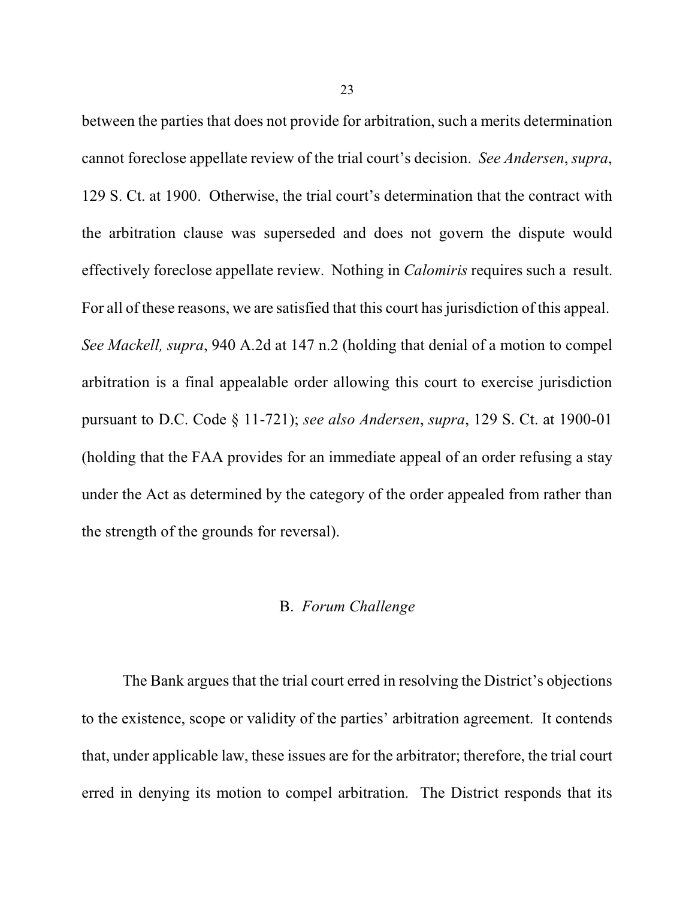between the parties that does not provide for arbitration, such a merits determination cannot foreclose appellate review of the trial court's decision. *See Andersen*, *supra*, 129 S. Ct. at 1900. Otherwise, the trial court's determination that the contract with the arbitration clause was superseded and does not govern the dispute would effectively foreclose appellate review. Nothing in *Calomiris* requires such a result. For all of these reasons, we are satisfied that this court has jurisdiction of this appeal. *See Mackell, supra*, 940 A.2d at 147 n.2 (holding that denial of a motion to compel arbitration is a final appealable order allowing this court to exercise jurisdiction pursuant to D.C. Code § 11-721); *see also Andersen*, *supra*, 129 S. Ct. at 1900-01 (holding that the FAA provides for an immediate appeal of an order refusing a stay under the Act as determined by the category of the order appealed from rather than the strength of the grounds for reversal).

### B. *Forum Challenge*

The Bank argues that the trial court erred in resolving the District's objections to the existence, scope or validity of the parties' arbitration agreement. It contends that, under applicable law, these issues are for the arbitrator; therefore, the trial court erred in denying its motion to compel arbitration. The District responds that its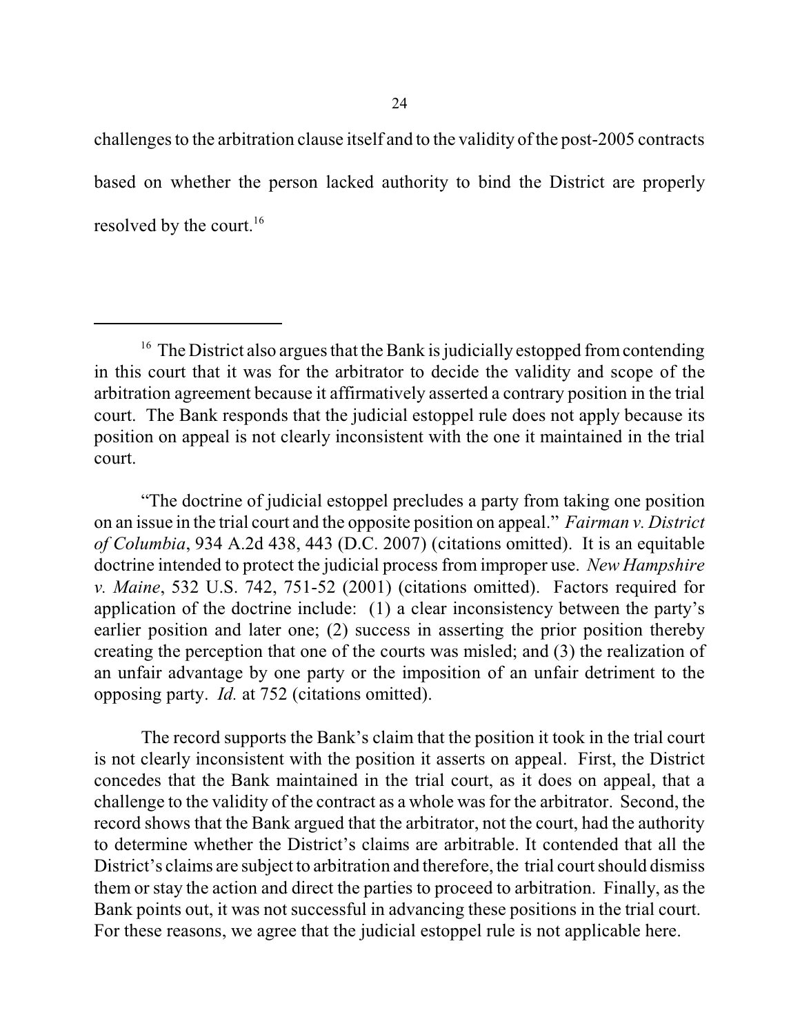challenges to the arbitration clause itself and to the validity of the post-2005 contracts based on whether the person lacked authority to bind the District are properly resolved by the court.[16]

---

[16] The District also argues that the Bank is judicially estopped from contending in this court that it was for the arbitrator to decide the validity and scope of the arbitration agreement because it affirmatively asserted a contrary position in the trial court. The Bank responds that the judicial estoppel rule does not apply because its position on appeal is not clearly inconsistent with the one it maintained in the trial court.

"The doctrine of judicial estoppel precludes a party from taking one position on an issue in the trial court and the opposite position on appeal." *Fairman v. District of Columbia*, 934 A.2d 438, 443 (D.C. 2007) (citations omitted). It is an equitable doctrine intended to protect the judicial process from improper use. *New Hampshire v. Maine*, 532 U.S. 742, 751-52 (2001) (citations omitted). Factors required for application of the doctrine include: (1) a clear inconsistency between the party's earlier position and later one; (2) success in asserting the prior position thereby creating the perception that one of the courts was misled; and (3) the realization of an unfair advantage by one party or the imposition of an unfair detriment to the opposing party. *Id.* at 752 (citations omitted).

The record supports the Bank's claim that the position it took in the trial court is not clearly inconsistent with the position it asserts on appeal. First, the District concedes that the Bank maintained in the trial court, as it does on appeal, that a challenge to the validity of the contract as a whole was for the arbitrator. Second, the record shows that the Bank argued that the arbitrator, not the court, had the authority to determine whether the District's claims are arbitrable. It contended that all the District's claims are subject to arbitration and therefore, the trial court should dismiss them or stay the action and direct the parties to proceed to arbitration. Finally, as the Bank points out, it was not successful in advancing these positions in the trial court. For these reasons, we agree that the judicial estoppel rule is not applicable here.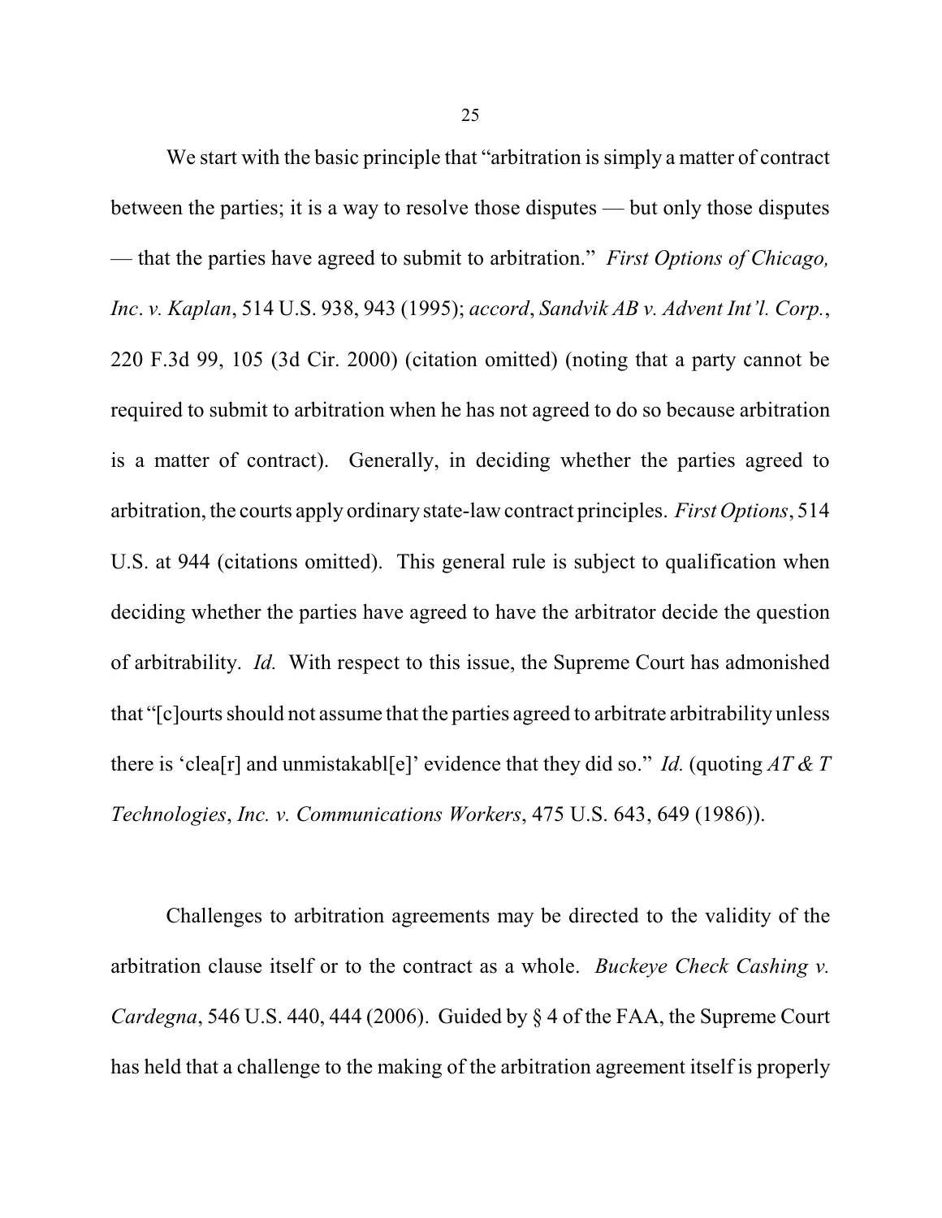We start with the basic principle that "arbitration is simply a matter of contract between the parties; it is a way to resolve those disputes — but only those disputes — that the parties have agreed to submit to arbitration." *First Options of Chicago, Inc. v. Kaplan*, 514 U.S. 938, 943 (1995); *accord*, *Sandvik AB v. Advent Int'l. Corp.*, 220 F.3d 99, 105 (3d Cir. 2000) (citation omitted) (noting that a party cannot be required to submit to arbitration when he has not agreed to do so because arbitration is a matter of contract). Generally, in deciding whether the parties agreed to arbitration, the courts apply ordinary state-law contract principles. *First Options*, 514 U.S. at 944 (citations omitted). This general rule is subject to qualification when deciding whether the parties have agreed to have the arbitrator decide the question of arbitrability. *Id.* With respect to this issue, the Supreme Court has admonished that "[c]ourts should not assume that the parties agreed to arbitrate arbitrability unless there is 'clea[r] and unmistakabl[e]' evidence that they did so." *Id.* (quoting *AT & T Technologies*, *Inc. v. Communications Workers*, 475 U.S. 643, 649 (1986)).

Challenges to arbitration agreements may be directed to the validity of the arbitration clause itself or to the contract as a whole. *Buckeye Check Cashing v. Cardegna*, 546 U.S. 440, 444 (2006). Guided by § 4 of the FAA, the Supreme Court has held that a challenge to the making of the arbitration agreement itself is properly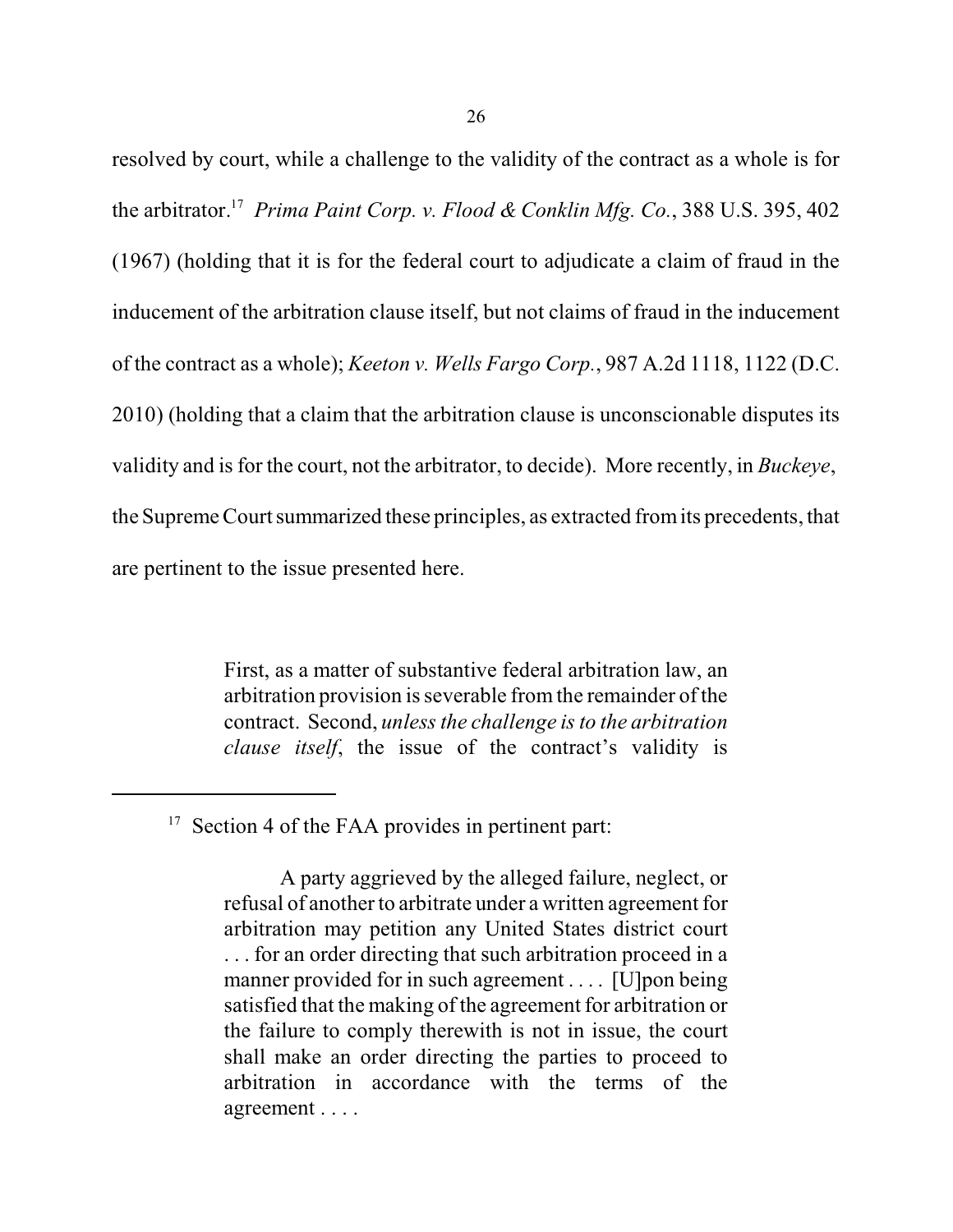resolved by court, while a challenge to the validity of the contract as a whole is for the arbitrator.[17] *Prima Paint Corp. v. Flood & Conklin Mfg. Co.*, 388 U.S. 395, 402 (1967) (holding that it is for the federal court to adjudicate a claim of fraud in the inducement of the arbitration clause itself, but not claims of fraud in the inducement of the contract as a whole); *Keeton v. Wells Fargo Corp.*, 987 A.2d 1118, 1122 (D.C. 2010) (holding that a claim that the arbitration clause is unconscionable disputes its validity and is for the court, not the arbitrator, to decide). More recently, in *Buckeye*, the Supreme Court summarized these principles, as extracted from its precedents, that are pertinent to the issue presented here.

> First, as a matter of substantive federal arbitration law, an arbitration provision is severable from the remainder of the contract. Second, *unless the challenge is to the arbitration clause itself*, the issue of the contract's validity is

---

[17] Section 4 of the FAA provides in pertinent part:

> A party aggrieved by the alleged failure, neglect, or refusal of another to arbitrate under a written agreement for arbitration may petition any United States district court . . . for an order directing that such arbitration proceed in a manner provided for in such agreement . . . . [U]pon being satisfied that the making of the agreement for arbitration or the failure to comply therewith is not in issue, the court shall make an order directing the parties to proceed to arbitration in accordance with the terms of the agreement . . . .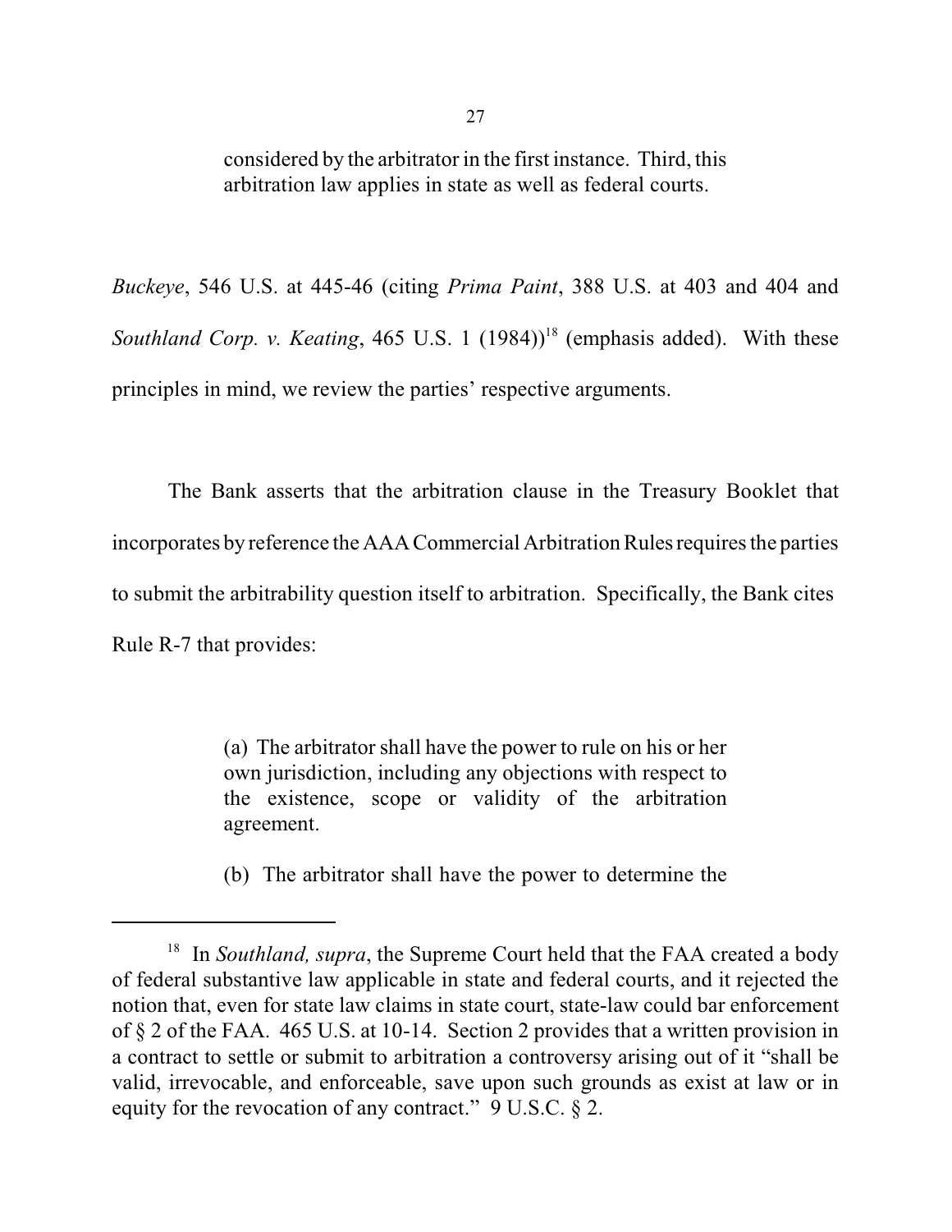> considered by the arbitrator in the first instance. Third, this arbitration law applies in state as well as federal courts.

*Buckeye*, 546 U.S. at 445-46 (citing *Prima Paint*, 388 U.S. at 403 and 404 and *Southland Corp. v. Keating*, 465 U.S. 1 (1984))[18] (emphasis added). With these principles in mind, we review the parties' respective arguments.

The Bank asserts that the arbitration clause in the Treasury Booklet that incorporates by reference the AAA Commercial Arbitration Rules requires the parties to submit the arbitrability question itself to arbitration. Specifically, the Bank cites Rule R-7 that provides:

> (a) The arbitrator shall have the power to rule on his or her own jurisdiction, including any objections with respect to the existence, scope or validity of the arbitration agreement.
>
> (b) The arbitrator shall have the power to determine the

---

[18] In *Southland, supra*, the Supreme Court held that the FAA created a body of federal substantive law applicable in state and federal courts, and it rejected the notion that, even for state law claims in state court, state-law could bar enforcement of § 2 of the FAA. 465 U.S. at 10-14. Section 2 provides that a written provision in a contract to settle or submit to arbitration a controversy arising out of it "shall be valid, irrevocable, and enforceable, save upon such grounds as exist at law or in equity for the revocation of any contract." 9 U.S.C. § 2.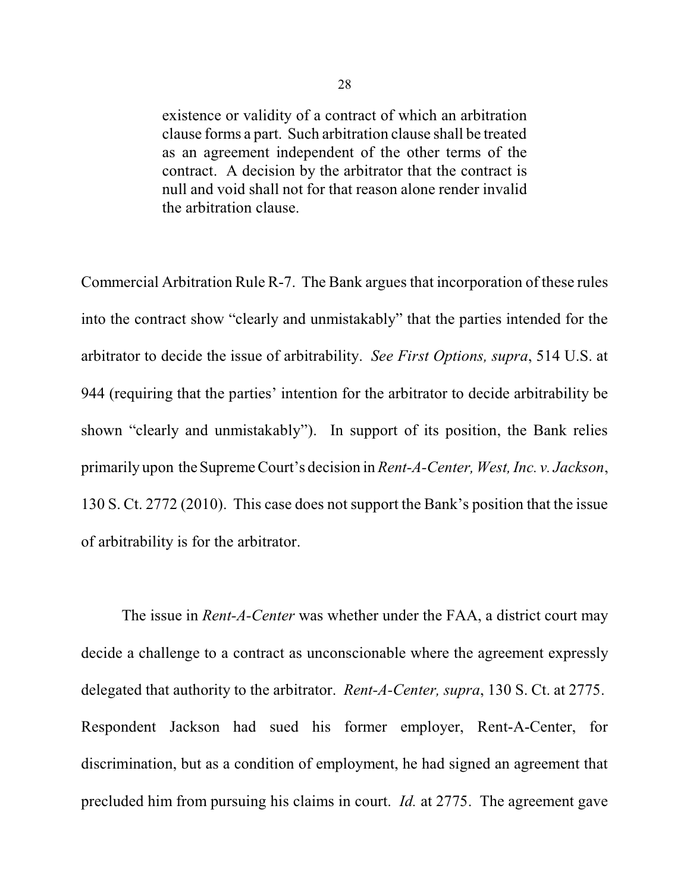> existence or validity of a contract of which an arbitration clause forms a part. Such arbitration clause shall be treated as an agreement independent of the other terms of the contract. A decision by the arbitrator that the contract is null and void shall not for that reason alone render invalid the arbitration clause.

Commercial Arbitration Rule R-7. The Bank argues that incorporation of these rules into the contract show "clearly and unmistakably" that the parties intended for the arbitrator to decide the issue of arbitrability. *See First Options, supra*, 514 U.S. at 944 (requiring that the parties' intention for the arbitrator to decide arbitrability be shown "clearly and unmistakably"). In support of its position, the Bank relies primarily upon the Supreme Court's decision in *Rent-A-Center, West, Inc. v. Jackson*, 130 S. Ct. 2772 (2010). This case does not support the Bank's position that the issue of arbitrability is for the arbitrator.

The issue in *Rent-A-Center* was whether under the FAA, a district court may decide a challenge to a contract as unconscionable where the agreement expressly delegated that authority to the arbitrator. *Rent-A-Center, supra*, 130 S. Ct. at 2775. Respondent Jackson had sued his former employer, Rent-A-Center, for discrimination, but as a condition of employment, he had signed an agreement that precluded him from pursuing his claims in court. *Id.* at 2775. The agreement gave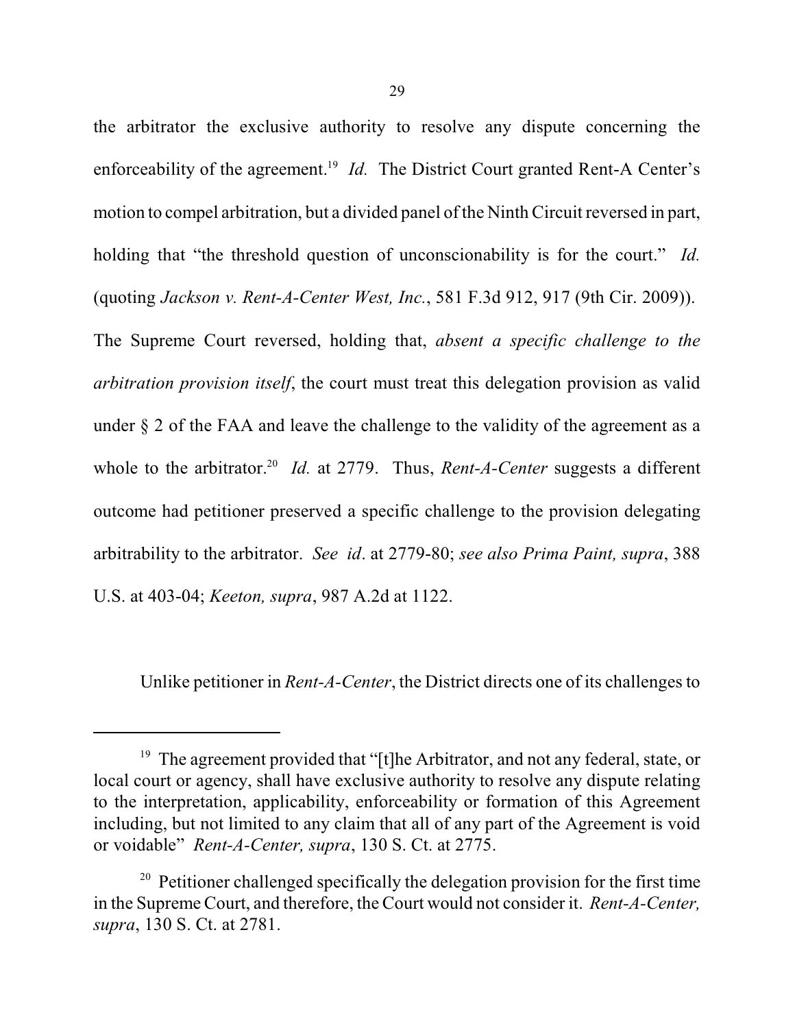the arbitrator the exclusive authority to resolve any dispute concerning the enforceability of the agreement.[19] *Id.* The District Court granted Rent-A Center's motion to compel arbitration, but a divided panel of the Ninth Circuit reversed in part, holding that "the threshold question of unconscionability is for the court." *Id.* (quoting *Jackson v. Rent-A-Center West, Inc.*, 581 F.3d 912, 917 (9th Cir. 2009)). The Supreme Court reversed, holding that, *absent a specific challenge to the arbitration provision itself*, the court must treat this delegation provision as valid under § 2 of the FAA and leave the challenge to the validity of the agreement as a whole to the arbitrator.[20] *Id.* at 2779. Thus, *Rent-A-Center* suggests a different outcome had petitioner preserved a specific challenge to the provision delegating arbitrability to the arbitrator. *See id*. at 2779-80; *see also Prima Paint, supra*, 388 U.S. at 403-04; *Keeton, supra*, 987 A.2d at 1122.

Unlike petitioner in *Rent-A-Center*, the District directs one of its challenges to

---

[19] The agreement provided that "[t]he Arbitrator, and not any federal, state, or local court or agency, shall have exclusive authority to resolve any dispute relating to the interpretation, applicability, enforceability or formation of this Agreement including, but not limited to any claim that all of any part of the Agreement is void or voidable" *Rent-A-Center, supra*, 130 S. Ct. at 2775.

[20] Petitioner challenged specifically the delegation provision for the first time in the Supreme Court, and therefore, the Court would not consider it. *Rent-A-Center, supra*, 130 S. Ct. at 2781.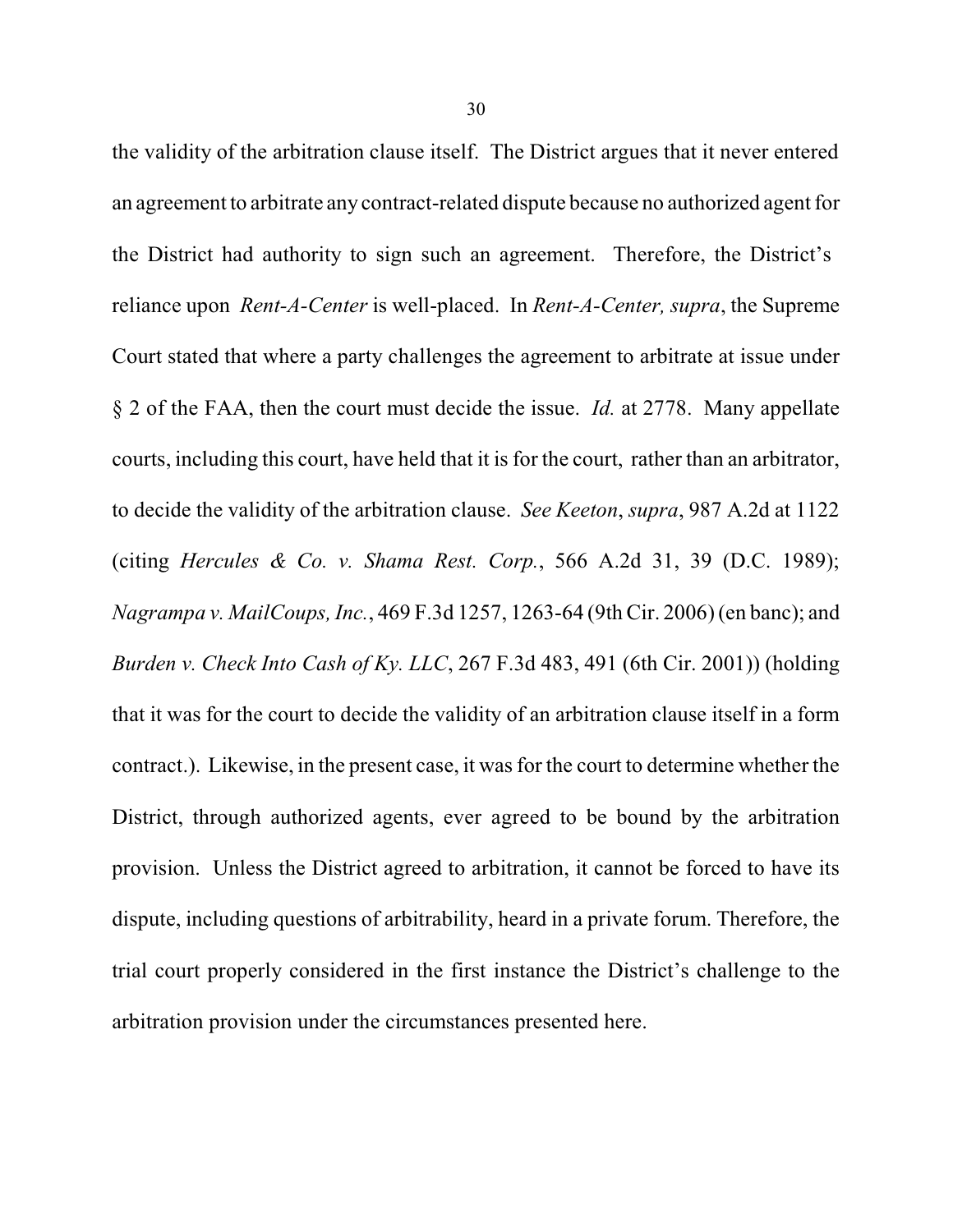the validity of the arbitration clause itself. The District argues that it never entered an agreement to arbitrate any contract-related dispute because no authorized agent for the District had authority to sign such an agreement. Therefore, the District's reliance upon *Rent-A-Center* is well-placed. In *Rent-A-Center, supra*, the Supreme Court stated that where a party challenges the agreement to arbitrate at issue under § 2 of the FAA, then the court must decide the issue. *Id.* at 2778. Many appellate courts, including this court, have held that it is for the court, rather than an arbitrator, to decide the validity of the arbitration clause. *See Keeton*, *supra*, 987 A.2d at 1122 (citing *Hercules & Co. v. Shama Rest. Corp.*, 566 A.2d 31, 39 (D.C. 1989); *Nagrampa v. MailCoups, Inc.*, 469 F.3d 1257, 1263-64 (9th Cir. 2006) (en banc); and *Burden v. Check Into Cash of Ky. LLC*, 267 F.3d 483, 491 (6th Cir. 2001)) (holding that it was for the court to decide the validity of an arbitration clause itself in a form contract.). Likewise, in the present case, it was for the court to determine whether the District, through authorized agents, ever agreed to be bound by the arbitration provision. Unless the District agreed to arbitration, it cannot be forced to have its dispute, including questions of arbitrability, heard in a private forum. Therefore, the trial court properly considered in the first instance the District's challenge to the arbitration provision under the circumstances presented here.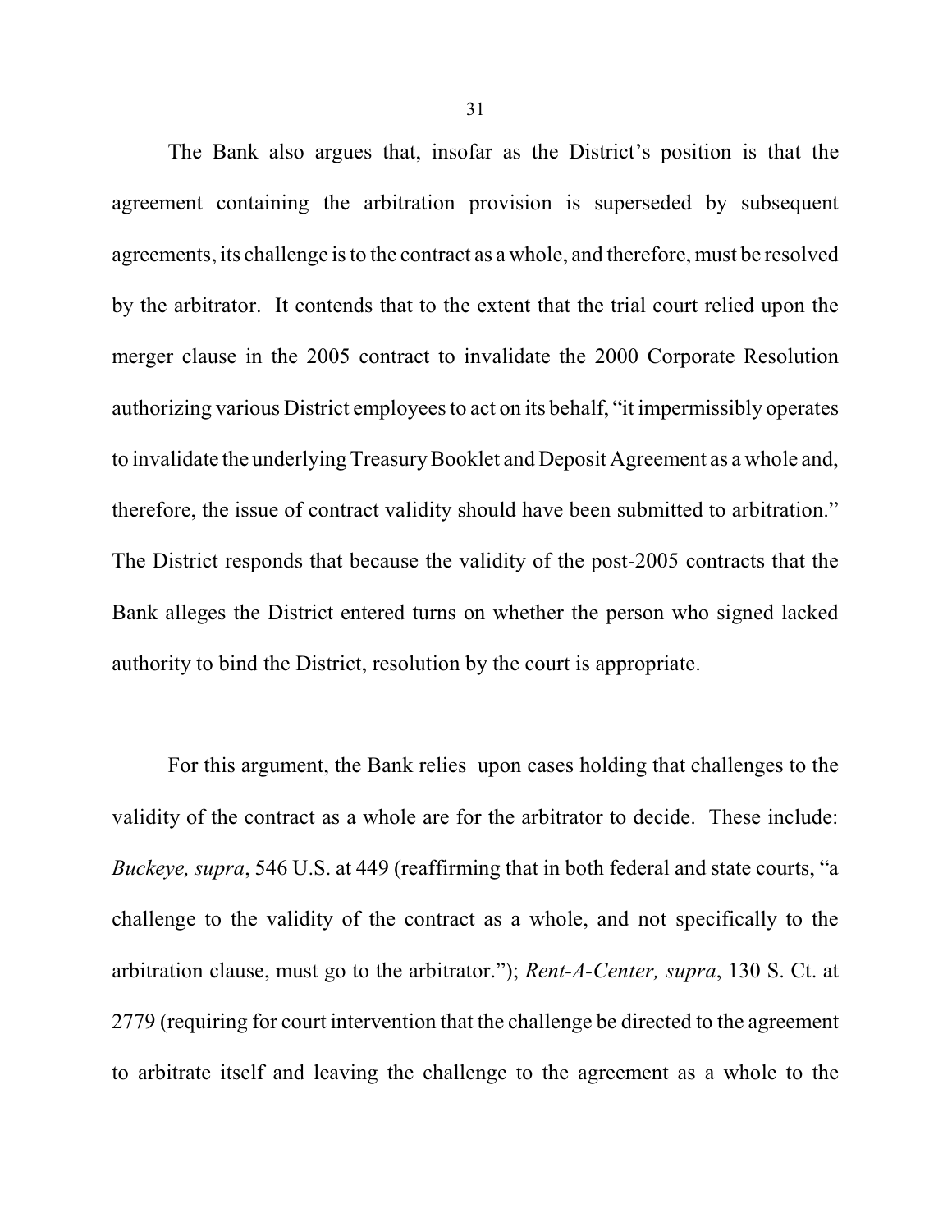The Bank also argues that, insofar as the District's position is that the agreement containing the arbitration provision is superseded by subsequent agreements, its challenge is to the contract as a whole, and therefore, must be resolved by the arbitrator. It contends that to the extent that the trial court relied upon the merger clause in the 2005 contract to invalidate the 2000 Corporate Resolution authorizing various District employees to act on its behalf, "it impermissibly operates to invalidate the underlying Treasury Booklet and Deposit Agreement as a whole and, therefore, the issue of contract validity should have been submitted to arbitration." The District responds that because the validity of the post-2005 contracts that the Bank alleges the District entered turns on whether the person who signed lacked authority to bind the District, resolution by the court is appropriate.

For this argument, the Bank relies upon cases holding that challenges to the validity of the contract as a whole are for the arbitrator to decide. These include: *Buckeye, supra*, 546 U.S. at 449 (reaffirming that in both federal and state courts, "a challenge to the validity of the contract as a whole, and not specifically to the arbitration clause, must go to the arbitrator."); *Rent-A-Center, supra*, 130 S. Ct. at 2779 (requiring for court intervention that the challenge be directed to the agreement to arbitrate itself and leaving the challenge to the agreement as a whole to the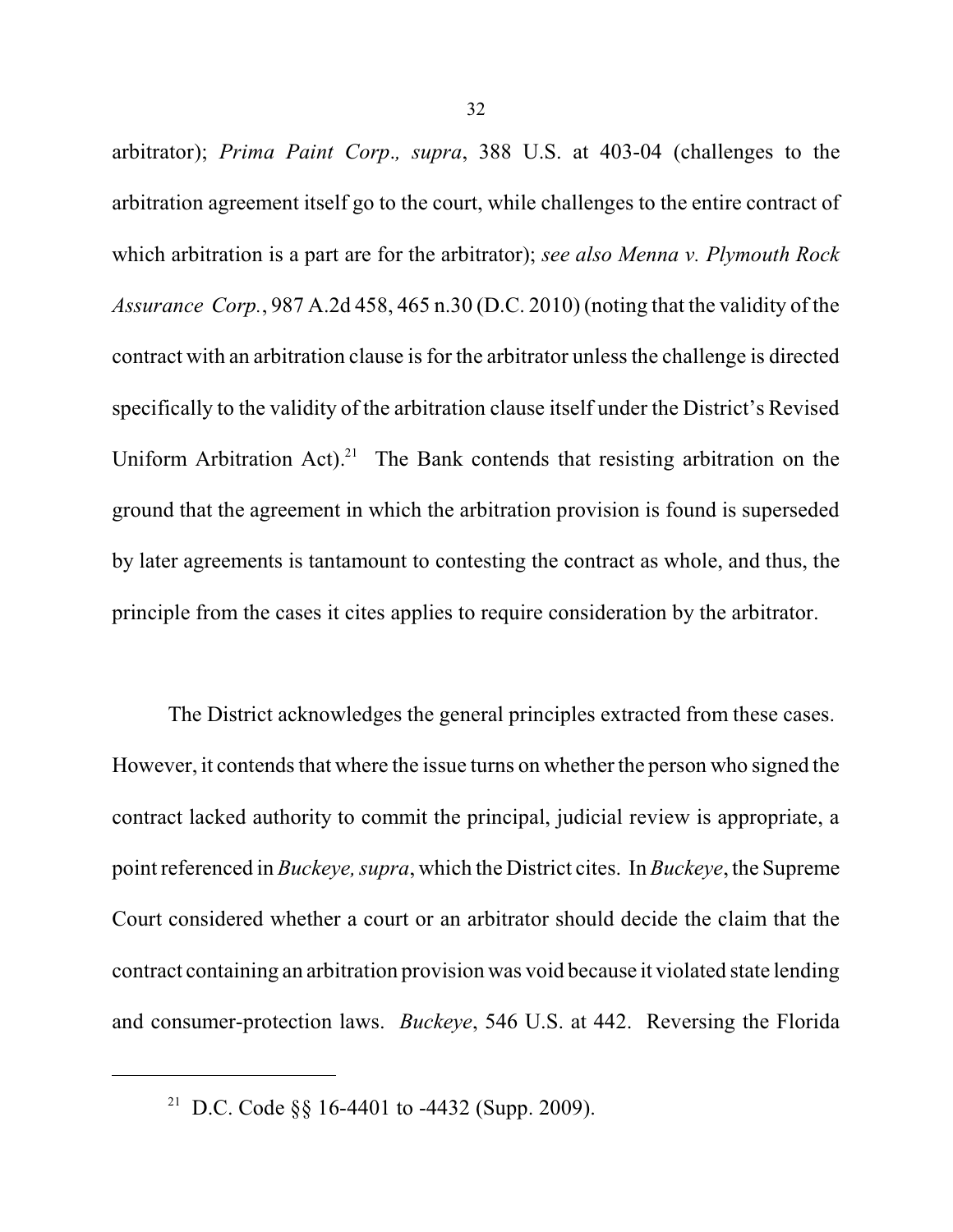arbitrator); *Prima Paint Corp., supra*, 388 U.S. at 403-04 (challenges to the arbitration agreement itself go to the court, while challenges to the entire contract of which arbitration is a part are for the arbitrator); *see also Menna v. Plymouth Rock Assurance Corp.*, 987 A.2d 458, 465 n.30 (D.C. 2010) (noting that the validity of the contract with an arbitration clause is for the arbitrator unless the challenge is directed specifically to the validity of the arbitration clause itself under the District's Revised Uniform Arbitration Act).[21] The Bank contends that resisting arbitration on the ground that the agreement in which the arbitration provision is found is superseded by later agreements is tantamount to contesting the contract as whole, and thus, the principle from the cases it cites applies to require consideration by the arbitrator.

The District acknowledges the general principles extracted from these cases. However, it contends that where the issue turns on whether the person who signed the contract lacked authority to commit the principal, judicial review is appropriate, a point referenced in *Buckeye, supra*, which the District cites. In *Buckeye*, the Supreme Court considered whether a court or an arbitrator should decide the claim that the contract containing an arbitration provision was void because it violated state lending and consumer-protection laws. *Buckeye*, 546 U.S. at 442. Reversing the Florida

---

[21] D.C. Code §§ 16-4401 to -4432 (Supp. 2009).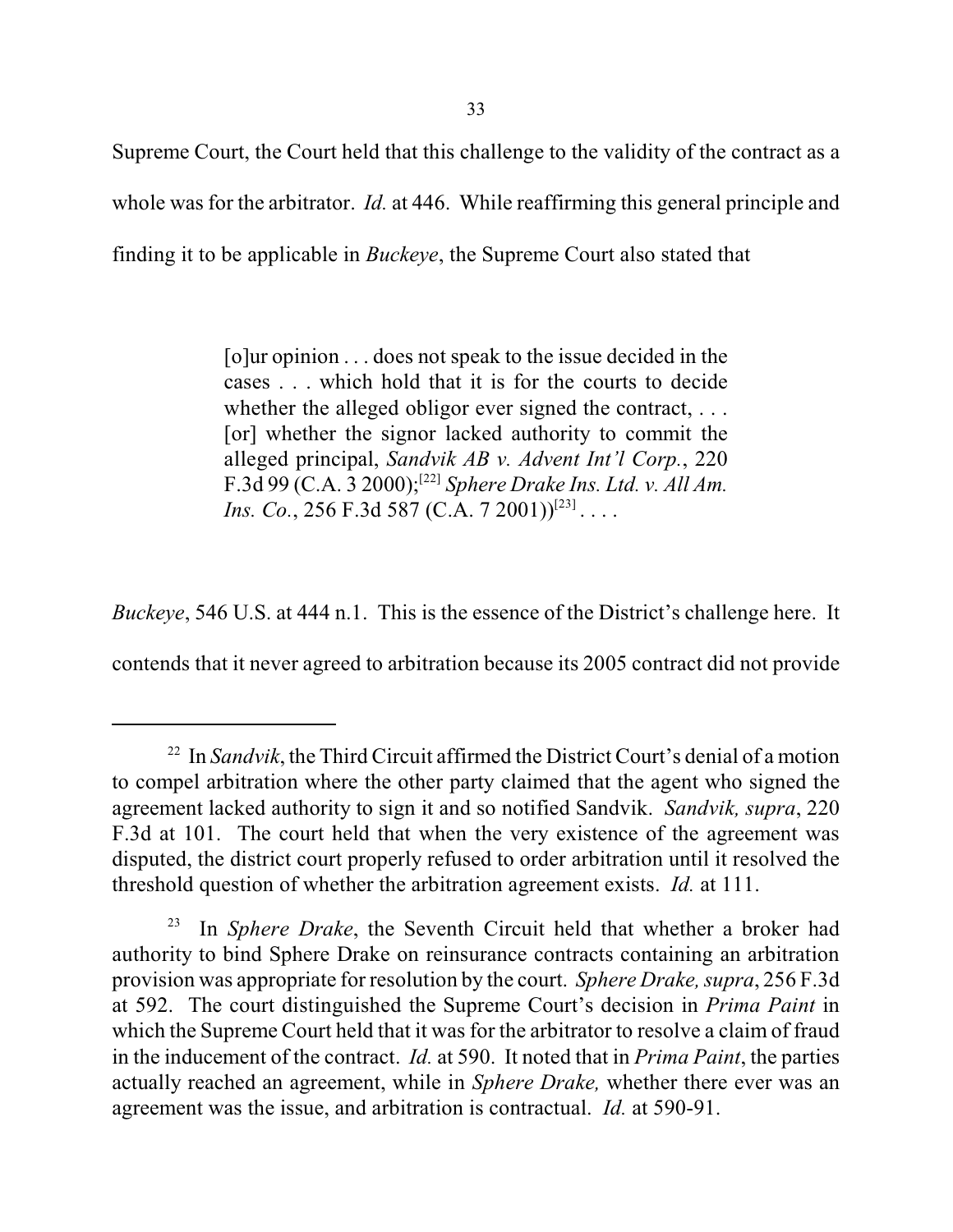Supreme Court, the Court held that this challenge to the validity of the contract as a whole was for the arbitrator. *Id.* at 446. While reaffirming this general principle and finding it to be applicable in *Buckeye*, the Supreme Court also stated that

> [o]ur opinion . . . does not speak to the issue decided in the cases . . . which hold that it is for the courts to decide whether the alleged obligor ever signed the contract, . . . [or] whether the signor lacked authority to commit the alleged principal, *Sandvik AB v. Advent Int'l Corp.*, 220 F.3d 99 (C.A. 3 2000);[22] *Sphere Drake Ins. Ltd. v. All Am. Ins. Co.*, 256 F.3d 587 (C.A. 7 2001))[23] . . . .

*Buckeye*, 546 U.S. at 444 n.1. This is the essence of the District's challenge here. It contends that it never agreed to arbitration because its 2005 contract did not provide

---

[22] In *Sandvik*, the Third Circuit affirmed the District Court's denial of a motion to compel arbitration where the other party claimed that the agent who signed the agreement lacked authority to sign it and so notified Sandvik. *Sandvik, supra*, 220 F.3d at 101. The court held that when the very existence of the agreement was disputed, the district court properly refused to order arbitration until it resolved the threshold question of whether the arbitration agreement exists. *Id.* at 111.

[23] In *Sphere Drake*, the Seventh Circuit held that whether a broker had authority to bind Sphere Drake on reinsurance contracts containing an arbitration provision was appropriate for resolution by the court. *Sphere Drake, supra*, 256 F.3d at 592. The court distinguished the Supreme Court's decision in *Prima Paint* in which the Supreme Court held that it was for the arbitrator to resolve a claim of fraud in the inducement of the contract. *Id.* at 590. It noted that in *Prima Paint*, the parties actually reached an agreement, while in *Sphere Drake,* whether there ever was an agreement was the issue, and arbitration is contractual. *Id.* at 590-91.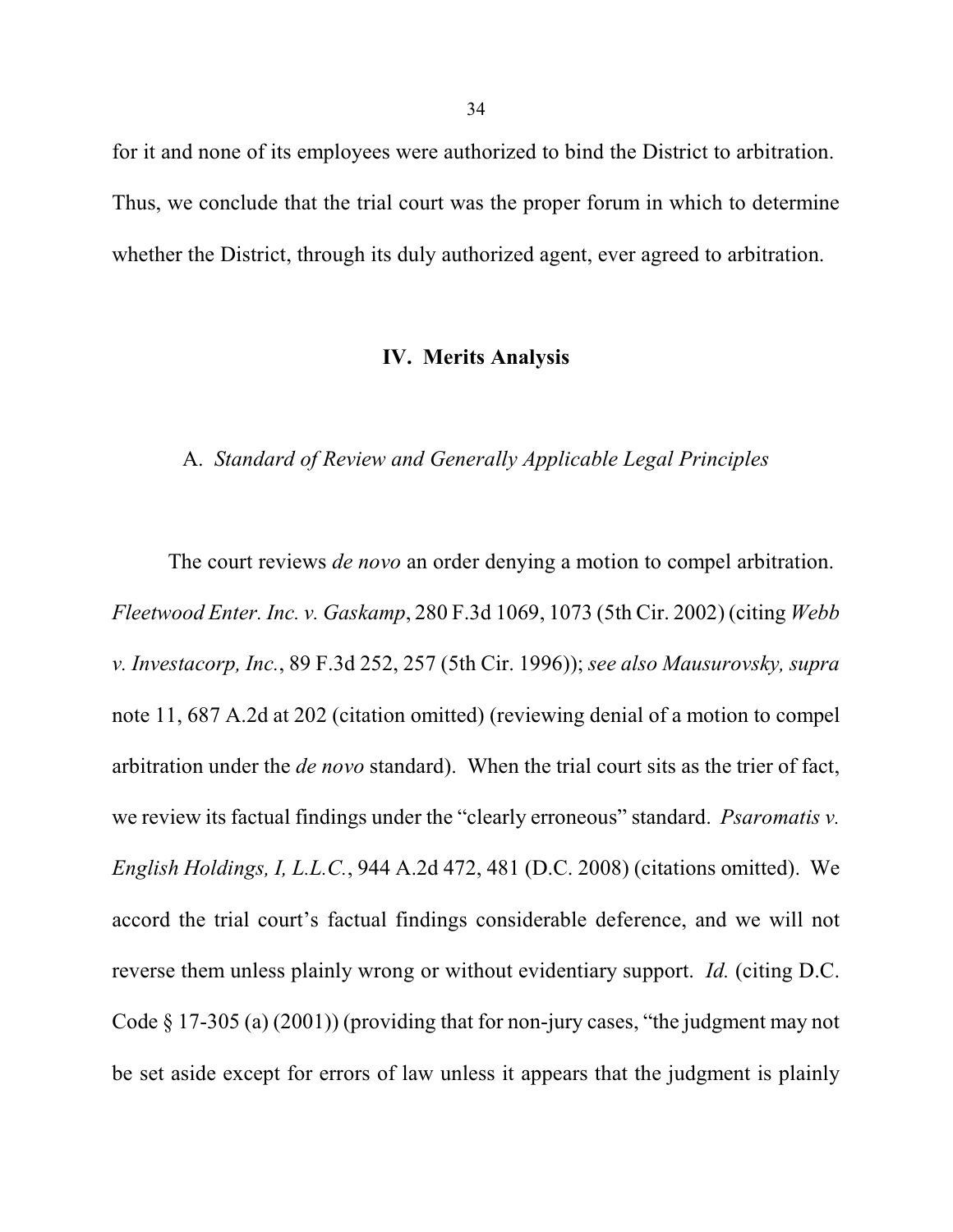for it and none of its employees were authorized to bind the District to arbitration. Thus, we conclude that the trial court was the proper forum in which to determine whether the District, through its duly authorized agent, ever agreed to arbitration.

## IV. Merits Analysis

### A. *Standard of Review and Generally Applicable Legal Principles*

The court reviews *de novo* an order denying a motion to compel arbitration. *Fleetwood Enter. Inc. v. Gaskamp*, 280 F.3d 1069, 1073 (5th Cir. 2002) (citing *Webb v. Investacorp, Inc.*, 89 F.3d 252, 257 (5th Cir. 1996)); *see also Mausurovsky, supra* note 11, 687 A.2d at 202 (citation omitted) (reviewing denial of a motion to compel arbitration under the *de novo* standard). When the trial court sits as the trier of fact, we review its factual findings under the "clearly erroneous" standard. *Psaromatis v. English Holdings, I, L.L.C.*, 944 A.2d 472, 481 (D.C. 2008) (citations omitted). We accord the trial court's factual findings considerable deference, and we will not reverse them unless plainly wrong or without evidentiary support. *Id.* (citing D.C. Code § 17-305 (a) (2001)) (providing that for non-jury cases, "the judgment may not be set aside except for errors of law unless it appears that the judgment is plainly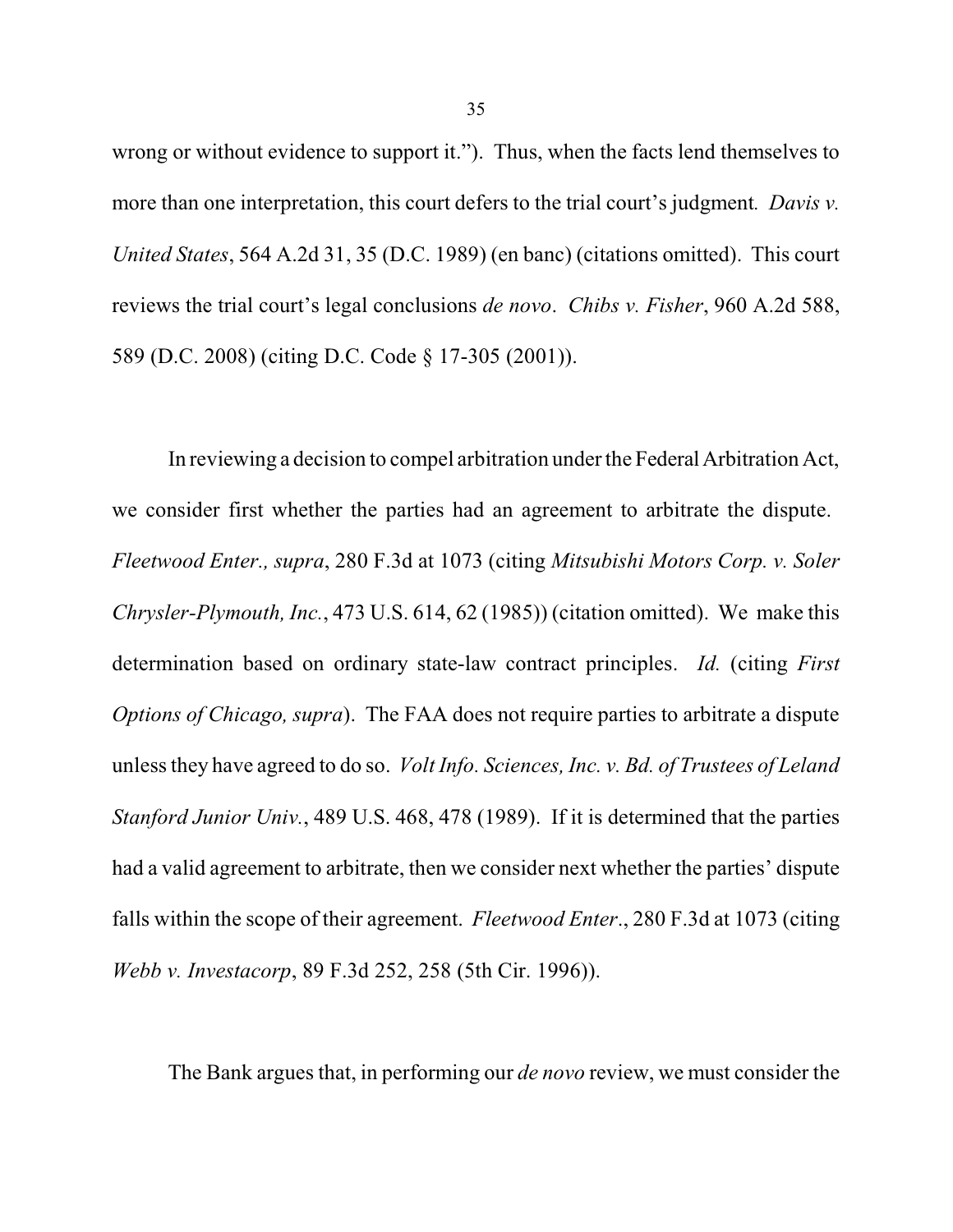wrong or without evidence to support it."). Thus, when the facts lend themselves to more than one interpretation, this court defers to the trial court's judgment*.* *Davis v. United States*, 564 A.2d 31, 35 (D.C. 1989) (en banc) (citations omitted). This court reviews the trial court's legal conclusions *de novo*. *Chibs v. Fisher*, 960 A.2d 588, 589 (D.C. 2008) (citing D.C. Code § 17-305 (2001)).

In reviewing a decision to compel arbitration under the Federal Arbitration Act, we consider first whether the parties had an agreement to arbitrate the dispute. *Fleetwood Enter., supra*, 280 F.3d at 1073 (citing *Mitsubishi Motors Corp. v. Soler Chrysler-Plymouth, Inc.*, 473 U.S. 614, 62 (1985)) (citation omitted). We make this determination based on ordinary state-law contract principles. *Id.* (citing *First Options of Chicago, supra*). The FAA does not require parties to arbitrate a dispute unless they have agreed to do so. *Volt Info. Sciences, Inc. v. Bd. of Trustees of Leland Stanford Junior Univ.*, 489 U.S. 468, 478 (1989). If it is determined that the parties had a valid agreement to arbitrate, then we consider next whether the parties' dispute falls within the scope of their agreement. *Fleetwood Enter*., 280 F.3d at 1073 (citing *Webb v. Investacorp*, 89 F.3d 252, 258 (5th Cir. 1996)).

The Bank argues that, in performing our *de novo* review, we must consider the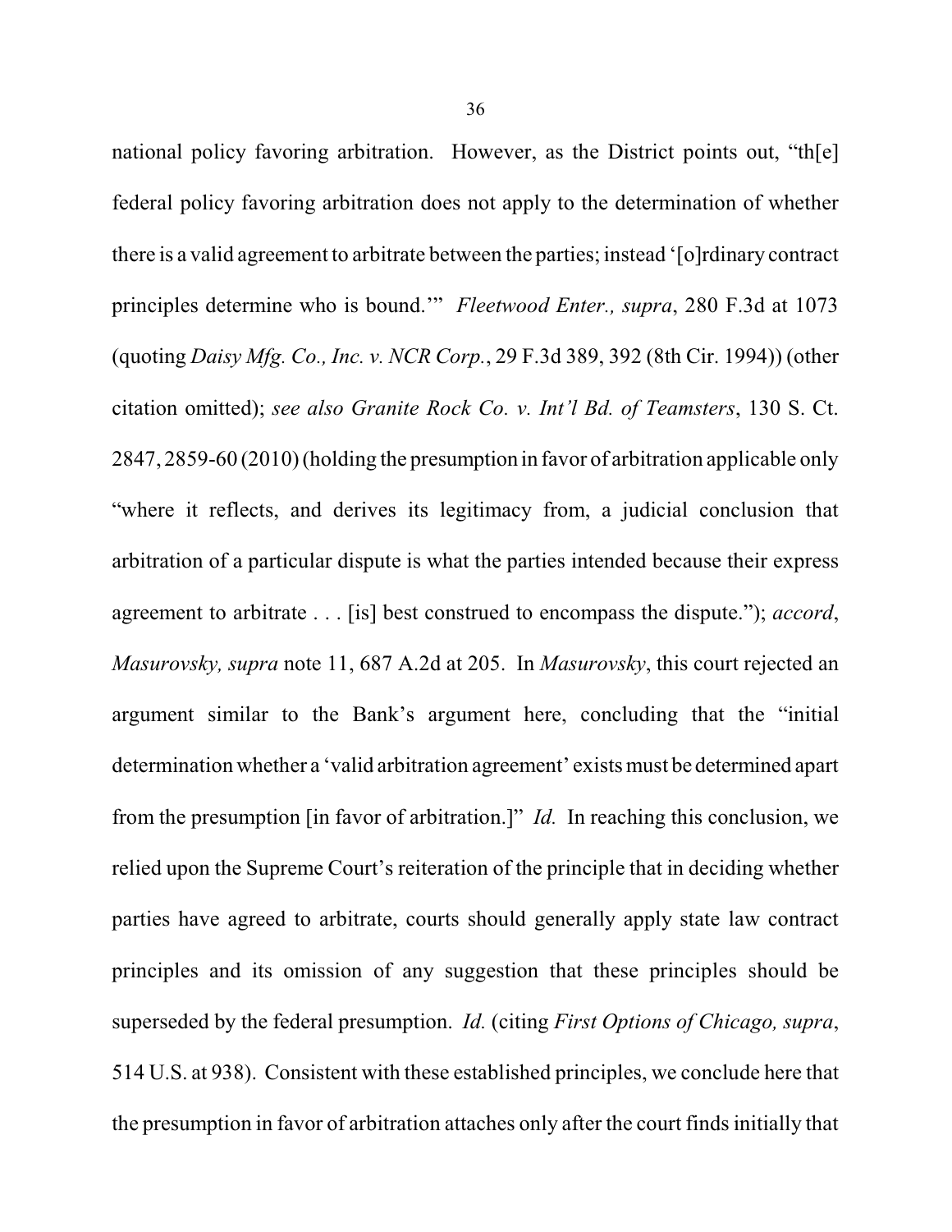national policy favoring arbitration. However, as the District points out, "th[e] federal policy favoring arbitration does not apply to the determination of whether there is a valid agreement to arbitrate between the parties; instead '[o]rdinary contract principles determine who is bound.'" *Fleetwood Enter., supra*, 280 F.3d at 1073 (quoting *Daisy Mfg. Co., Inc. v. NCR Corp.*, 29 F.3d 389, 392 (8th Cir. 1994)) (other citation omitted); *see also Granite Rock Co. v. Int'l Bd. of Teamsters*, 130 S. Ct. 2847, 2859-60 (2010) (holding the presumption in favor of arbitration applicable only "where it reflects, and derives its legitimacy from, a judicial conclusion that arbitration of a particular dispute is what the parties intended because their express agreement to arbitrate . . . [is] best construed to encompass the dispute."); *accord*, *Masurovsky, supra* note 11, 687 A.2d at 205. In *Masurovsky*, this court rejected an argument similar to the Bank's argument here, concluding that the "initial determination whether a 'valid arbitration agreement' exists must be determined apart from the presumption [in favor of arbitration.]" *Id.* In reaching this conclusion, we relied upon the Supreme Court's reiteration of the principle that in deciding whether parties have agreed to arbitrate, courts should generally apply state law contract principles and its omission of any suggestion that these principles should be superseded by the federal presumption. *Id.* (citing *First Options of Chicago, supra*, 514 U.S. at 938). Consistent with these established principles, we conclude here that the presumption in favor of arbitration attaches only after the court finds initially that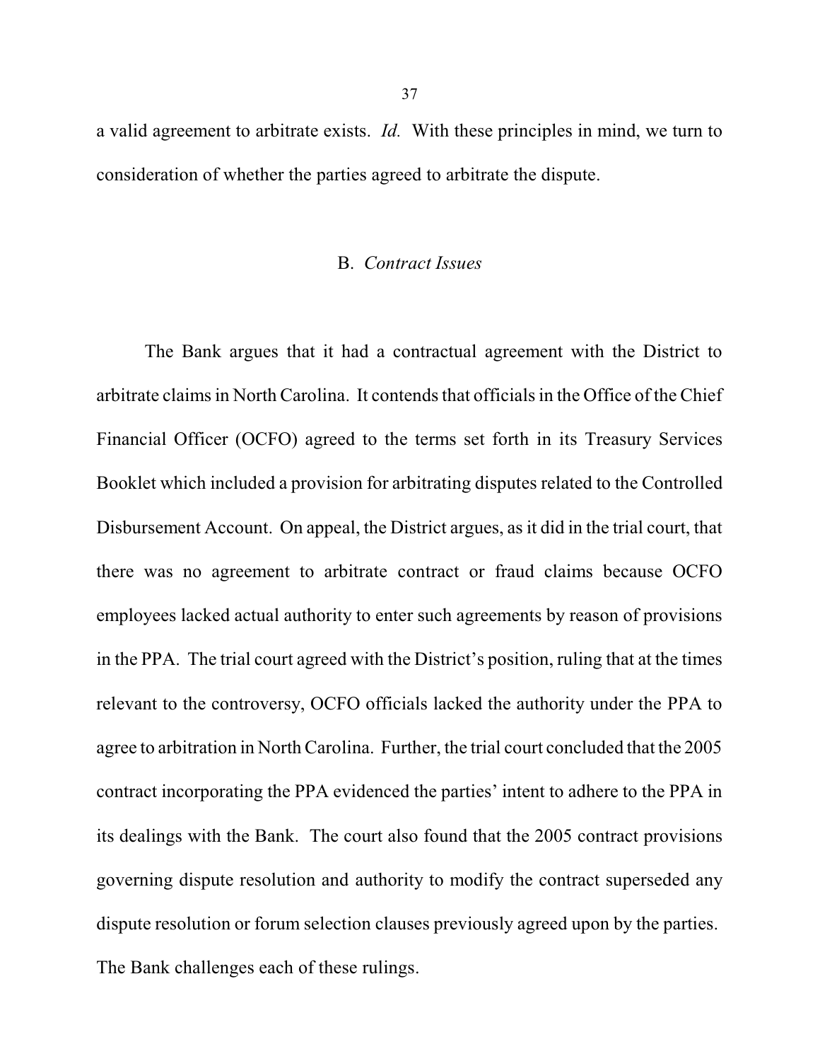a valid agreement to arbitrate exists. *Id.* With these principles in mind, we turn to consideration of whether the parties agreed to arbitrate the dispute.

### B. *Contract Issues*

The Bank argues that it had a contractual agreement with the District to arbitrate claims in North Carolina. It contends that officials in the Office of the Chief Financial Officer (OCFO) agreed to the terms set forth in its Treasury Services Booklet which included a provision for arbitrating disputes related to the Controlled Disbursement Account. On appeal, the District argues, as it did in the trial court, that there was no agreement to arbitrate contract or fraud claims because OCFO employees lacked actual authority to enter such agreements by reason of provisions in the PPA. The trial court agreed with the District's position, ruling that at the times relevant to the controversy, OCFO officials lacked the authority under the PPA to agree to arbitration in North Carolina. Further, the trial court concluded that the 2005 contract incorporating the PPA evidenced the parties' intent to adhere to the PPA in its dealings with the Bank. The court also found that the 2005 contract provisions governing dispute resolution and authority to modify the contract superseded any dispute resolution or forum selection clauses previously agreed upon by the parties. The Bank challenges each of these rulings.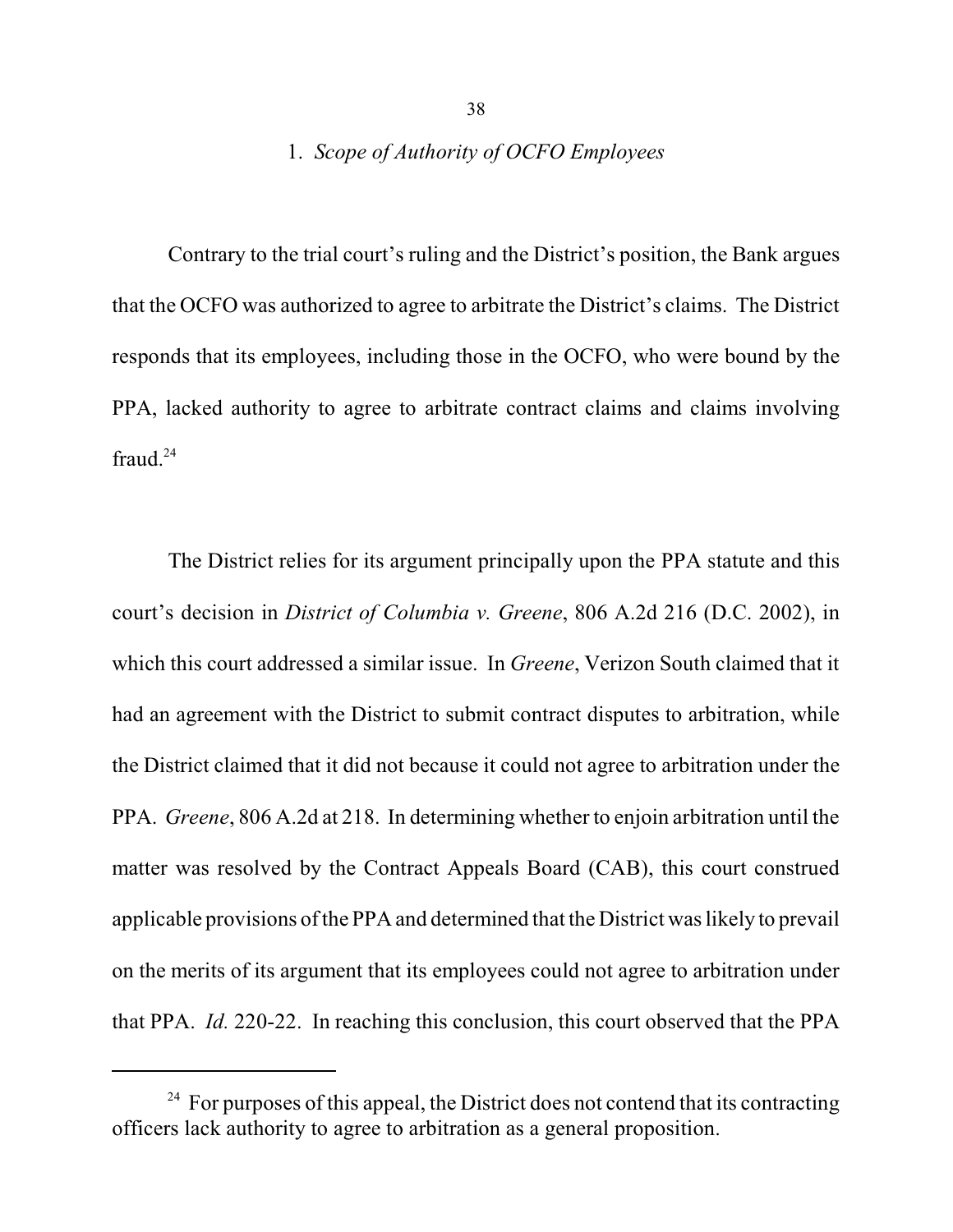### 1. *Scope of Authority of OCFO Employees*

Contrary to the trial court's ruling and the District's position, the Bank argues that the OCFO was authorized to agree to arbitrate the District's claims. The District responds that its employees, including those in the OCFO, who were bound by the PPA, lacked authority to agree to arbitrate contract claims and claims involving fraud.[24]

The District relies for its argument principally upon the PPA statute and this court's decision in *District of Columbia v. Greene*, 806 A.2d 216 (D.C. 2002), in which this court addressed a similar issue. In *Greene*, Verizon South claimed that it had an agreement with the District to submit contract disputes to arbitration, while the District claimed that it did not because it could not agree to arbitration under the PPA. *Greene*, 806 A.2d at 218. In determining whether to enjoin arbitration until the matter was resolved by the Contract Appeals Board (CAB), this court construed applicable provisions of the PPA and determined that the District was likely to prevail on the merits of its argument that its employees could not agree to arbitration under that PPA. *Id.* 220-22. In reaching this conclusion, this court observed that the PPA

---

[24] For purposes of this appeal, the District does not contend that its contracting officers lack authority to agree to arbitration as a general proposition.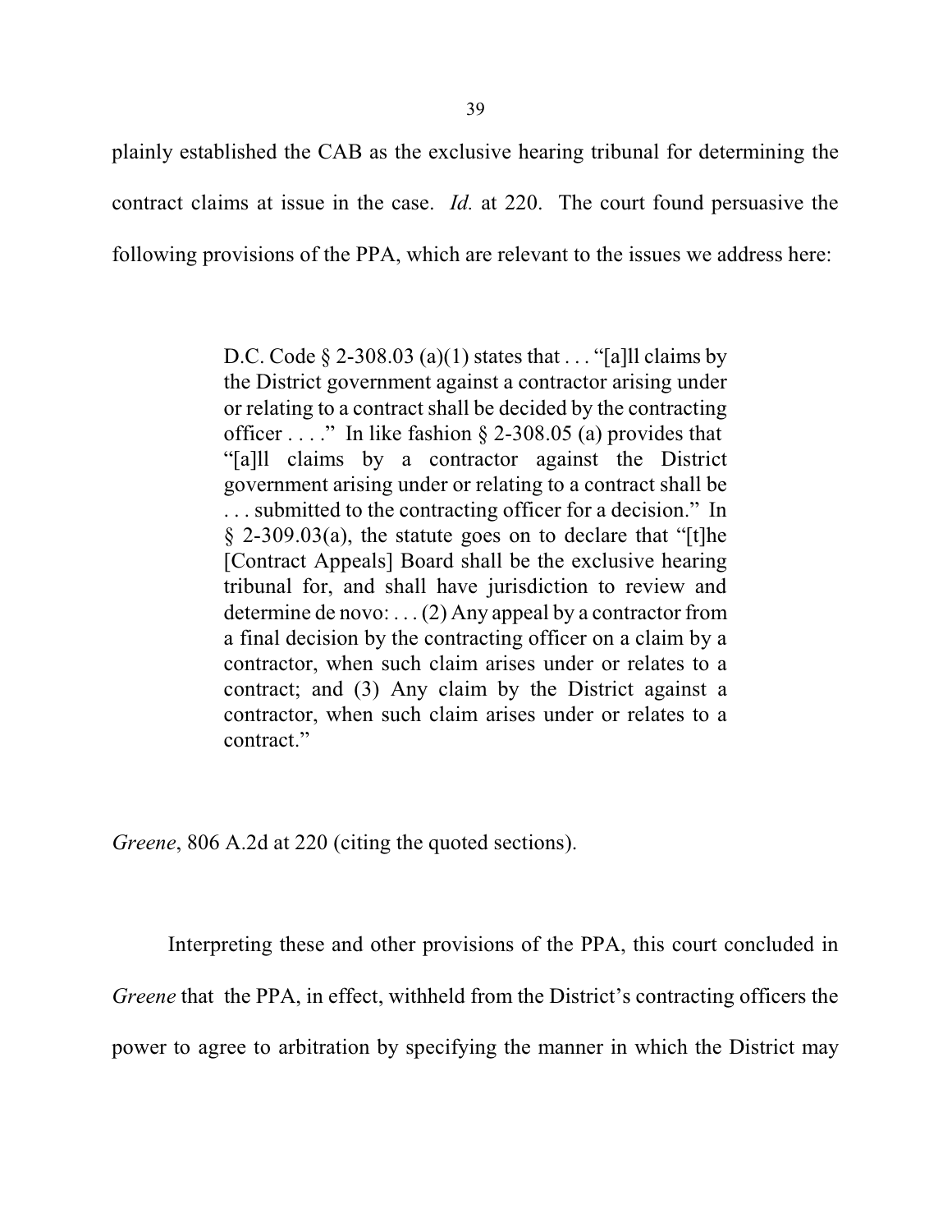plainly established the CAB as the exclusive hearing tribunal for determining the contract claims at issue in the case. *Id.* at 220. The court found persuasive the following provisions of the PPA, which are relevant to the issues we address here:

> D.C. Code § 2-308.03 (a)(1) states that . . . "[a]ll claims by the District government against a contractor arising under or relating to a contract shall be decided by the contracting officer . . . ." In like fashion § 2-308.05 (a) provides that "[a]ll claims by a contractor against the District government arising under or relating to a contract shall be . . . submitted to the contracting officer for a decision." In § 2-309.03(a), the statute goes on to declare that "[t]he [Contract Appeals] Board shall be the exclusive hearing tribunal for, and shall have jurisdiction to review and determine de novo: . . . (2) Any appeal by a contractor from a final decision by the contracting officer on a claim by a contractor, when such claim arises under or relates to a contract; and (3) Any claim by the District against a contractor, when such claim arises under or relates to a contract."

*Greene*, 806 A.2d at 220 (citing the quoted sections).

Interpreting these and other provisions of the PPA, this court concluded in *Greene* that the PPA, in effect, withheld from the District's contracting officers the power to agree to arbitration by specifying the manner in which the District may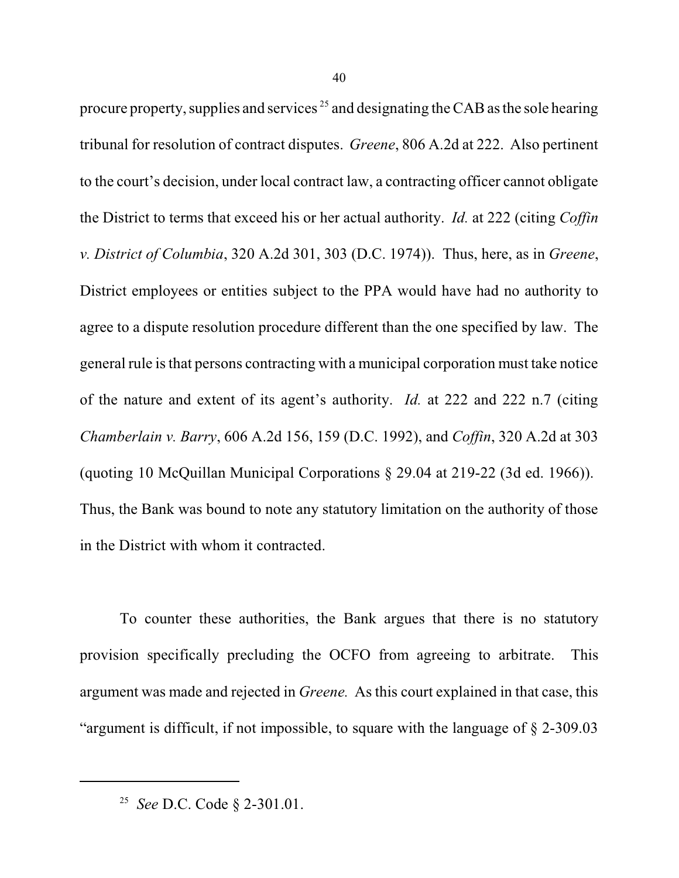procure property, supplies and services[25] and designating the CAB as the sole hearing tribunal for resolution of contract disputes. *Greene*, 806 A.2d at 222. Also pertinent to the court's decision, under local contract law, a contracting officer cannot obligate the District to terms that exceed his or her actual authority. *Id.* at 222 (citing *Coffin v. District of Columbia*, 320 A.2d 301, 303 (D.C. 1974)). Thus, here, as in *Greene*, District employees or entities subject to the PPA would have had no authority to agree to a dispute resolution procedure different than the one specified by law. The general rule is that persons contracting with a municipal corporation must take notice of the nature and extent of its agent's authority. *Id.* at 222 and 222 n.7 (citing *Chamberlain v. Barry*, 606 A.2d 156, 159 (D.C. 1992), and *Coffin*, 320 A.2d at 303 (quoting 10 McQuillan Municipal Corporations § 29.04 at 219-22 (3d ed. 1966)). Thus, the Bank was bound to note any statutory limitation on the authority of those in the District with whom it contracted.

To counter these authorities, the Bank argues that there is no statutory provision specifically precluding the OCFO from agreeing to arbitrate. This argument was made and rejected in *Greene.* As this court explained in that case, this "argument is difficult, if not impossible, to square with the language of § 2-309.03

[25] *See* D.C. Code § 2-301.01.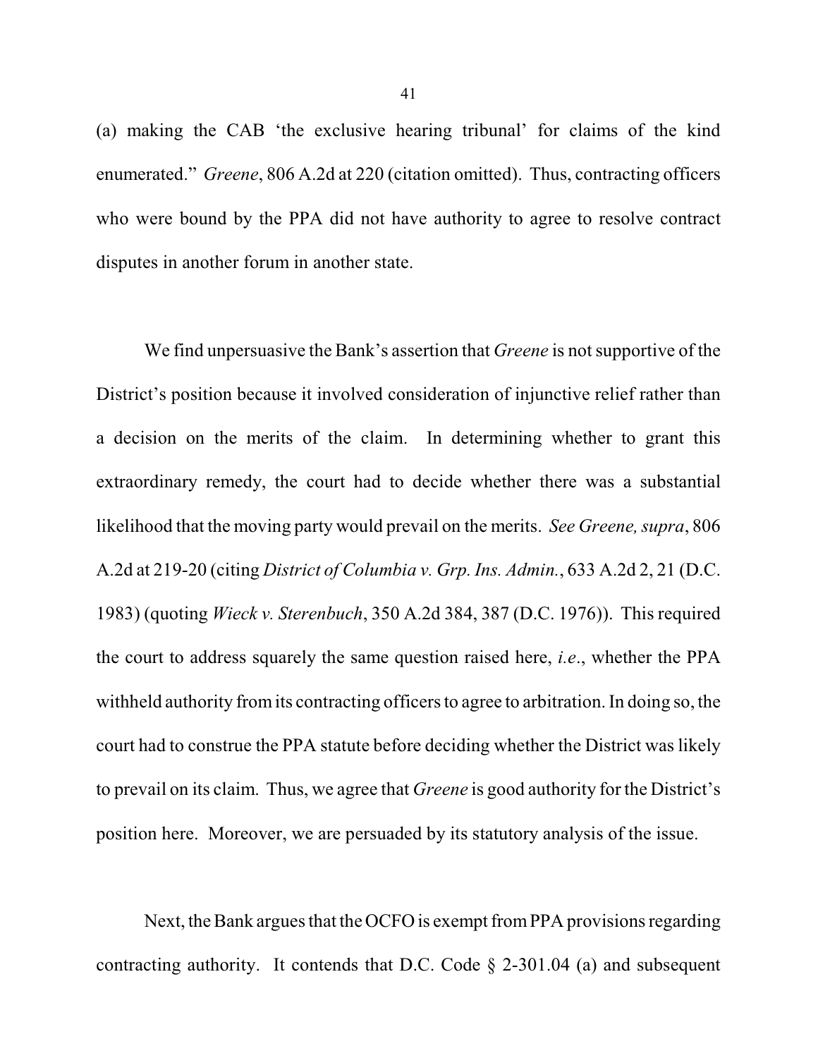(a) making the CAB 'the exclusive hearing tribunal' for claims of the kind enumerated." *Greene*, 806 A.2d at 220 (citation omitted). Thus, contracting officers who were bound by the PPA did not have authority to agree to resolve contract disputes in another forum in another state.

We find unpersuasive the Bank's assertion that *Greene* is not supportive of the District's position because it involved consideration of injunctive relief rather than a decision on the merits of the claim. In determining whether to grant this extraordinary remedy, the court had to decide whether there was a substantial likelihood that the moving party would prevail on the merits. *See Greene, supra*, 806 A.2d at 219-20 (citing *District of Columbia v. Grp. Ins. Admin.*, 633 A.2d 2, 21 (D.C. 1983) (quoting *Wieck v. Sterenbuch*, 350 A.2d 384, 387 (D.C. 1976)). This required the court to address squarely the same question raised here, *i.e.*, whether the PPA withheld authority from its contracting officers to agree to arbitration. In doing so, the court had to construe the PPA statute before deciding whether the District was likely to prevail on its claim. Thus, we agree that *Greene* is good authority for the District's position here. Moreover, we are persuaded by its statutory analysis of the issue.

Next, the Bank argues that the OCFO is exempt from PPA provisions regarding contracting authority. It contends that D.C. Code § 2-301.04 (a) and subsequent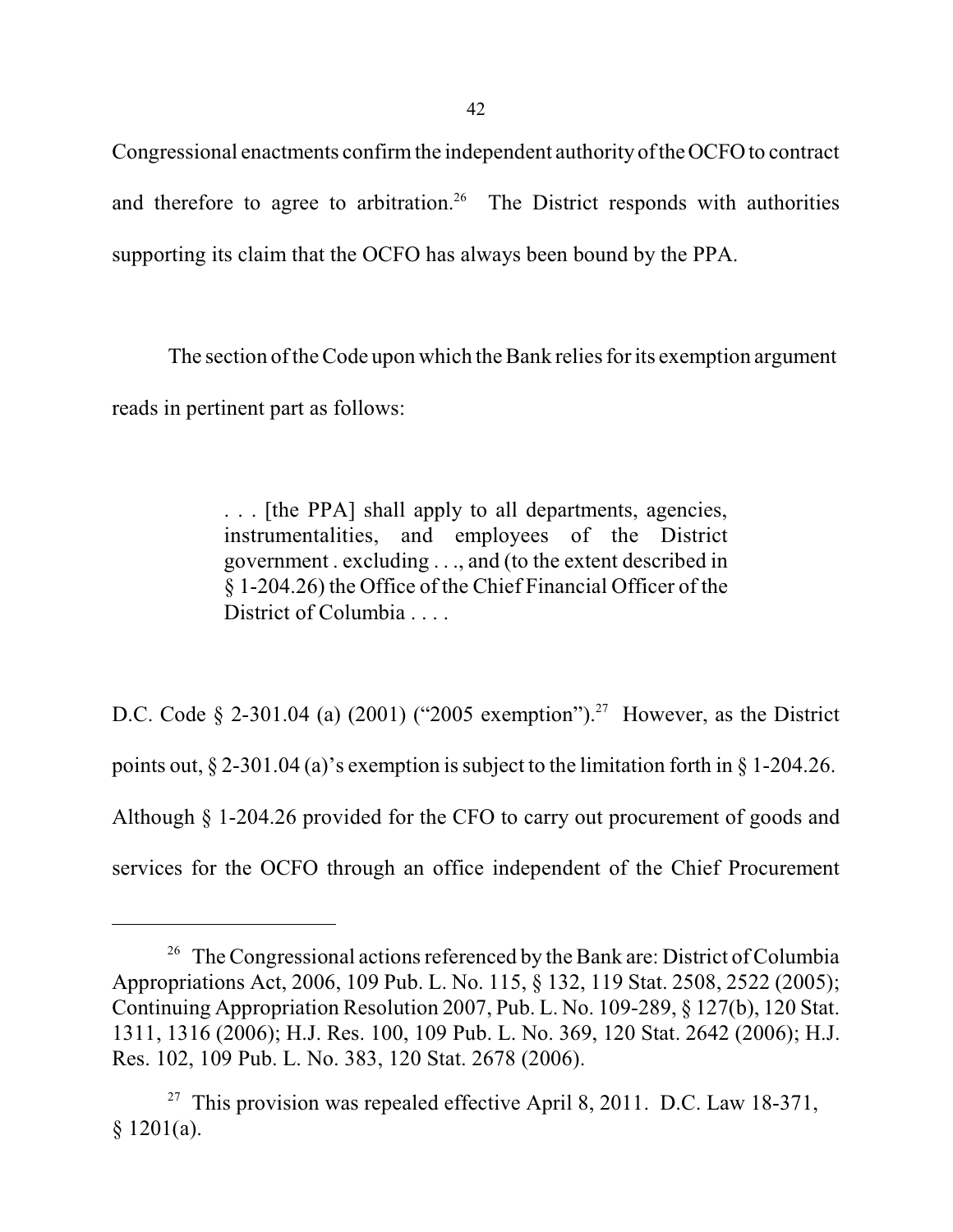Congressional enactments confirm the independent authority of the OCFO to contract and therefore to agree to arbitration.[26] The District responds with authorities supporting its claim that the OCFO has always been bound by the PPA.

The section of the Code upon which the Bank relies for its exemption argument reads in pertinent part as follows:

> . . . [the PPA] shall apply to all departments, agencies, instrumentalities, and employees of the District government . excluding . . ., and (to the extent described in § 1-204.26) the Office of the Chief Financial Officer of the District of Columbia . . . .

D.C. Code § 2-301.04 (a) (2001) ("2005 exemption").[27] However, as the District points out, § 2-301.04 (a)'s exemption is subject to the limitation forth in § 1-204.26. Although § 1-204.26 provided for the CFO to carry out procurement of goods and services for the OCFO through an office independent of the Chief Procurement

---

[26] The Congressional actions referenced by the Bank are: District of Columbia Appropriations Act, 2006, 109 Pub. L. No. 115, § 132, 119 Stat. 2508, 2522 (2005); Continuing Appropriation Resolution 2007, Pub. L. No. 109-289, § 127(b), 120 Stat. 1311, 1316 (2006); H.J. Res. 100, 109 Pub. L. No. 369, 120 Stat. 2642 (2006); H.J. Res. 102, 109 Pub. L. No. 383, 120 Stat. 2678 (2006).

[27] This provision was repealed effective April 8, 2011. D.C. Law 18-371, § 1201(a).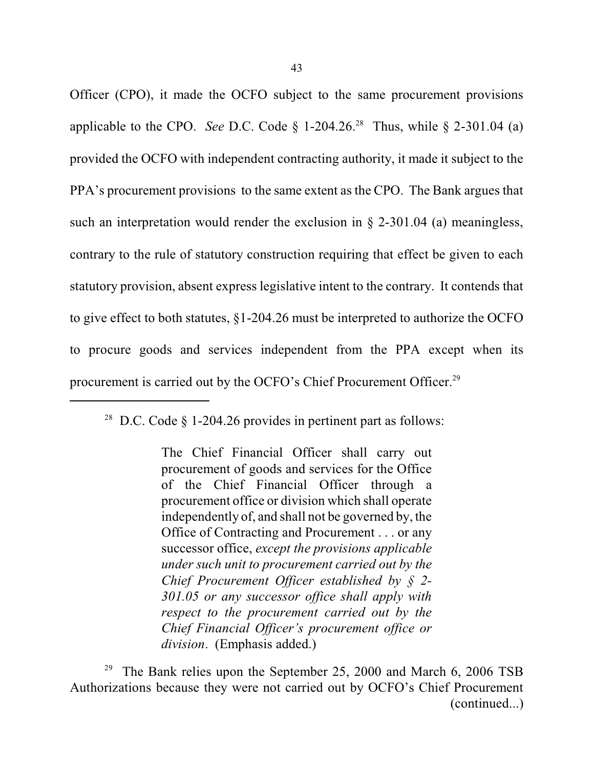Officer (CPO), it made the OCFO subject to the same procurement provisions applicable to the CPO. *See* D.C. Code § 1-204.26.[28] Thus, while § 2-301.04 (a) provided the OCFO with independent contracting authority, it made it subject to the PPA's procurement provisions to the same extent as the CPO. The Bank argues that such an interpretation would render the exclusion in § 2-301.04 (a) meaningless, contrary to the rule of statutory construction requiring that effect be given to each statutory provision, absent express legislative intent to the contrary. It contends that to give effect to both statutes, §1-204.26 must be interpreted to authorize the OCFO to procure goods and services independent from the PPA except when its procurement is carried out by the OCFO's Chief Procurement Officer.[29]

---

[28] D.C. Code § 1-204.26 provides in pertinent part as follows:

> The Chief Financial Officer shall carry out procurement of goods and services for the Office of the Chief Financial Officer through a procurement office or division which shall operate independently of, and shall not be governed by, the Office of Contracting and Procurement . . . or any successor office, *except the provisions applicable under such unit to procurement carried out by the Chief Procurement Officer established by § 2-301.05 or any successor office shall apply with respect to the procurement carried out by the Chief Financial Officer's procurement office or division*. (Emphasis added.)

[29] The Bank relies upon the September 25, 2000 and March 6, 2006 TSB Authorizations because they were not carried out by OCFO's Chief Procurement (continued...)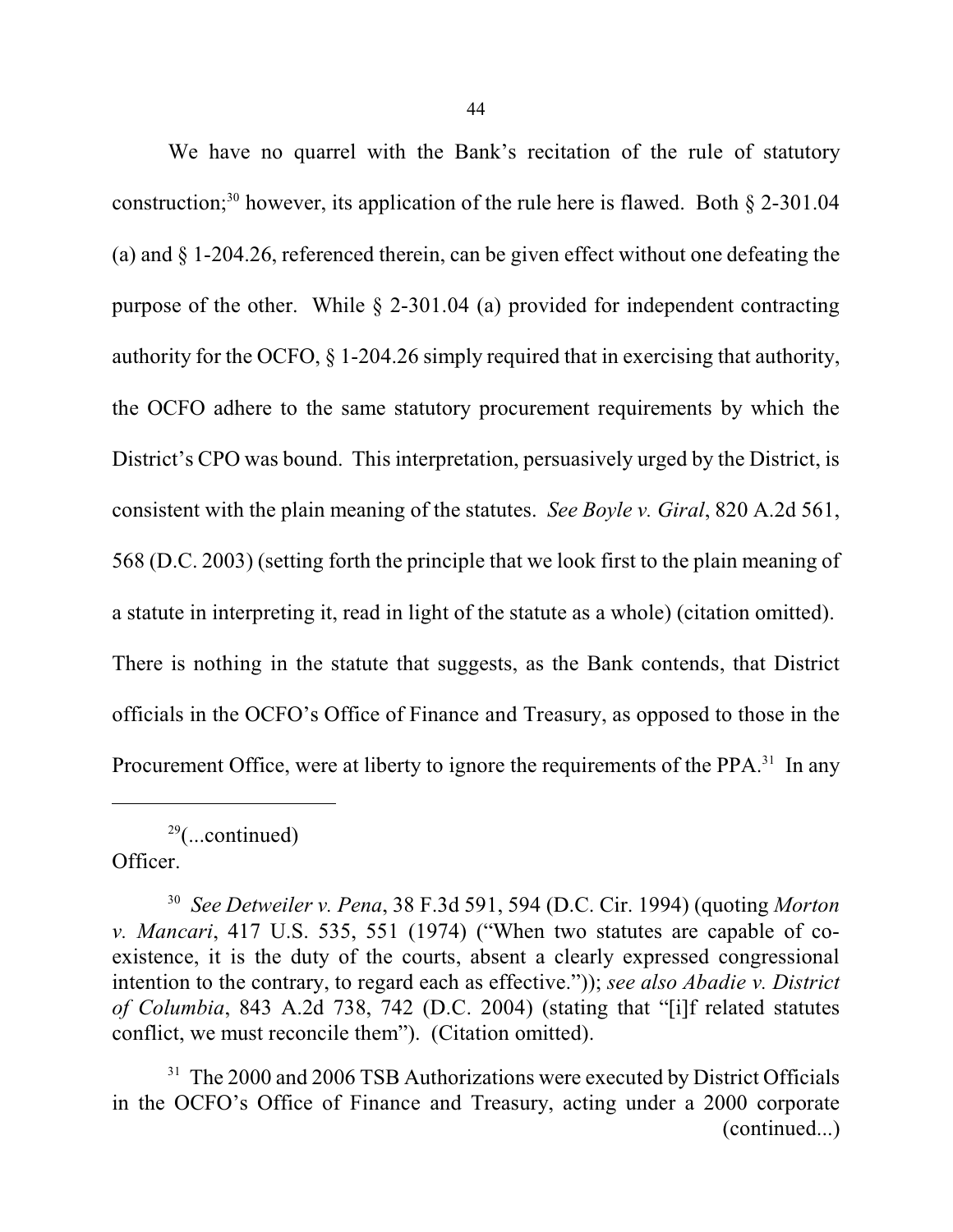We have no quarrel with the Bank's recitation of the rule of statutory construction;[30] however, its application of the rule here is flawed. Both § 2-301.04 (a) and § 1-204.26, referenced therein, can be given effect without one defeating the purpose of the other. While § 2-301.04 (a) provided for independent contracting authority for the OCFO, § 1-204.26 simply required that in exercising that authority, the OCFO adhere to the same statutory procurement requirements by which the District's CPO was bound. This interpretation, persuasively urged by the District, is consistent with the plain meaning of the statutes. *See Boyle v. Giral*, 820 A.2d 561, 568 (D.C. 2003) (setting forth the principle that we look first to the plain meaning of a statute in interpreting it, read in light of the statute as a whole) (citation omitted). There is nothing in the statute that suggests, as the Bank contends, that District officials in the OCFO's Office of Finance and Treasury, as opposed to those in the Procurement Office, were at liberty to ignore the requirements of the PPA.[31] In any

---

[29](...continued) Officer.

[30] *See Detweiler v. Pena*, 38 F.3d 591, 594 (D.C. Cir. 1994) (quoting *Morton v. Mancari*, 417 U.S. 535, 551 (1974) ("When two statutes are capable of co-existence, it is the duty of the courts, absent a clearly expressed congressional intention to the contrary, to regard each as effective.")); *see also Abadie v. District of Columbia*, 843 A.2d 738, 742 (D.C. 2004) (stating that "[i]f related statutes conflict, we must reconcile them"). (Citation omitted).

[31] The 2000 and 2006 TSB Authorizations were executed by District Officials in the OCFO's Office of Finance and Treasury, acting under a 2000 corporate (continued...)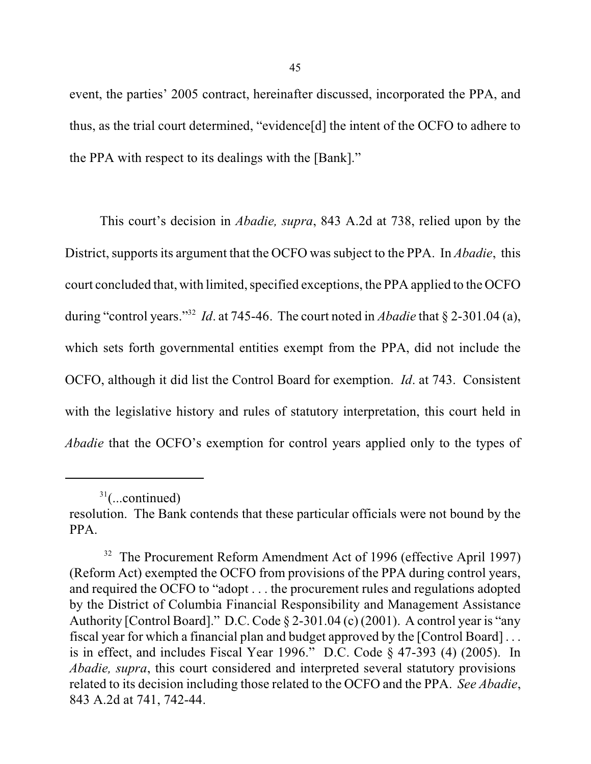event, the parties' 2005 contract, hereinafter discussed, incorporated the PPA, and thus, as the trial court determined, "evidence[d] the intent of the OCFO to adhere to the PPA with respect to its dealings with the [Bank]."

This court's decision in *Abadie, supra*, 843 A.2d at 738, relied upon by the District, supports its argument that the OCFO was subject to the PPA. In *Abadie*, this court concluded that, with limited, specified exceptions, the PPA applied to the OCFO during "control years."[32] *Id*. at 745-46. The court noted in *Abadie* that § 2-301.04 (a), which sets forth governmental entities exempt from the PPA, did not include the OCFO, although it did list the Control Board for exemption. *Id*. at 743. Consistent with the legislative history and rules of statutory interpretation, this court held in *Abadie* that the OCFO's exemption for control years applied only to the types of

---

[31](...continued)
resolution. The Bank contends that these particular officials were not bound by the PPA.

[32] The Procurement Reform Amendment Act of 1996 (effective April 1997) (Reform Act) exempted the OCFO from provisions of the PPA during control years, and required the OCFO to "adopt . . . the procurement rules and regulations adopted by the District of Columbia Financial Responsibility and Management Assistance Authority [Control Board]." D.C. Code § 2-301.04 (c) (2001). A control year is "any fiscal year for which a financial plan and budget approved by the [Control Board] . . . is in effect, and includes Fiscal Year 1996." D.C. Code § 47-393 (4) (2005). In *Abadie, supra*, this court considered and interpreted several statutory provisions related to its decision including those related to the OCFO and the PPA. *See Abadie*, 843 A.2d at 741, 742-44.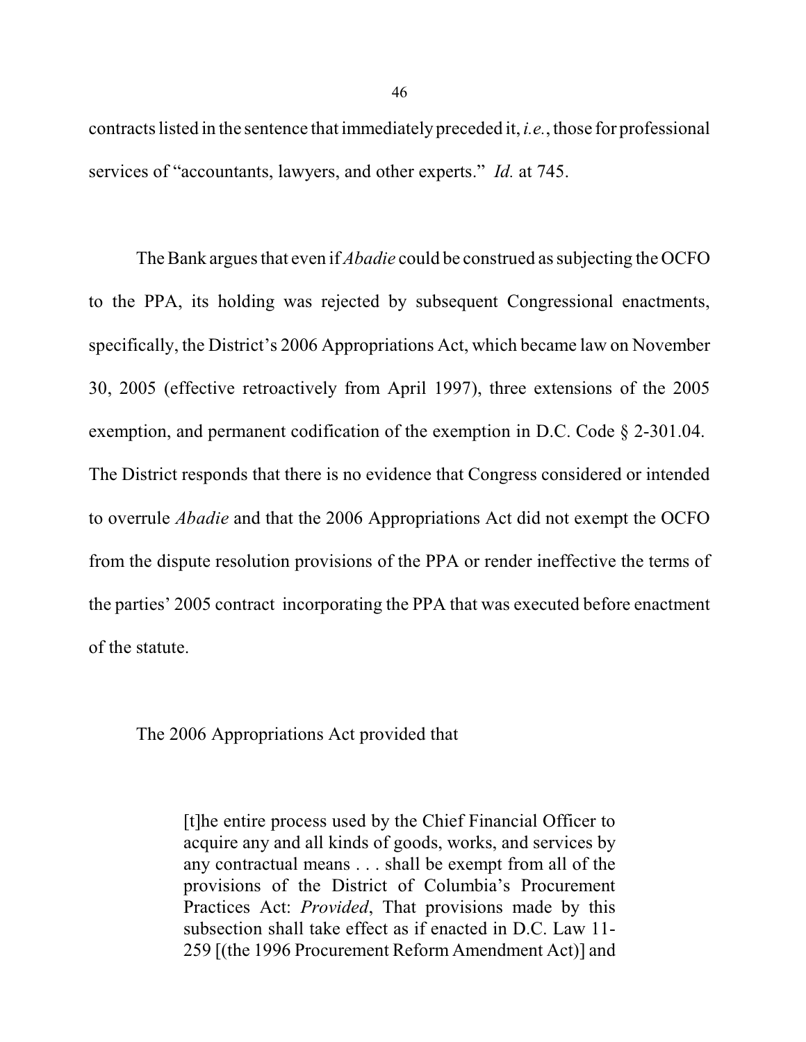contracts listed in the sentence that immediately preceded it, *i.e.*, those for professional services of "accountants, lawyers, and other experts." *Id.* at 745.

The Bank argues that even if *Abadie* could be construed as subjecting the OCFO to the PPA, its holding was rejected by subsequent Congressional enactments, specifically, the District's 2006 Appropriations Act, which became law on November 30, 2005 (effective retroactively from April 1997), three extensions of the 2005 exemption, and permanent codification of the exemption in D.C. Code § 2-301.04. The District responds that there is no evidence that Congress considered or intended to overrule *Abadie* and that the 2006 Appropriations Act did not exempt the OCFO from the dispute resolution provisions of the PPA or render ineffective the terms of the parties' 2005 contract incorporating the PPA that was executed before enactment of the statute.

The 2006 Appropriations Act provided that

> [t]he entire process used by the Chief Financial Officer to acquire any and all kinds of goods, works, and services by any contractual means . . . shall be exempt from all of the provisions of the District of Columbia's Procurement Practices Act: *Provided*, That provisions made by this subsection shall take effect as if enacted in D.C. Law 11-259 [(the 1996 Procurement Reform Amendment Act)] and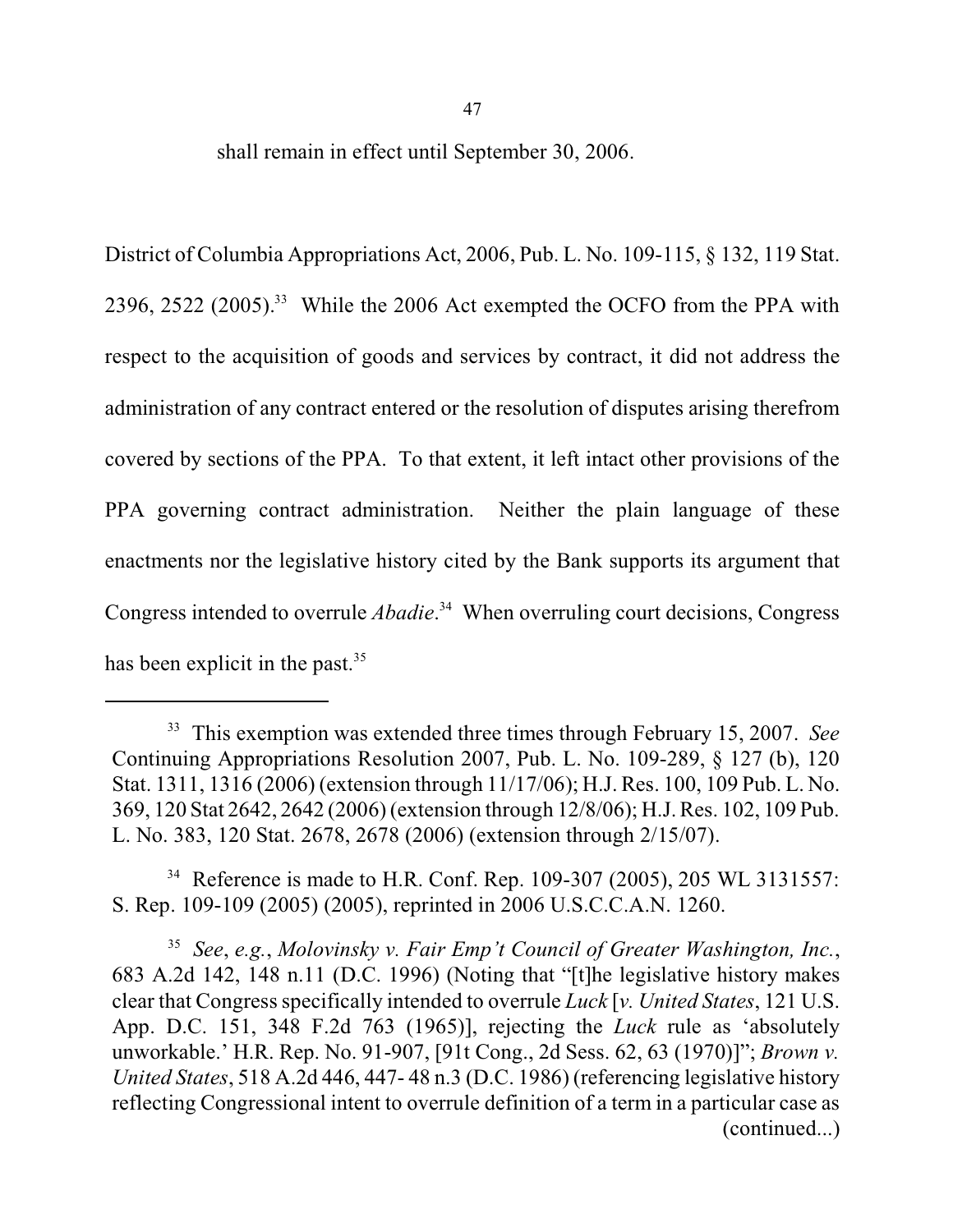shall remain in effect until September 30, 2006.

District of Columbia Appropriations Act, 2006, Pub. L. No. 109-115, § 132, 119 Stat. 2396, 2522 (2005).[33] While the 2006 Act exempted the OCFO from the PPA with respect to the acquisition of goods and services by contract, it did not address the administration of any contract entered or the resolution of disputes arising therefrom covered by sections of the PPA. To that extent, it left intact other provisions of the PPA governing contract administration. Neither the plain language of these enactments nor the legislative history cited by the Bank supports its argument that Congress intended to overrule *Abadie*.[34] When overruling court decisions, Congress has been explicit in the past.[35]

---

[33] This exemption was extended three times through February 15, 2007. *See* Continuing Appropriations Resolution 2007, Pub. L. No. 109-289, § 127 (b), 120 Stat. 1311, 1316 (2006) (extension through 11/17/06); H.J. Res. 100, 109 Pub. L. No. 369, 120 Stat 2642, 2642 (2006) (extension through 12/8/06); H.J. Res. 102, 109 Pub. L. No. 383, 120 Stat. 2678, 2678 (2006) (extension through 2/15/07).

[34] Reference is made to H.R. Conf. Rep. 109-307 (2005), 205 WL 3131557: S. Rep. 109-109 (2005) (2005), reprinted in 2006 U.S.C.C.A.N. 1260.

[35] *See*, *e.g.*, *Molovinsky v. Fair Emp't Council of Greater Washington, Inc.*, 683 A.2d 142, 148 n.11 (D.C. 1996) (Noting that "[t]he legislative history makes clear that Congress specifically intended to overrule *Luck* [*v. United States*, 121 U.S. App. D.C. 151, 348 F.2d 763 (1965)], rejecting the *Luck* rule as 'absolutely unworkable.' H.R. Rep. No. 91-907, [91t Cong., 2d Sess. 62, 63 (1970)]"; *Brown v. United States*, 518 A.2d 446, 447- 48 n.3 (D.C. 1986) (referencing legislative history reflecting Congressional intent to overrule definition of a term in a particular case as (continued...)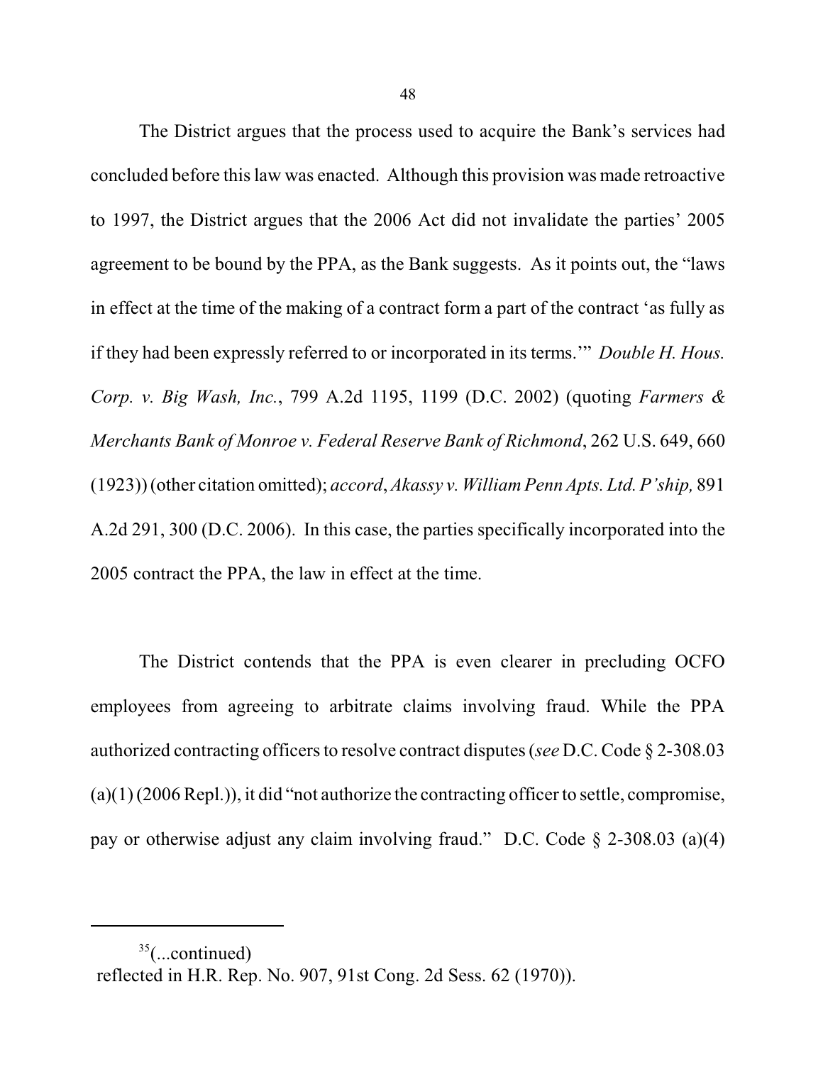The District argues that the process used to acquire the Bank's services had concluded before this law was enacted. Although this provision was made retroactive to 1997, the District argues that the 2006 Act did not invalidate the parties' 2005 agreement to be bound by the PPA, as the Bank suggests. As it points out, the "laws in effect at the time of the making of a contract form a part of the contract 'as fully as if they had been expressly referred to or incorporated in its terms.'" *Double H. Hous. Corp. v. Big Wash, Inc.*, 799 A.2d 1195, 1199 (D.C. 2002) (quoting *Farmers & Merchants Bank of Monroe v. Federal Reserve Bank of Richmond*, 262 U.S. 649, 660 (1923)) (other citation omitted); *accord*, *Akassy v. William Penn Apts. Ltd. P'ship,* 891 A.2d 291, 300 (D.C. 2006). In this case, the parties specifically incorporated into the 2005 contract the PPA, the law in effect at the time.

The District contends that the PPA is even clearer in precluding OCFO employees from agreeing to arbitrate claims involving fraud. While the PPA authorized contracting officers to resolve contract disputes (*see* D.C. Code § 2-308.03 (a)(1) (2006 Repl.)), it did "not authorize the contracting officer to settle, compromise, pay or otherwise adjust any claim involving fraud." D.C. Code § 2-308.03 (a)(4)

---

[35](...continued)
reflected in H.R. Rep. No. 907, 91st Cong. 2d Sess. 62 (1970)).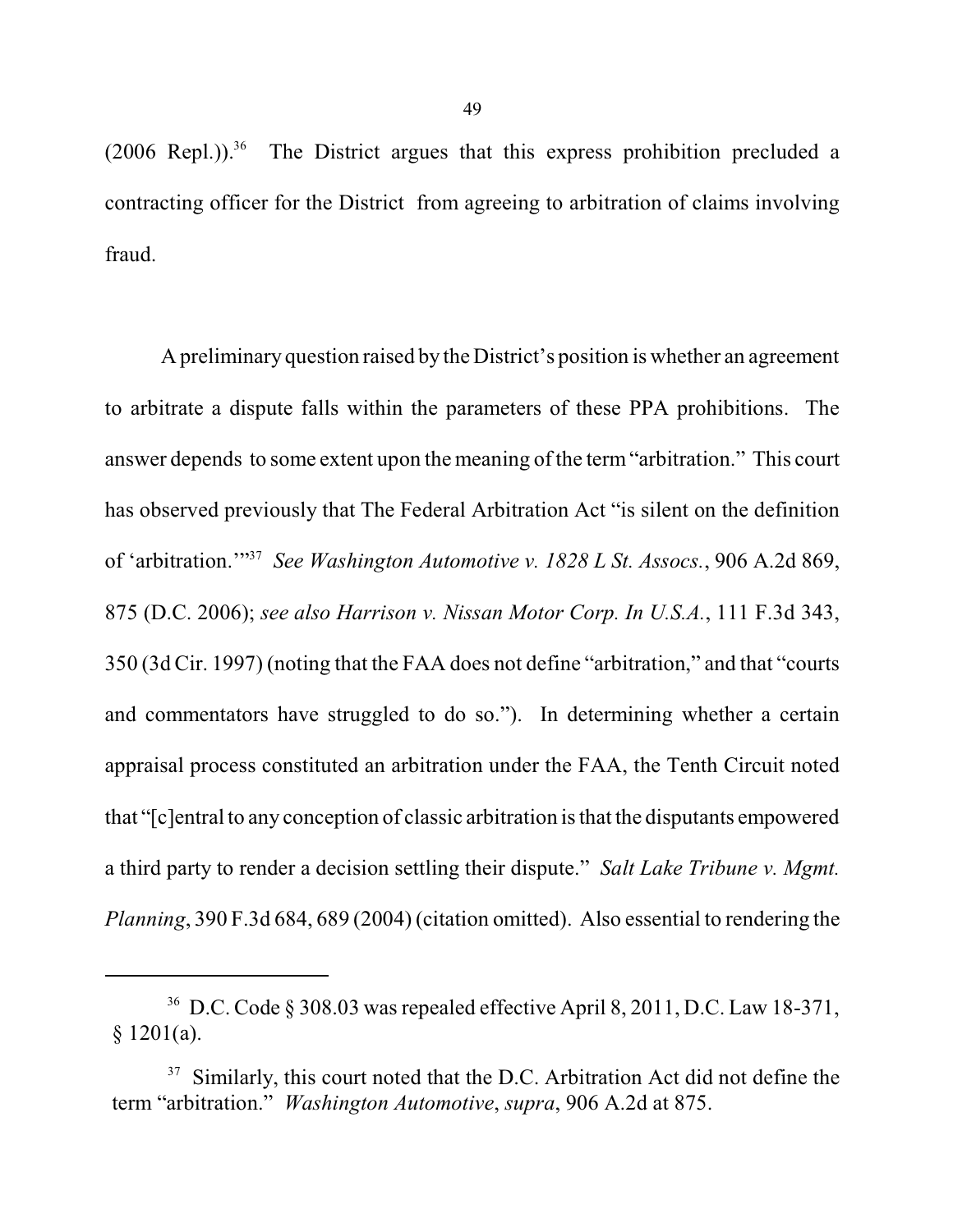(2006 Repl.)).[36] The District argues that this express prohibition precluded a contracting officer for the District from agreeing to arbitration of claims involving fraud.

A preliminary question raised by the District's position is whether an agreement to arbitrate a dispute falls within the parameters of these PPA prohibitions. The answer depends to some extent upon the meaning of the term "arbitration." This court has observed previously that The Federal Arbitration Act "is silent on the definition of 'arbitration.'"[37] *See Washington Automotive v. 1828 L St. Assocs.*, 906 A.2d 869, 875 (D.C. 2006); *see also Harrison v. Nissan Motor Corp. In U.S.A.*, 111 F.3d 343, 350 (3d Cir. 1997) (noting that the FAA does not define "arbitration," and that "courts and commentators have struggled to do so."). In determining whether a certain appraisal process constituted an arbitration under the FAA, the Tenth Circuit noted that "[c]entral to any conception of classic arbitration is that the disputants empowered a third party to render a decision settling their dispute." *Salt Lake Tribune v. Mgmt. Planning*, 390 F.3d 684, 689 (2004) (citation omitted). Also essential to rendering the

---

[36] D.C. Code § 308.03 was repealed effective April 8, 2011, D.C. Law 18-371, § 1201(a).

[37] Similarly, this court noted that the D.C. Arbitration Act did not define the term "arbitration." *Washington Automotive*, *supra*, 906 A.2d at 875.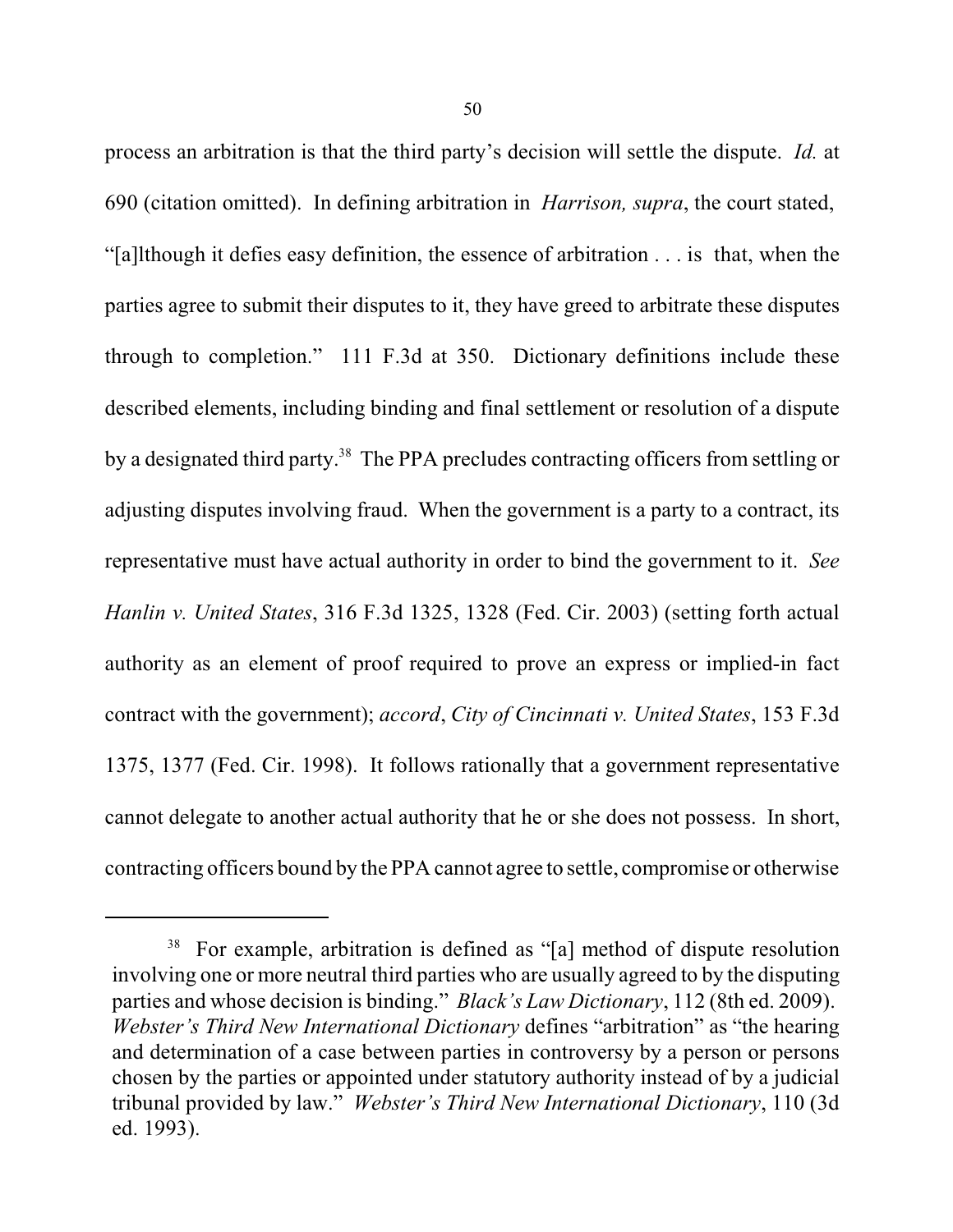process an arbitration is that the third party's decision will settle the dispute. *Id.* at 690 (citation omitted). In defining arbitration in *Harrison, supra*, the court stated, "[a]lthough it defies easy definition, the essence of arbitration . . . is that, when the parties agree to submit their disputes to it, they have greed to arbitrate these disputes through to completion." 111 F.3d at 350. Dictionary definitions include these described elements, including binding and final settlement or resolution of a dispute by a designated third party.[38] The PPA precludes contracting officers from settling or adjusting disputes involving fraud. When the government is a party to a contract, its representative must have actual authority in order to bind the government to it. *See Hanlin v. United States*, 316 F.3d 1325, 1328 (Fed. Cir. 2003) (setting forth actual authority as an element of proof required to prove an express or implied-in fact contract with the government); *accord*, *City of Cincinnati v. United States*, 153 F.3d 1375, 1377 (Fed. Cir. 1998). It follows rationally that a government representative cannot delegate to another actual authority that he or she does not possess. In short, contracting officers bound by the PPA cannot agree to settle, compromise or otherwise

---

[38] For example, arbitration is defined as "[a] method of dispute resolution involving one or more neutral third parties who are usually agreed to by the disputing parties and whose decision is binding." *Black's Law Dictionary*, 112 (8th ed. 2009). *Webster's Third New International Dictionary* defines "arbitration" as "the hearing and determination of a case between parties in controversy by a person or persons chosen by the parties or appointed under statutory authority instead of by a judicial tribunal provided by law." *Webster's Third New International Dictionary*, 110 (3d ed. 1993).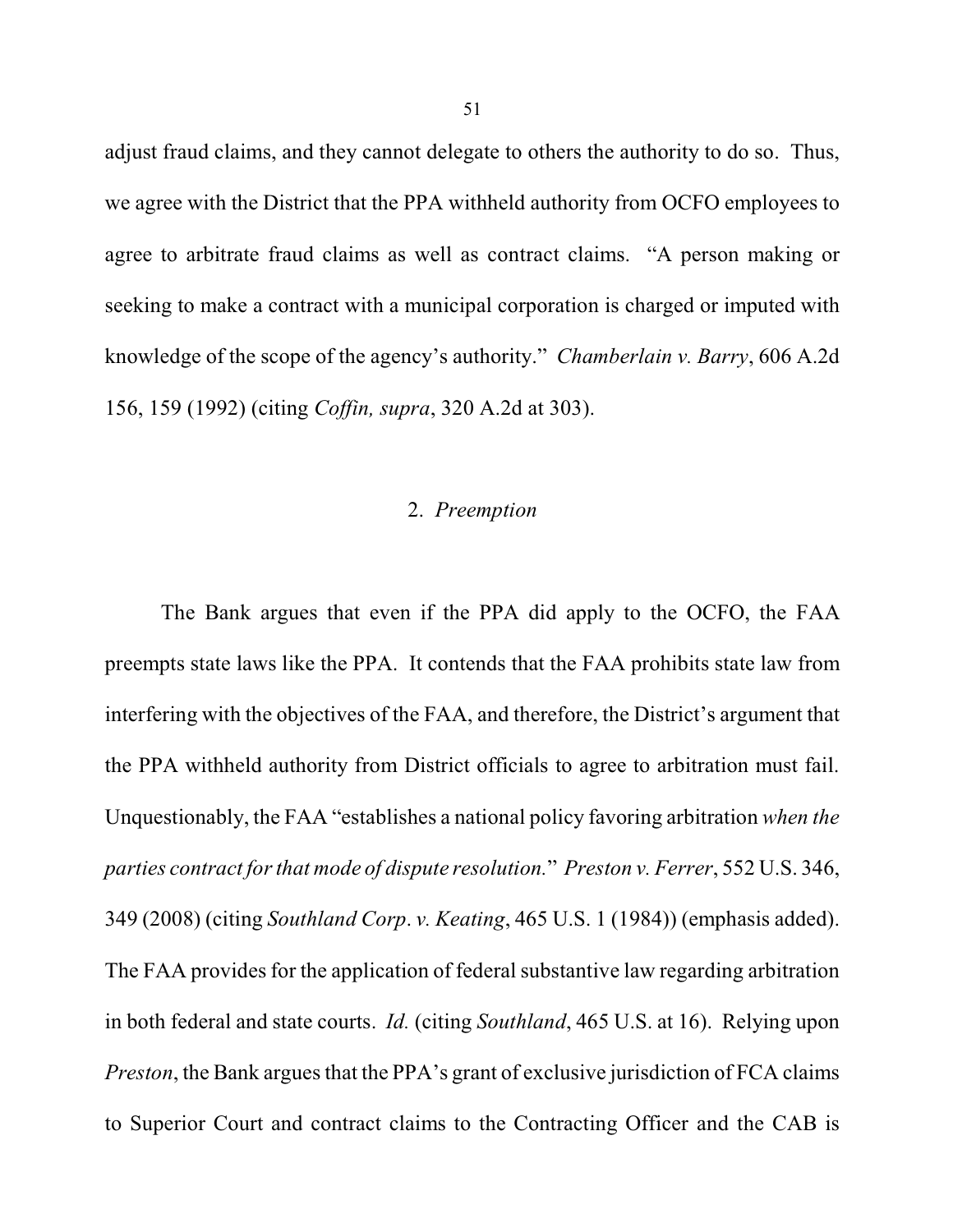adjust fraud claims, and they cannot delegate to others the authority to do so. Thus, we agree with the District that the PPA withheld authority from OCFO employees to agree to arbitrate fraud claims as well as contract claims. "A person making or seeking to make a contract with a municipal corporation is charged or imputed with knowledge of the scope of the agency's authority." *Chamberlain v. Barry*, 606 A.2d 156, 159 (1992) (citing *Coffin, supra*, 320 A.2d at 303).

### 2. *Preemption*

The Bank argues that even if the PPA did apply to the OCFO, the FAA preempts state laws like the PPA. It contends that the FAA prohibits state law from interfering with the objectives of the FAA, and therefore, the District's argument that the PPA withheld authority from District officials to agree to arbitration must fail. Unquestionably, the FAA "establishes a national policy favoring arbitration *when the parties contract for that mode of dispute resolution.*" *Preston v. Ferrer*, 552 U.S. 346, 349 (2008) (citing *Southland Corp. v. Keating*, 465 U.S. 1 (1984)) (emphasis added). The FAA provides for the application of federal substantive law regarding arbitration in both federal and state courts. *Id.* (citing *Southland*, 465 U.S. at 16). Relying upon *Preston*, the Bank argues that the PPA's grant of exclusive jurisdiction of FCA claims to Superior Court and contract claims to the Contracting Officer and the CAB is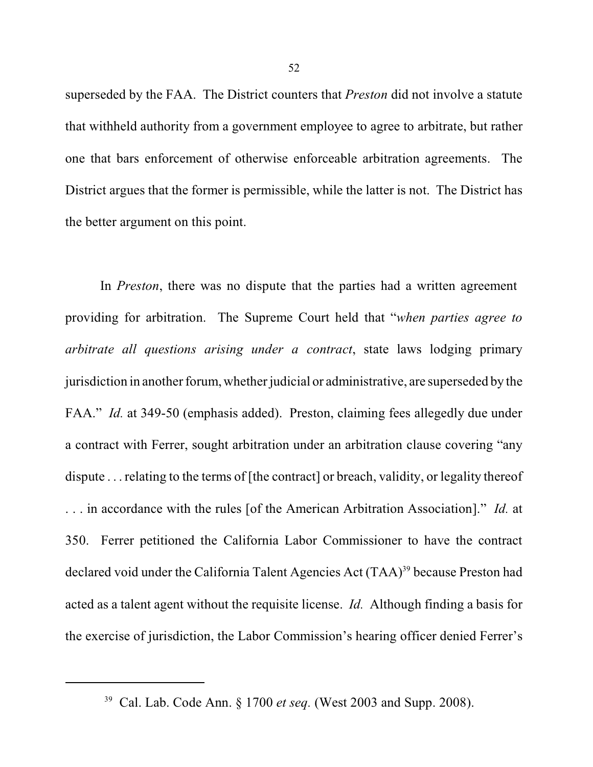superseded by the FAA. The District counters that *Preston* did not involve a statute that withheld authority from a government employee to agree to arbitrate, but rather one that bars enforcement of otherwise enforceable arbitration agreements. The District argues that the former is permissible, while the latter is not. The District has the better argument on this point.

In *Preston*, there was no dispute that the parties had a written agreement providing for arbitration. The Supreme Court held that "*when parties agree to arbitrate all questions arising under a contract*, state laws lodging primary jurisdiction in another forum, whether judicial or administrative, are superseded by the FAA." *Id.* at 349-50 (emphasis added). Preston, claiming fees allegedly due under a contract with Ferrer, sought arbitration under an arbitration clause covering "any dispute . . . relating to the terms of [the contract] or breach, validity, or legality thereof . . . in accordance with the rules [of the American Arbitration Association]." *Id.* at 350. Ferrer petitioned the California Labor Commissioner to have the contract declared void under the California Talent Agencies Act (TAA)[39] because Preston had acted as a talent agent without the requisite license. *Id.* Although finding a basis for the exercise of jurisdiction, the Labor Commission's hearing officer denied Ferrer's

[39] Cal. Lab. Code Ann. § 1700 *et seq.* (West 2003 and Supp. 2008).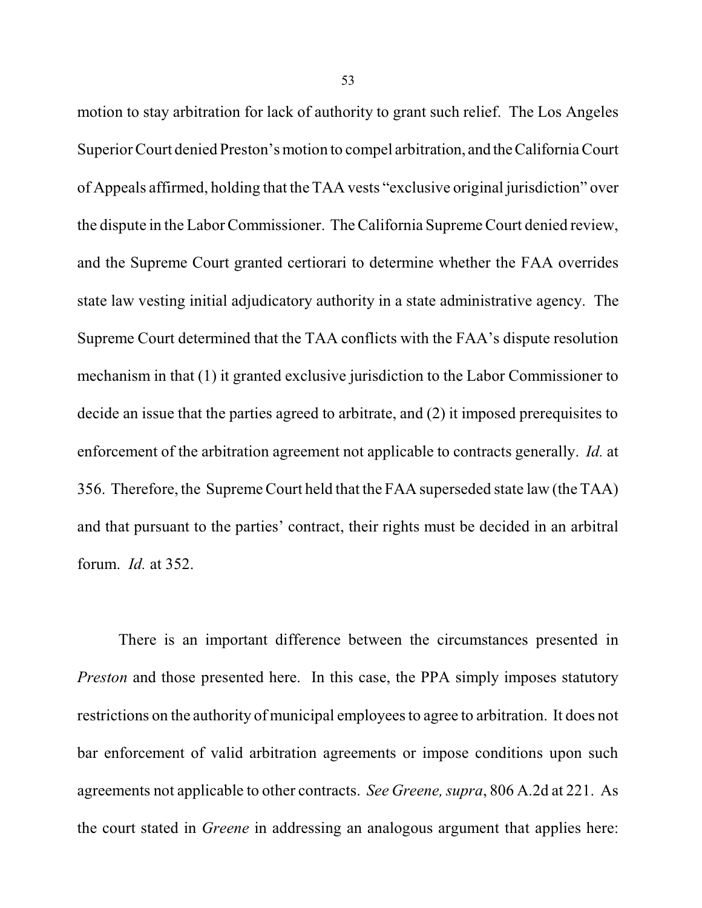motion to stay arbitration for lack of authority to grant such relief. The Los Angeles Superior Court denied Preston's motion to compel arbitration, and the California Court of Appeals affirmed, holding that the TAA vests "exclusive original jurisdiction" over the dispute in the Labor Commissioner. The California Supreme Court denied review, and the Supreme Court granted certiorari to determine whether the FAA overrides state law vesting initial adjudicatory authority in a state administrative agency. The Supreme Court determined that the TAA conflicts with the FAA's dispute resolution mechanism in that (1) it granted exclusive jurisdiction to the Labor Commissioner to decide an issue that the parties agreed to arbitrate, and (2) it imposed prerequisites to enforcement of the arbitration agreement not applicable to contracts generally. *Id.* at 356. Therefore, the Supreme Court held that the FAA superseded state law (the TAA) and that pursuant to the parties' contract, their rights must be decided in an arbitral forum. *Id.* at 352.

There is an important difference between the circumstances presented in *Preston* and those presented here. In this case, the PPA simply imposes statutory restrictions on the authority of municipal employees to agree to arbitration. It does not bar enforcement of valid arbitration agreements or impose conditions upon such agreements not applicable to other contracts. *See Greene, supra*, 806 A.2d at 221. As the court stated in *Greene* in addressing an analogous argument that applies here: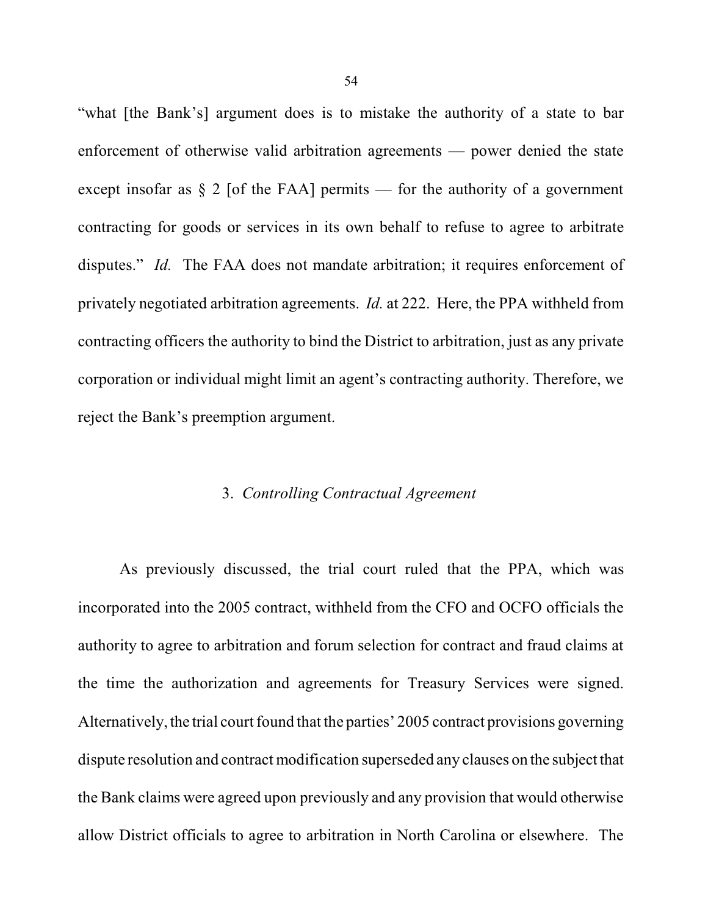"what [the Bank's] argument does is to mistake the authority of a state to bar enforcement of otherwise valid arbitration agreements — power denied the state except insofar as § 2 [of the FAA] permits — for the authority of a government contracting for goods or services in its own behalf to refuse to agree to arbitrate disputes." *Id.* The FAA does not mandate arbitration; it requires enforcement of privately negotiated arbitration agreements. *Id.* at 222. Here, the PPA withheld from contracting officers the authority to bind the District to arbitration, just as any private corporation or individual might limit an agent's contracting authority. Therefore, we reject the Bank's preemption argument.

### 3. *Controlling Contractual Agreement*

As previously discussed, the trial court ruled that the PPA, which was incorporated into the 2005 contract, withheld from the CFO and OCFO officials the authority to agree to arbitration and forum selection for contract and fraud claims at the time the authorization and agreements for Treasury Services were signed. Alternatively, the trial court found that the parties' 2005 contract provisions governing dispute resolution and contract modification superseded any clauses on the subject that the Bank claims were agreed upon previously and any provision that would otherwise allow District officials to agree to arbitration in North Carolina or elsewhere. The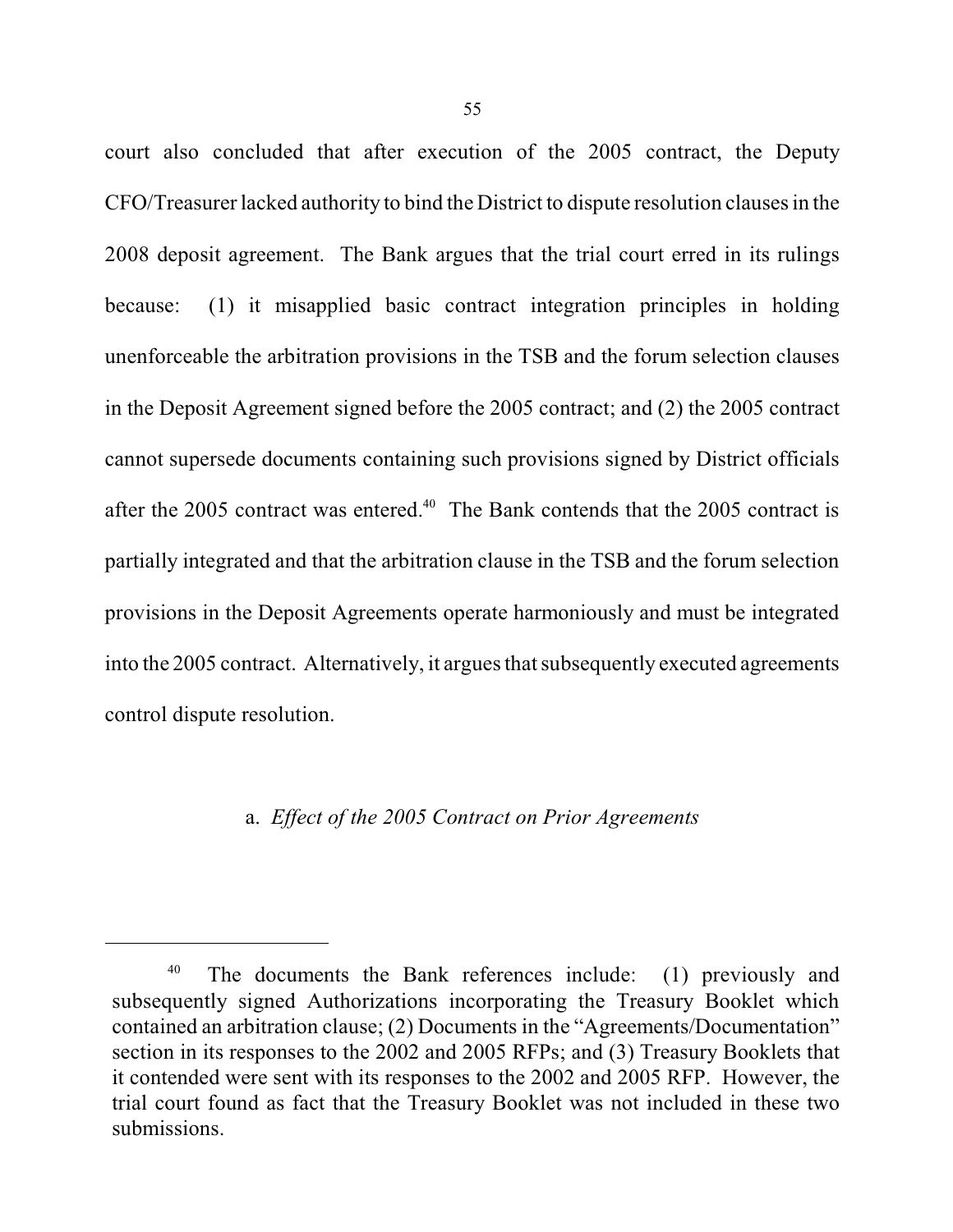court also concluded that after execution of the 2005 contract, the Deputy CFO/Treasurer lacked authority to bind the District to dispute resolution clauses in the 2008 deposit agreement. The Bank argues that the trial court erred in its rulings because: (1) it misapplied basic contract integration principles in holding unenforceable the arbitration provisions in the TSB and the forum selection clauses in the Deposit Agreement signed before the 2005 contract; and (2) the 2005 contract cannot supersede documents containing such provisions signed by District officials after the 2005 contract was entered.[40] The Bank contends that the 2005 contract is partially integrated and that the arbitration clause in the TSB and the forum selection provisions in the Deposit Agreements operate harmoniously and must be integrated into the 2005 contract. Alternatively, it argues that subsequently executed agreements control dispute resolution.

a. *Effect of the 2005 Contract on Prior Agreements*

---

[40] The documents the Bank references include: (1) previously and subsequently signed Authorizations incorporating the Treasury Booklet which contained an arbitration clause; (2) Documents in the "Agreements/Documentation" section in its responses to the 2002 and 2005 RFPs; and (3) Treasury Booklets that it contended were sent with its responses to the 2002 and 2005 RFP. However, the trial court found as fact that the Treasury Booklet was not included in these two submissions.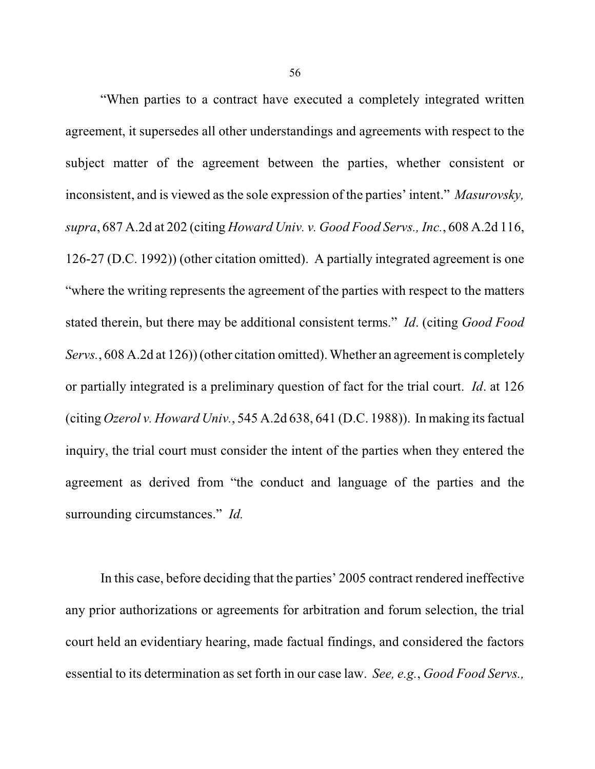"When parties to a contract have executed a completely integrated written agreement, it supersedes all other understandings and agreements with respect to the subject matter of the agreement between the parties, whether consistent or inconsistent, and is viewed as the sole expression of the parties' intent." *Masurovsky, supra*, 687 A.2d at 202 (citing *Howard Univ. v. Good Food Servs., Inc.*, 608 A.2d 116, 126-27 (D.C. 1992)) (other citation omitted). A partially integrated agreement is one "where the writing represents the agreement of the parties with respect to the matters stated therein, but there may be additional consistent terms." *Id*. (citing *Good Food Servs.*, 608 A.2d at 126)) (other citation omitted). Whether an agreement is completely or partially integrated is a preliminary question of fact for the trial court. *Id*. at 126 (citing *Ozerol v. Howard Univ.*, 545 A.2d 638, 641 (D.C. 1988)). In making its factual inquiry, the trial court must consider the intent of the parties when they entered the agreement as derived from "the conduct and language of the parties and the surrounding circumstances." *Id.*

In this case, before deciding that the parties' 2005 contract rendered ineffective any prior authorizations or agreements for arbitration and forum selection, the trial court held an evidentiary hearing, made factual findings, and considered the factors essential to its determination as set forth in our case law. *See, e.g.*, *Good Food Servs.,*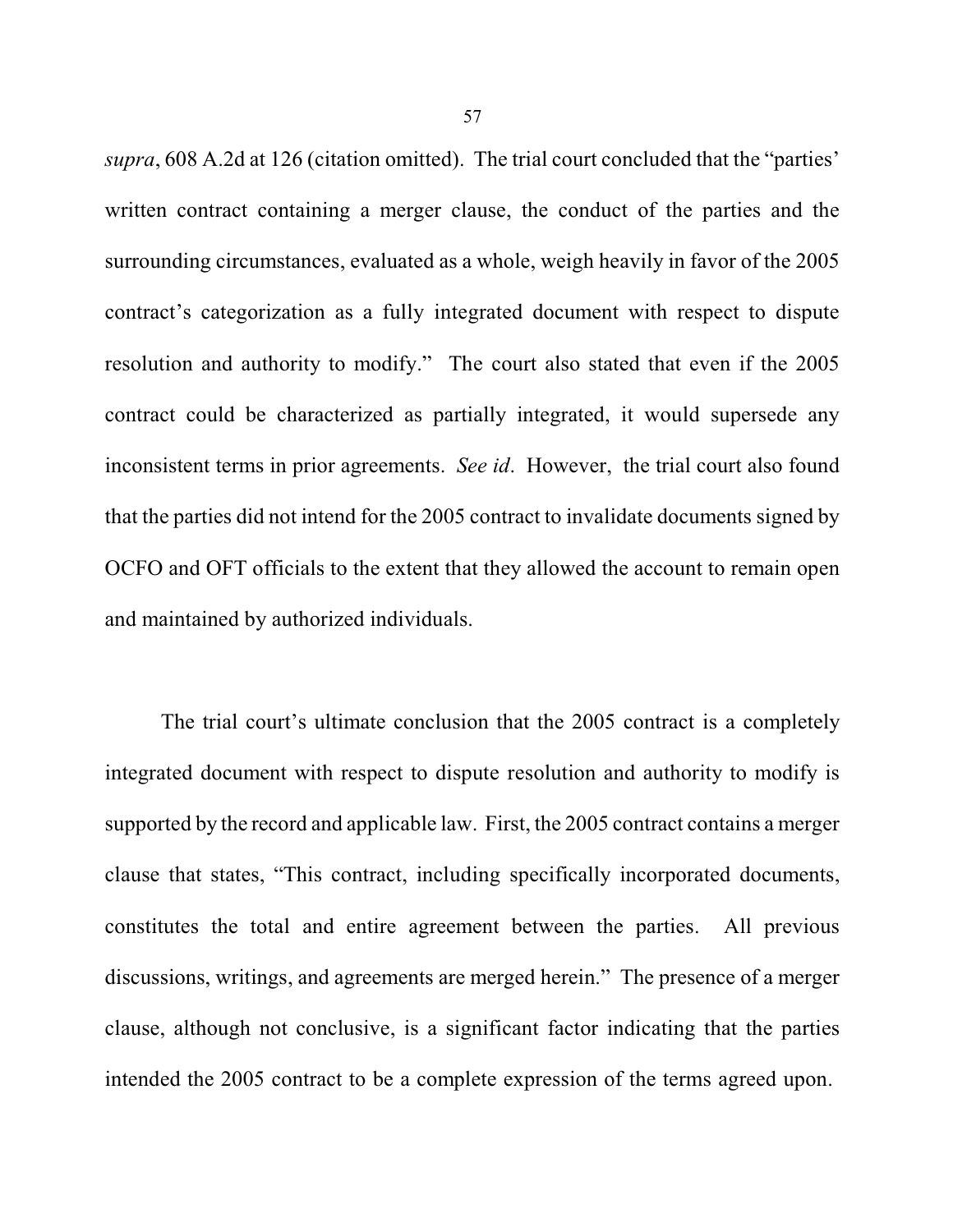*supra*, 608 A.2d at 126 (citation omitted). The trial court concluded that the "parties' written contract containing a merger clause, the conduct of the parties and the surrounding circumstances, evaluated as a whole, weigh heavily in favor of the 2005 contract's categorization as a fully integrated document with respect to dispute resolution and authority to modify." The court also stated that even if the 2005 contract could be characterized as partially integrated, it would supersede any inconsistent terms in prior agreements. *See id*. However, the trial court also found that the parties did not intend for the 2005 contract to invalidate documents signed by OCFO and OFT officials to the extent that they allowed the account to remain open and maintained by authorized individuals.

The trial court's ultimate conclusion that the 2005 contract is a completely integrated document with respect to dispute resolution and authority to modify is supported by the record and applicable law. First, the 2005 contract contains a merger clause that states, "This contract, including specifically incorporated documents, constitutes the total and entire agreement between the parties. All previous discussions, writings, and agreements are merged herein." The presence of a merger clause, although not conclusive, is a significant factor indicating that the parties intended the 2005 contract to be a complete expression of the terms agreed upon.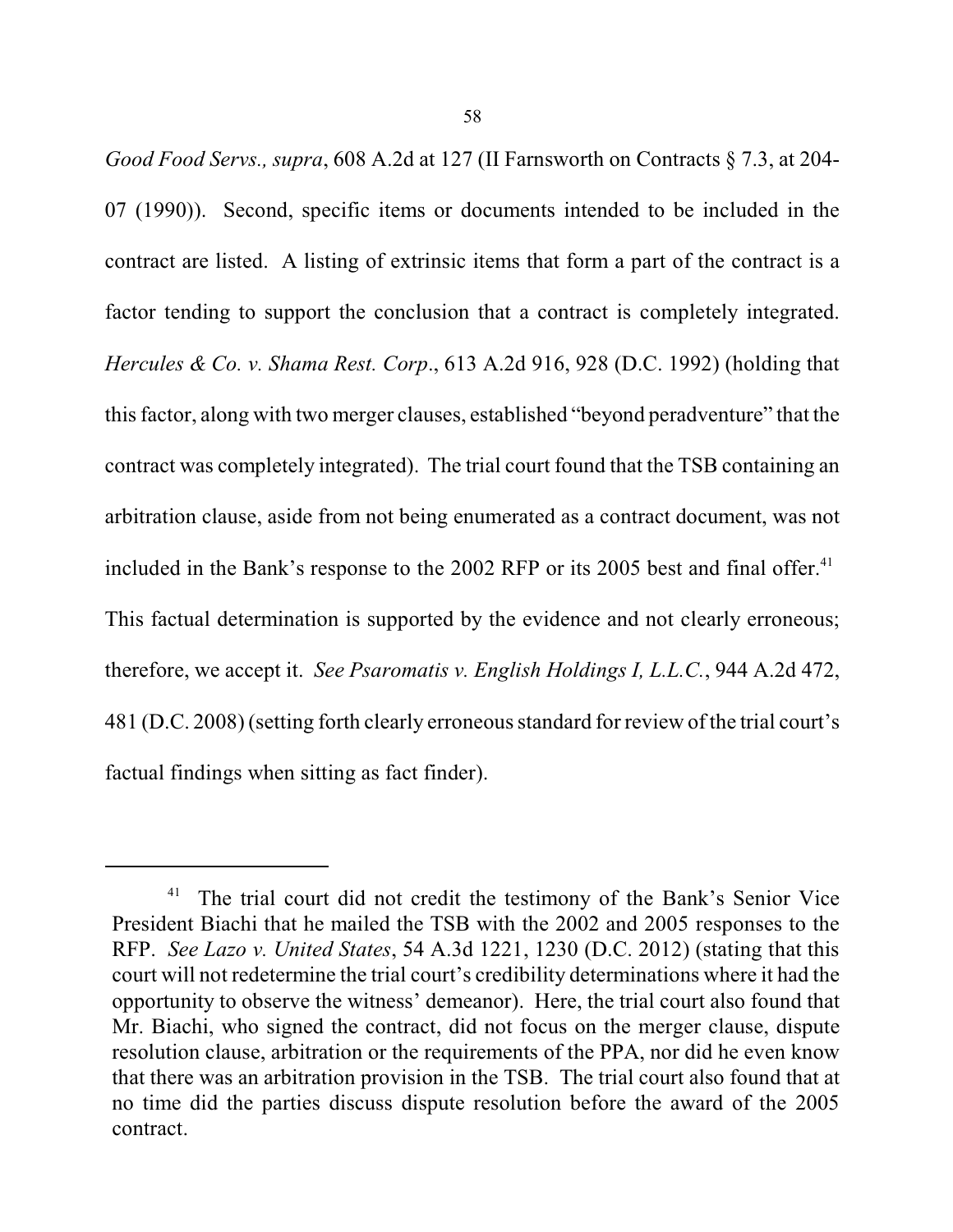*Good Food Servs., supra*, 608 A.2d at 127 (II Farnsworth on Contracts § 7.3, at 204-07 (1990)). Second, specific items or documents intended to be included in the contract are listed. A listing of extrinsic items that form a part of the contract is a factor tending to support the conclusion that a contract is completely integrated. *Hercules & Co. v. Shama Rest. Corp*., 613 A.2d 916, 928 (D.C. 1992) (holding that this factor, along with two merger clauses, established "beyond peradventure" that the contract was completely integrated). The trial court found that the TSB containing an arbitration clause, aside from not being enumerated as a contract document, was not included in the Bank's response to the 2002 RFP or its 2005 best and final offer.[41] This factual determination is supported by the evidence and not clearly erroneous; therefore, we accept it. *See Psaromatis v. English Holdings I, L.L.C.*, 944 A.2d 472, 481 (D.C. 2008) (setting forth clearly erroneous standard for review of the trial court's factual findings when sitting as fact finder).

---

[41] The trial court did not credit the testimony of the Bank's Senior Vice President Biachi that he mailed the TSB with the 2002 and 2005 responses to the RFP. *See Lazo v. United States*, 54 A.3d 1221, 1230 (D.C. 2012) (stating that this court will not redetermine the trial court's credibility determinations where it had the opportunity to observe the witness' demeanor). Here, the trial court also found that Mr. Biachi, who signed the contract, did not focus on the merger clause, dispute resolution clause, arbitration or the requirements of the PPA, nor did he even know that there was an arbitration provision in the TSB. The trial court also found that at no time did the parties discuss dispute resolution before the award of the 2005 contract.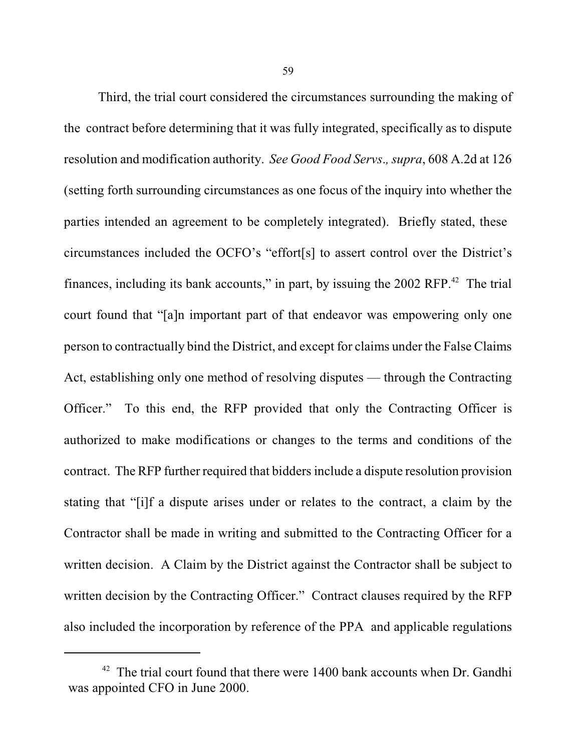Third, the trial court considered the circumstances surrounding the making of the contract before determining that it was fully integrated, specifically as to dispute resolution and modification authority. *See Good Food Servs., supra*, 608 A.2d at 126 (setting forth surrounding circumstances as one focus of the inquiry into whether the parties intended an agreement to be completely integrated). Briefly stated, these circumstances included the OCFO's "effort[s] to assert control over the District's finances, including its bank accounts," in part, by issuing the 2002 RFP.[42] The trial court found that "[a]n important part of that endeavor was empowering only one person to contractually bind the District, and except for claims under the False Claims Act, establishing only one method of resolving disputes — through the Contracting Officer." To this end, the RFP provided that only the Contracting Officer is authorized to make modifications or changes to the terms and conditions of the contract. The RFP further required that bidders include a dispute resolution provision stating that "[i]f a dispute arises under or relates to the contract, a claim by the Contractor shall be made in writing and submitted to the Contracting Officer for a written decision. A Claim by the District against the Contractor shall be subject to written decision by the Contracting Officer." Contract clauses required by the RFP also included the incorporation by reference of the PPA and applicable regulations

[42] The trial court found that there were 1400 bank accounts when Dr. Gandhi was appointed CFO in June 2000.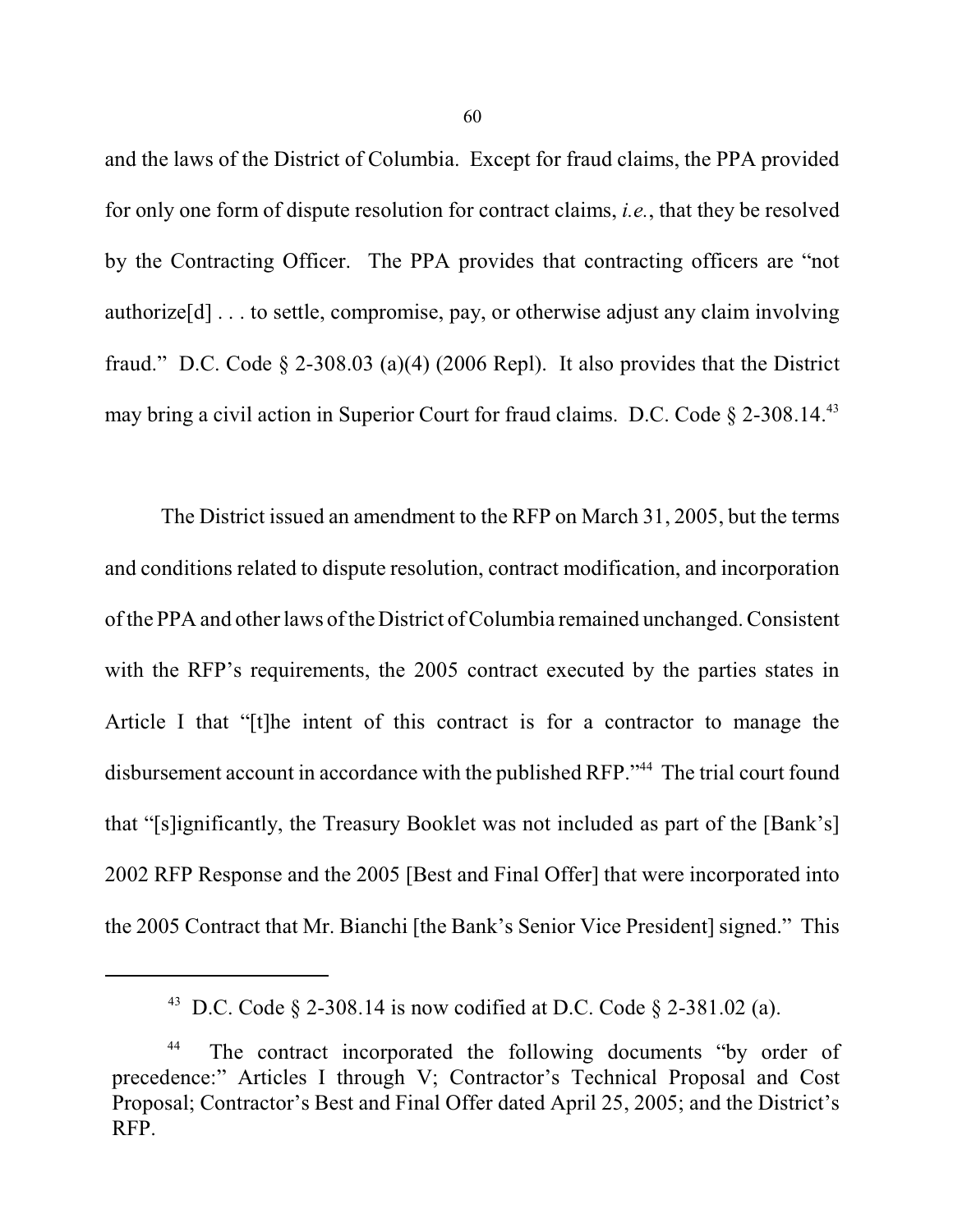and the laws of the District of Columbia. Except for fraud claims, the PPA provided for only one form of dispute resolution for contract claims, *i.e.*, that they be resolved by the Contracting Officer. The PPA provides that contracting officers are "not authorize[d] . . . to settle, compromise, pay, or otherwise adjust any claim involving fraud." D.C. Code § 2-308.03 (a)(4) (2006 Repl). It also provides that the District may bring a civil action in Superior Court for fraud claims. D.C. Code § 2-308.14.[43]

The District issued an amendment to the RFP on March 31, 2005, but the terms and conditions related to dispute resolution, contract modification, and incorporation of the PPA and other laws of the District of Columbia remained unchanged. Consistent with the RFP's requirements, the 2005 contract executed by the parties states in Article I that "[t]he intent of this contract is for a contractor to manage the disbursement account in accordance with the published RFP."[44] The trial court found that "[s]ignificantly, the Treasury Booklet was not included as part of the [Bank's] 2002 RFP Response and the 2005 [Best and Final Offer] that were incorporated into the 2005 Contract that Mr. Bianchi [the Bank's Senior Vice President] signed." This

---

[43] D.C. Code § 2-308.14 is now codified at D.C. Code § 2-381.02 (a).

[44] The contract incorporated the following documents "by order of precedence:" Articles I through V; Contractor's Technical Proposal and Cost Proposal; Contractor's Best and Final Offer dated April 25, 2005; and the District's RFP.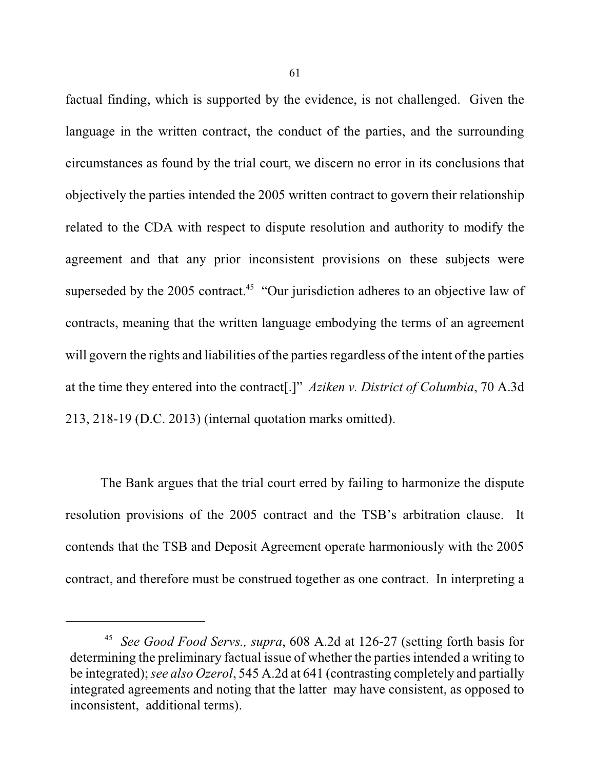factual finding, which is supported by the evidence, is not challenged. Given the language in the written contract, the conduct of the parties, and the surrounding circumstances as found by the trial court, we discern no error in its conclusions that objectively the parties intended the 2005 written contract to govern their relationship related to the CDA with respect to dispute resolution and authority to modify the agreement and that any prior inconsistent provisions on these subjects were superseded by the 2005 contract.[45] "Our jurisdiction adheres to an objective law of contracts, meaning that the written language embodying the terms of an agreement will govern the rights and liabilities of the parties regardless of the intent of the parties at the time they entered into the contract[.]" *Aziken v. District of Columbia*, 70 A.3d 213, 218-19 (D.C. 2013) (internal quotation marks omitted).

The Bank argues that the trial court erred by failing to harmonize the dispute resolution provisions of the 2005 contract and the TSB's arbitration clause. It contends that the TSB and Deposit Agreement operate harmoniously with the 2005 contract, and therefore must be construed together as one contract. In interpreting a

[45] *See Good Food Servs., supra*, 608 A.2d at 126-27 (setting forth basis for determining the preliminary factual issue of whether the parties intended a writing to be integrated); *see also Ozerol*, 545 A.2d at 641 (contrasting completely and partially integrated agreements and noting that the latter may have consistent, as opposed to inconsistent, additional terms).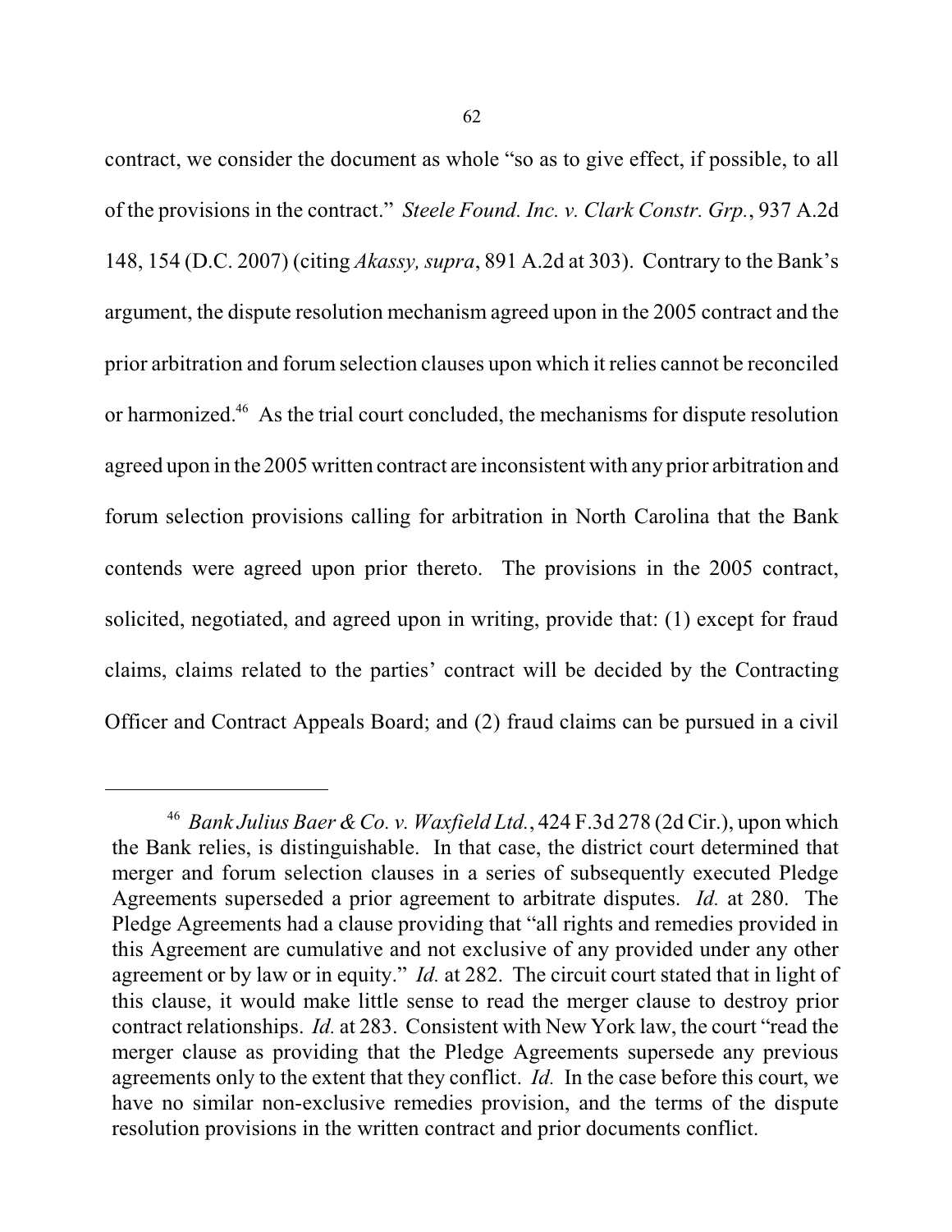contract, we consider the document as whole "so as to give effect, if possible, to all of the provisions in the contract." *Steele Found. Inc. v. Clark Constr. Grp.*, 937 A.2d 148, 154 (D.C. 2007) (citing *Akassy, supra*, 891 A.2d at 303). Contrary to the Bank's argument, the dispute resolution mechanism agreed upon in the 2005 contract and the prior arbitration and forum selection clauses upon which it relies cannot be reconciled or harmonized.[46] As the trial court concluded, the mechanisms for dispute resolution agreed upon in the 2005 written contract are inconsistent with any prior arbitration and forum selection provisions calling for arbitration in North Carolina that the Bank contends were agreed upon prior thereto. The provisions in the 2005 contract, solicited, negotiated, and agreed upon in writing, provide that: (1) except for fraud claims, claims related to the parties' contract will be decided by the Contracting Officer and Contract Appeals Board; and (2) fraud claims can be pursued in a civil

---

[46] *Bank Julius Baer & Co. v. Waxfield Ltd.*, 424 F.3d 278 (2d Cir.), upon which the Bank relies, is distinguishable. In that case, the district court determined that merger and forum selection clauses in a series of subsequently executed Pledge Agreements superseded a prior agreement to arbitrate disputes. *Id.* at 280. The Pledge Agreements had a clause providing that "all rights and remedies provided in this Agreement are cumulative and not exclusive of any provided under any other agreement or by law or in equity." *Id.* at 282. The circuit court stated that in light of this clause, it would make little sense to read the merger clause to destroy prior contract relationships. *Id.* at 283. Consistent with New York law, the court "read the merger clause as providing that the Pledge Agreements supersede any previous agreements only to the extent that they conflict. *Id.* In the case before this court, we have no similar non-exclusive remedies provision, and the terms of the dispute resolution provisions in the written contract and prior documents conflict.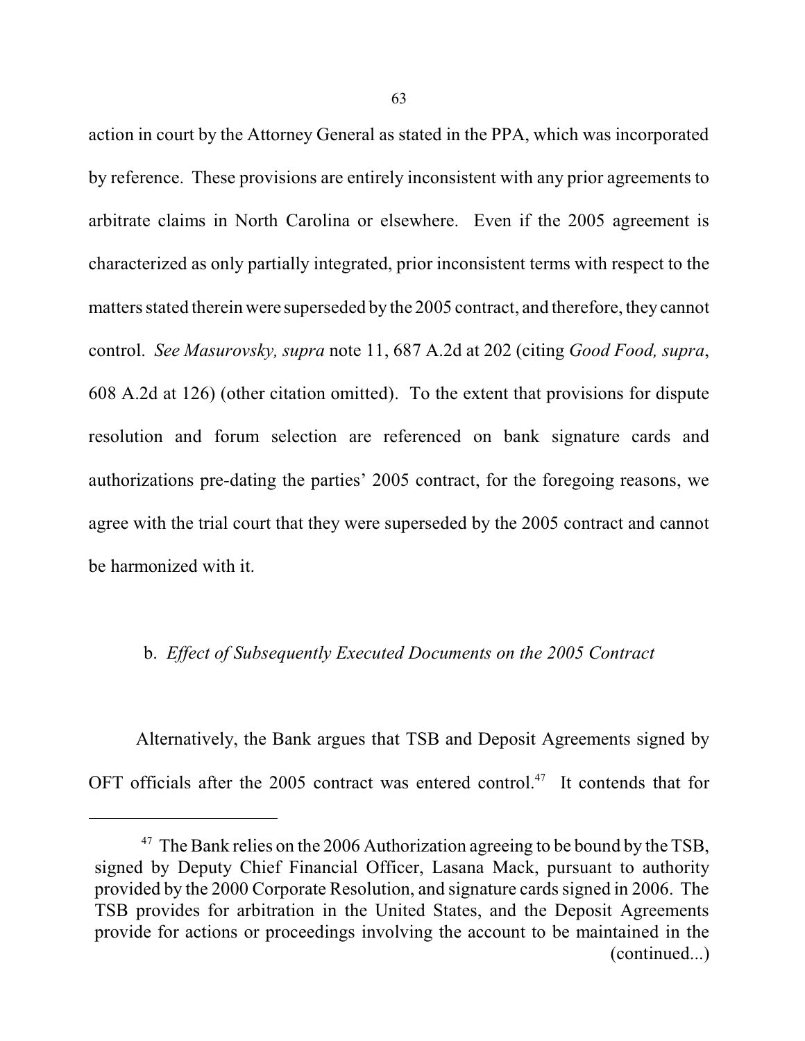action in court by the Attorney General as stated in the PPA, which was incorporated by reference. These provisions are entirely inconsistent with any prior agreements to arbitrate claims in North Carolina or elsewhere. Even if the 2005 agreement is characterized as only partially integrated, prior inconsistent terms with respect to the matters stated therein were superseded by the 2005 contract, and therefore, they cannot control. *See Masurovsky, supra* note 11, 687 A.2d at 202 (citing *Good Food, supra*, 608 A.2d at 126) (other citation omitted). To the extent that provisions for dispute resolution and forum selection are referenced on bank signature cards and authorizations pre-dating the parties' 2005 contract, for the foregoing reasons, we agree with the trial court that they were superseded by the 2005 contract and cannot be harmonized with it.

### b. *Effect of Subsequently Executed Documents on the 2005 Contract*

Alternatively, the Bank argues that TSB and Deposit Agreements signed by OFT officials after the 2005 contract was entered control.[47] It contends that for

---

[47] The Bank relies on the 2006 Authorization agreeing to be bound by the TSB, signed by Deputy Chief Financial Officer, Lasana Mack, pursuant to authority provided by the 2000 Corporate Resolution, and signature cards signed in 2006. The TSB provides for arbitration in the United States, and the Deposit Agreements provide for actions or proceedings involving the account to be maintained in the (continued...)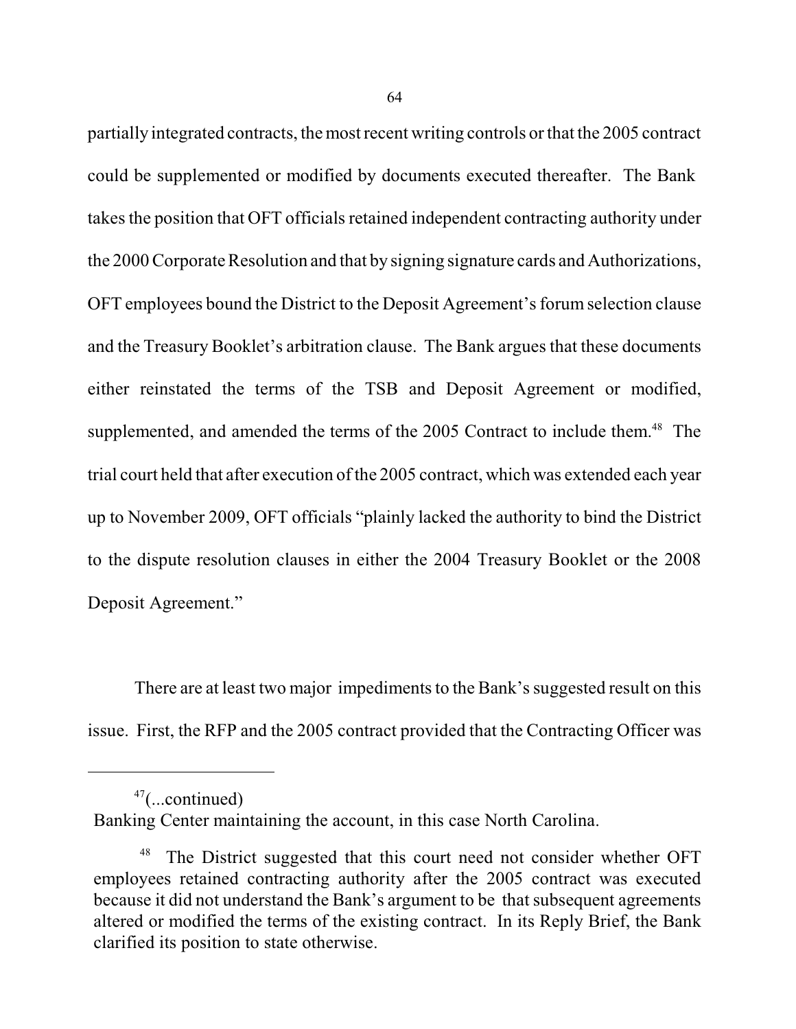partially integrated contracts, the most recent writing controls or that the 2005 contract could be supplemented or modified by documents executed thereafter. The Bank takes the position that OFT officials retained independent contracting authority under the 2000 Corporate Resolution and that by signing signature cards and Authorizations, OFT employees bound the District to the Deposit Agreement's forum selection clause and the Treasury Booklet's arbitration clause. The Bank argues that these documents either reinstated the terms of the TSB and Deposit Agreement or modified, supplemented, and amended the terms of the 2005 Contract to include them.[48] The trial court held that after execution of the 2005 contract, which was extended each year up to November 2009, OFT officials "plainly lacked the authority to bind the District to the dispute resolution clauses in either the 2004 Treasury Booklet or the 2008 Deposit Agreement."

There are at least two major impediments to the Bank's suggested result on this issue. First, the RFP and the 2005 contract provided that the Contracting Officer was

---

[47](...continued) Banking Center maintaining the account, in this case North Carolina.

[48] The District suggested that this court need not consider whether OFT employees retained contracting authority after the 2005 contract was executed because it did not understand the Bank's argument to be that subsequent agreements altered or modified the terms of the existing contract. In its Reply Brief, the Bank clarified its position to state otherwise.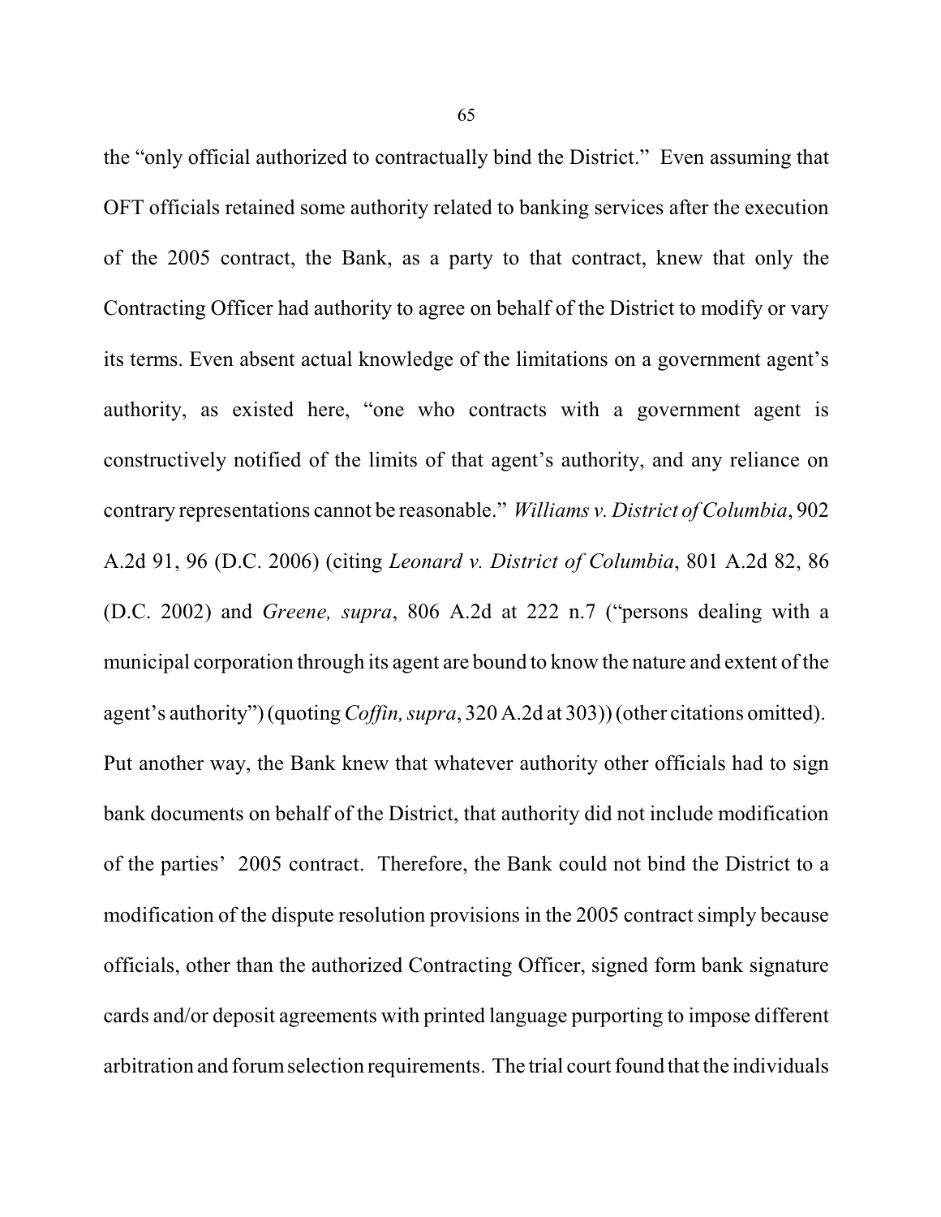the "only official authorized to contractually bind the District." Even assuming that OFT officials retained some authority related to banking services after the execution of the 2005 contract, the Bank, as a party to that contract, knew that only the Contracting Officer had authority to agree on behalf of the District to modify or vary its terms. Even absent actual knowledge of the limitations on a government agent's authority, as existed here, "one who contracts with a government agent is constructively notified of the limits of that agent's authority, and any reliance on contrary representations cannot be reasonable." *Williams v. District of Columbia*, 902 A.2d 91, 96 (D.C. 2006) (citing *Leonard v. District of Columbia*, 801 A.2d 82, 86 (D.C. 2002) and *Greene, supra*, 806 A.2d at 222 n.7 ("persons dealing with a municipal corporation through its agent are bound to know the nature and extent of the agent's authority") (quoting *Coffin, supra*, 320 A.2d at 303)) (other citations omitted). Put another way, the Bank knew that whatever authority other officials had to sign bank documents on behalf of the District, that authority did not include modification of the parties' 2005 contract. Therefore, the Bank could not bind the District to a modification of the dispute resolution provisions in the 2005 contract simply because officials, other than the authorized Contracting Officer, signed form bank signature cards and/or deposit agreements with printed language purporting to impose different arbitration and forum selection requirements. The trial court found that the individuals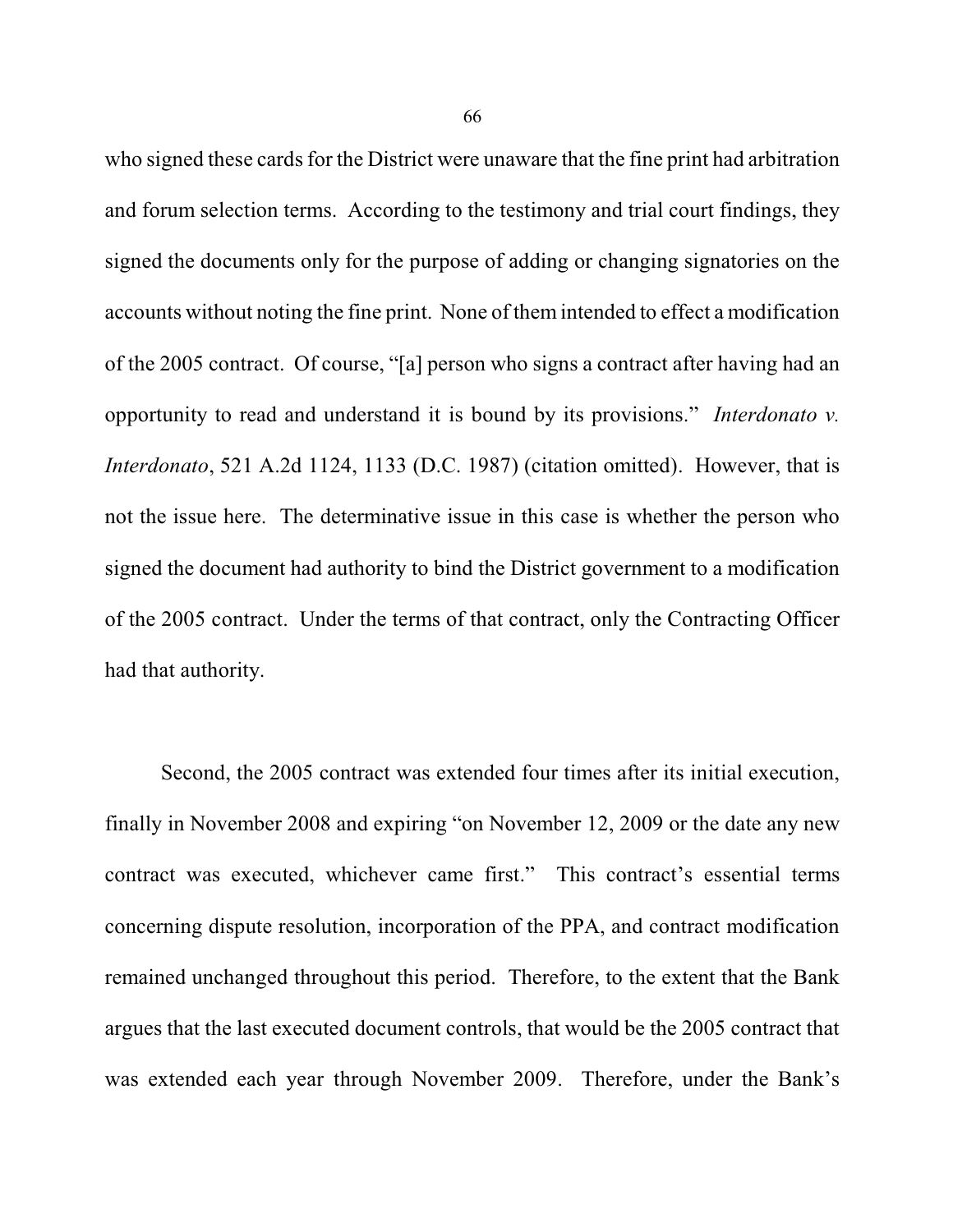who signed these cards for the District were unaware that the fine print had arbitration and forum selection terms. According to the testimony and trial court findings, they signed the documents only for the purpose of adding or changing signatories on the accounts without noting the fine print. None of them intended to effect a modification of the 2005 contract. Of course, "[a] person who signs a contract after having had an opportunity to read and understand it is bound by its provisions." *Interdonato v. Interdonato*, 521 A.2d 1124, 1133 (D.C. 1987) (citation omitted). However, that is not the issue here. The determinative issue in this case is whether the person who signed the document had authority to bind the District government to a modification of the 2005 contract. Under the terms of that contract, only the Contracting Officer had that authority.

Second, the 2005 contract was extended four times after its initial execution, finally in November 2008 and expiring "on November 12, 2009 or the date any new contract was executed, whichever came first." This contract's essential terms concerning dispute resolution, incorporation of the PPA, and contract modification remained unchanged throughout this period. Therefore, to the extent that the Bank argues that the last executed document controls, that would be the 2005 contract that was extended each year through November 2009. Therefore, under the Bank's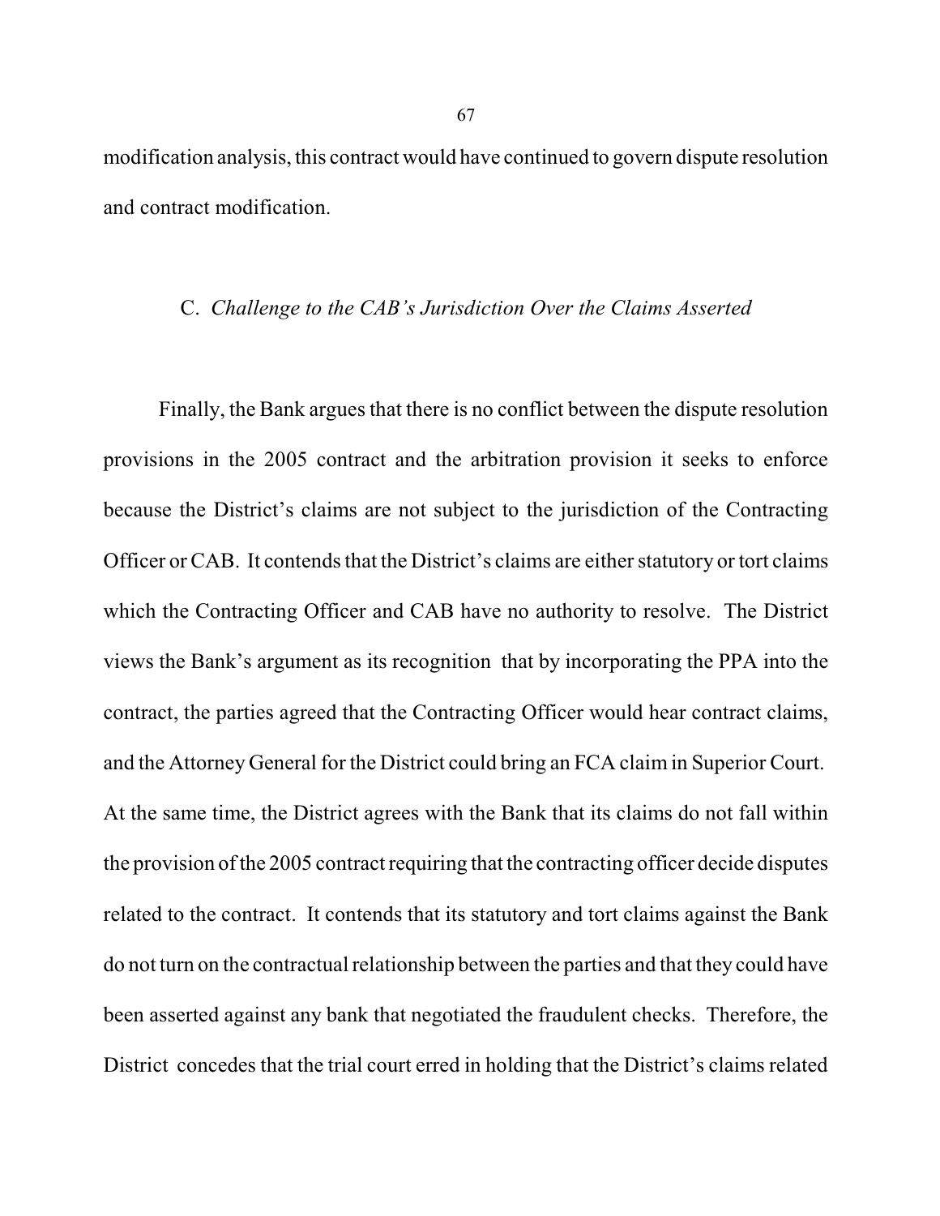modification analysis, this contract would have continued to govern dispute resolution and contract modification.

### C. *Challenge to the CAB's Jurisdiction Over the Claims Asserted*

Finally, the Bank argues that there is no conflict between the dispute resolution provisions in the 2005 contract and the arbitration provision it seeks to enforce because the District's claims are not subject to the jurisdiction of the Contracting Officer or CAB. It contends that the District's claims are either statutory or tort claims which the Contracting Officer and CAB have no authority to resolve. The District views the Bank's argument as its recognition that by incorporating the PPA into the contract, the parties agreed that the Contracting Officer would hear contract claims, and the Attorney General for the District could bring an FCA claim in Superior Court. At the same time, the District agrees with the Bank that its claims do not fall within the provision of the 2005 contract requiring that the contracting officer decide disputes related to the contract. It contends that its statutory and tort claims against the Bank do not turn on the contractual relationship between the parties and that they could have been asserted against any bank that negotiated the fraudulent checks. Therefore, the District concedes that the trial court erred in holding that the District's claims related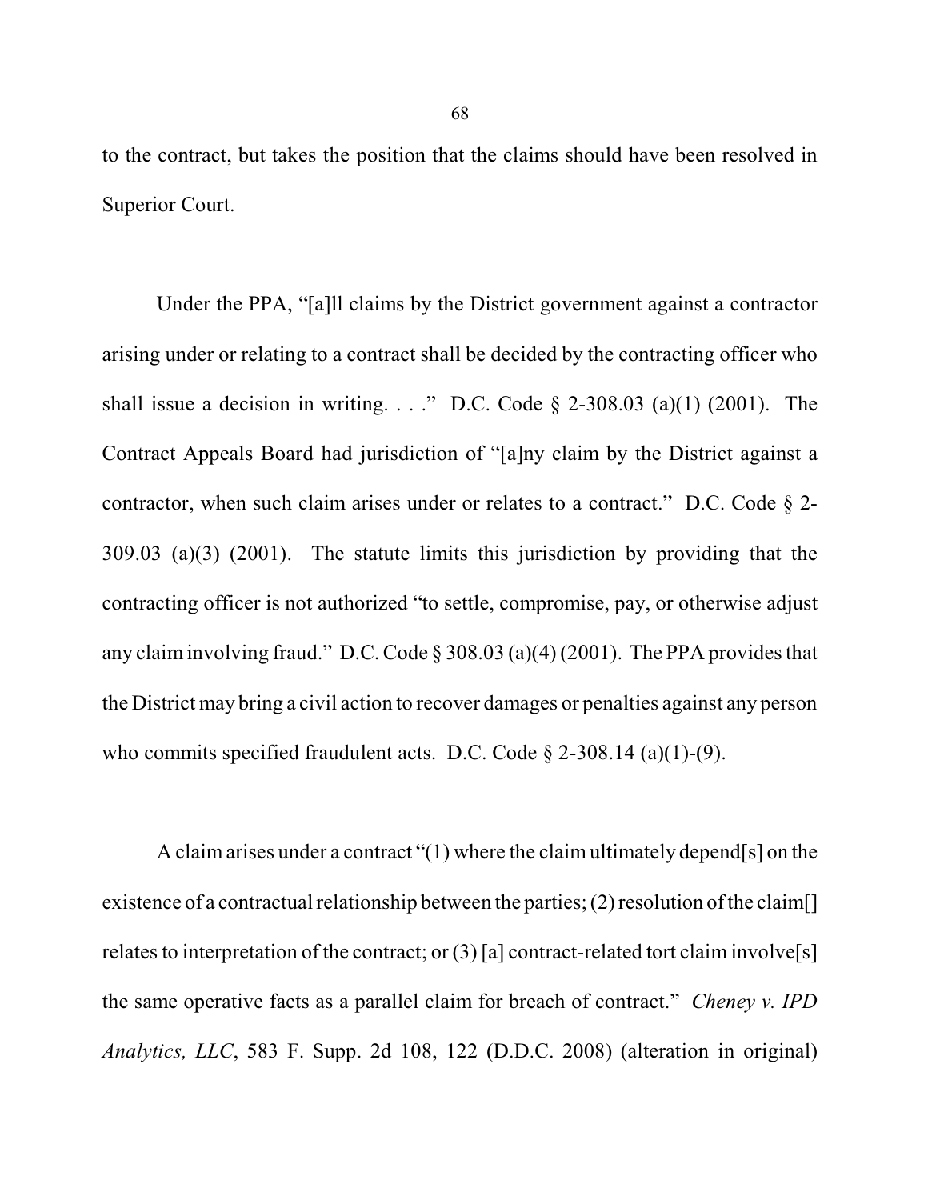to the contract, but takes the position that the claims should have been resolved in Superior Court.

Under the PPA, "[a]ll claims by the District government against a contractor arising under or relating to a contract shall be decided by the contracting officer who shall issue a decision in writing. . . ." D.C. Code § 2-308.03 (a)(1) (2001). The Contract Appeals Board had jurisdiction of "[a]ny claim by the District against a contractor, when such claim arises under or relates to a contract." D.C. Code § 2-309.03 (a)(3) (2001). The statute limits this jurisdiction by providing that the contracting officer is not authorized "to settle, compromise, pay, or otherwise adjust any claim involving fraud." D.C. Code § 308.03 (a)(4) (2001). The PPA provides that the District may bring a civil action to recover damages or penalties against any person who commits specified fraudulent acts. D.C. Code § 2-308.14 (a)(1)-(9).

A claim arises under a contract "(1) where the claim ultimately depend[s] on the existence of a contractual relationship between the parties; (2) resolution of the claim[] relates to interpretation of the contract; or (3) [a] contract-related tort claim involve[s] the same operative facts as a parallel claim for breach of contract." *Cheney v. IPD Analytics, LLC*, 583 F. Supp. 2d 108, 122 (D.D.C. 2008) (alteration in original)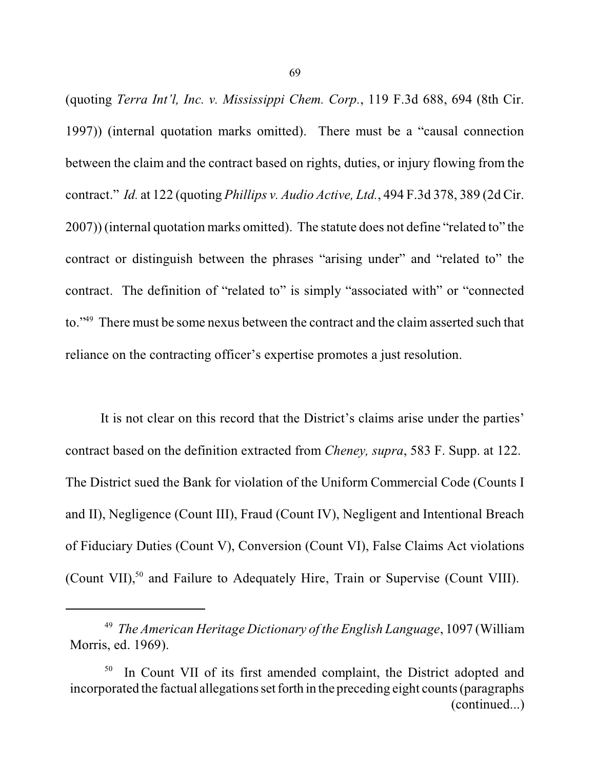(quoting *Terra Int'l, Inc. v. Mississippi Chem. Corp.*, 119 F.3d 688, 694 (8th Cir. 1997)) (internal quotation marks omitted). There must be a "causal connection between the claim and the contract based on rights, duties, or injury flowing from the contract." *Id.* at 122 (quoting *Phillips v. Audio Active, Ltd.*, 494 F.3d 378, 389 (2d Cir. 2007)) (internal quotation marks omitted). The statute does not define "related to" the contract or distinguish between the phrases "arising under" and "related to" the contract. The definition of "related to" is simply "associated with" or "connected to."[49] There must be some nexus between the contract and the claim asserted such that reliance on the contracting officer's expertise promotes a just resolution.

It is not clear on this record that the District's claims arise under the parties' contract based on the definition extracted from *Cheney, supra*, 583 F. Supp. at 122. The District sued the Bank for violation of the Uniform Commercial Code (Counts I and II), Negligence (Count III), Fraud (Count IV), Negligent and Intentional Breach of Fiduciary Duties (Count V), Conversion (Count VI), False Claims Act violations (Count VII),[50] and Failure to Adequately Hire, Train or Supervise (Count VIII).

---

[49] *The American Heritage Dictionary of the English Language*, 1097 (William Morris, ed. 1969).

[50] In Count VII of its first amended complaint, the District adopted and incorporated the factual allegations set forth in the preceding eight counts (paragraphs (continued...)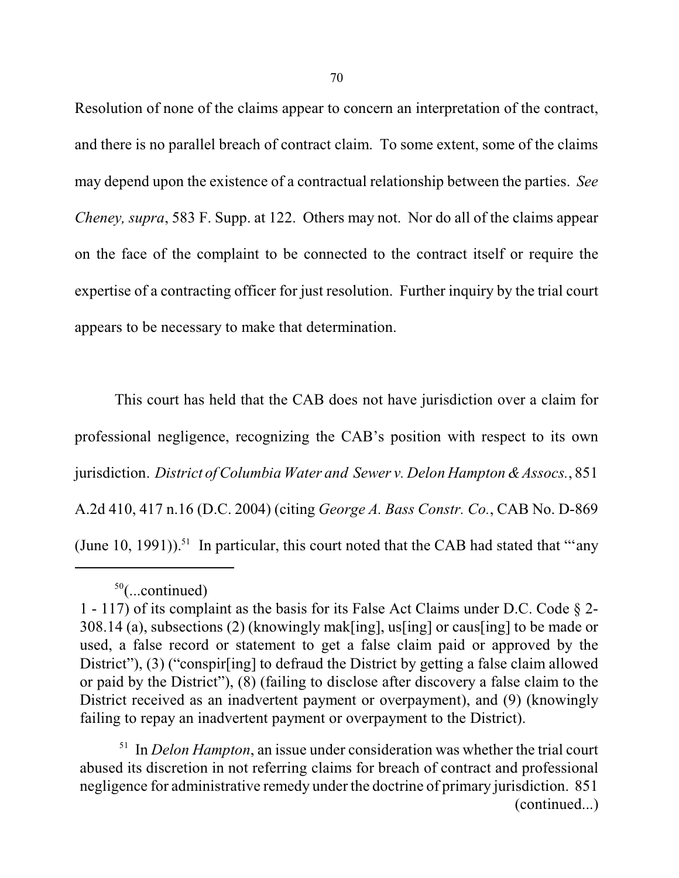Resolution of none of the claims appear to concern an interpretation of the contract, and there is no parallel breach of contract claim. To some extent, some of the claims may depend upon the existence of a contractual relationship between the parties. *See Cheney, supra*, 583 F. Supp. at 122. Others may not. Nor do all of the claims appear on the face of the complaint to be connected to the contract itself or require the expertise of a contracting officer for just resolution. Further inquiry by the trial court appears to be necessary to make that determination.

This court has held that the CAB does not have jurisdiction over a claim for professional negligence, recognizing the CAB's position with respect to its own jurisdiction. *District of Columbia Water and Sewer v. Delon Hampton & Assocs.*, 851 A.2d 410, 417 n.16 (D.C. 2004) (citing *George A. Bass Constr. Co.*, CAB No. D-869 (June 10, 1991)).[51] In particular, this court noted that the CAB had stated that "'any

---

[50](...continued)
1 - 117) of its complaint as the basis for its False Act Claims under D.C. Code § 2-308.14 (a), subsections (2) (knowingly mak[ing], us[ing] or caus[ing] to be made or used, a false record or statement to get a false claim paid or approved by the District"), (3) ("conspir[ing] to defraud the District by getting a false claim allowed or paid by the District"), (8) (failing to disclose after discovery a false claim to the District received as an inadvertent payment or overpayment), and (9) (knowingly failing to repay an inadvertent payment or overpayment to the District).

[51] In *Delon Hampton*, an issue under consideration was whether the trial court abused its discretion in not referring claims for breach of contract and professional negligence for administrative remedy under the doctrine of primary jurisdiction. 851 (continued...)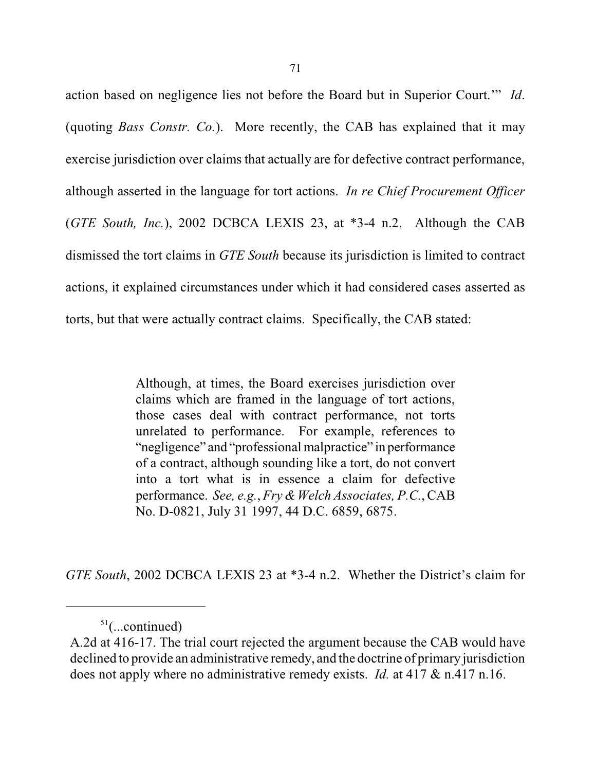action based on negligence lies not before the Board but in Superior Court.'" *Id*. (quoting *Bass Constr. Co.*). More recently, the CAB has explained that it may exercise jurisdiction over claims that actually are for defective contract performance, although asserted in the language for tort actions. *In re Chief Procurement Officer* (*GTE South, Inc.*), 2002 DCBCA LEXIS 23, at *3-4 n.2. Although the CAB dismissed the tort claims in *GTE South* because its jurisdiction is limited to contract actions, it explained circumstances under which it had considered cases asserted as torts, but that were actually contract claims. Specifically, the CAB stated:

> Although, at times, the Board exercises jurisdiction over claims which are framed in the language of tort actions, those cases deal with contract performance, not torts unrelated to performance. For example, references to "negligence" and "professional malpractice" in performance of a contract, although sounding like a tort, do not convert into a tort what is in essence a claim for defective performance. *See, e.g.*, *Fry & Welch Associates, P.C.*, CAB No. D-0821, July 31 1997, 44 D.C. 6859, 6875.

*GTE South*, 2002 DCBCA LEXIS 23 at *3-4 n.2. Whether the District's claim for

---

[51](...continued)
A.2d at 416-17. The trial court rejected the argument because the CAB would have declined to provide an administrative remedy, and the doctrine of primary jurisdiction does not apply where no administrative remedy exists. *Id.* at 417 & n.417 n.16.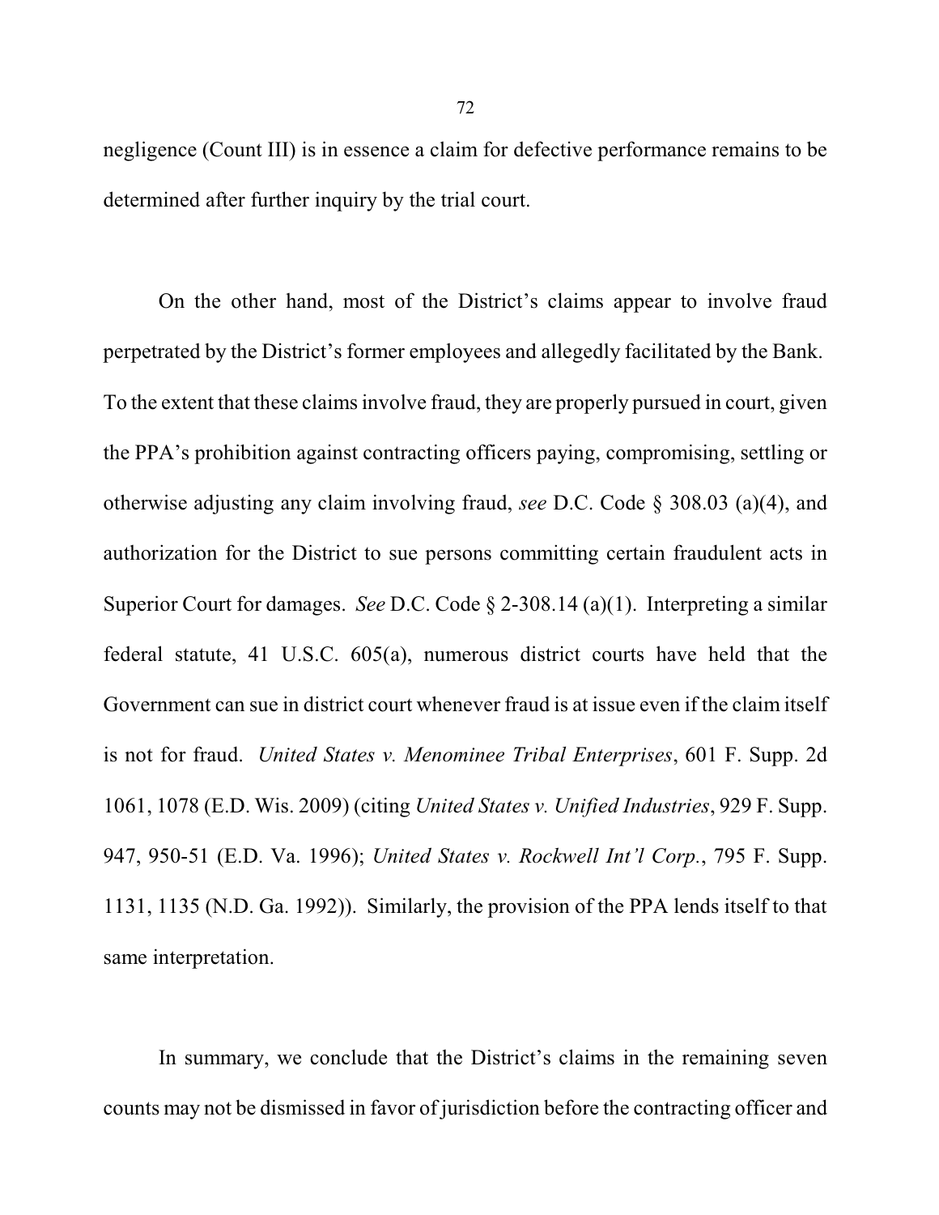negligence (Count III) is in essence a claim for defective performance remains to be determined after further inquiry by the trial court.

On the other hand, most of the District's claims appear to involve fraud perpetrated by the District's former employees and allegedly facilitated by the Bank. To the extent that these claims involve fraud, they are properly pursued in court, given the PPA's prohibition against contracting officers paying, compromising, settling or otherwise adjusting any claim involving fraud, *see* D.C. Code § 308.03 (a)(4), and authorization for the District to sue persons committing certain fraudulent acts in Superior Court for damages. *See* D.C. Code § 2-308.14 (a)(1). Interpreting a similar federal statute, 41 U.S.C. 605(a), numerous district courts have held that the Government can sue in district court whenever fraud is at issue even if the claim itself is not for fraud. *United States v. Menominee Tribal Enterprises*, 601 F. Supp. 2d 1061, 1078 (E.D. Wis. 2009) (citing *United States v. Unified Industries*, 929 F. Supp. 947, 950-51 (E.D. Va. 1996); *United States v. Rockwell Int'l Corp.*, 795 F. Supp. 1131, 1135 (N.D. Ga. 1992)). Similarly, the provision of the PPA lends itself to that same interpretation.

In summary, we conclude that the District's claims in the remaining seven counts may not be dismissed in favor of jurisdiction before the contracting officer and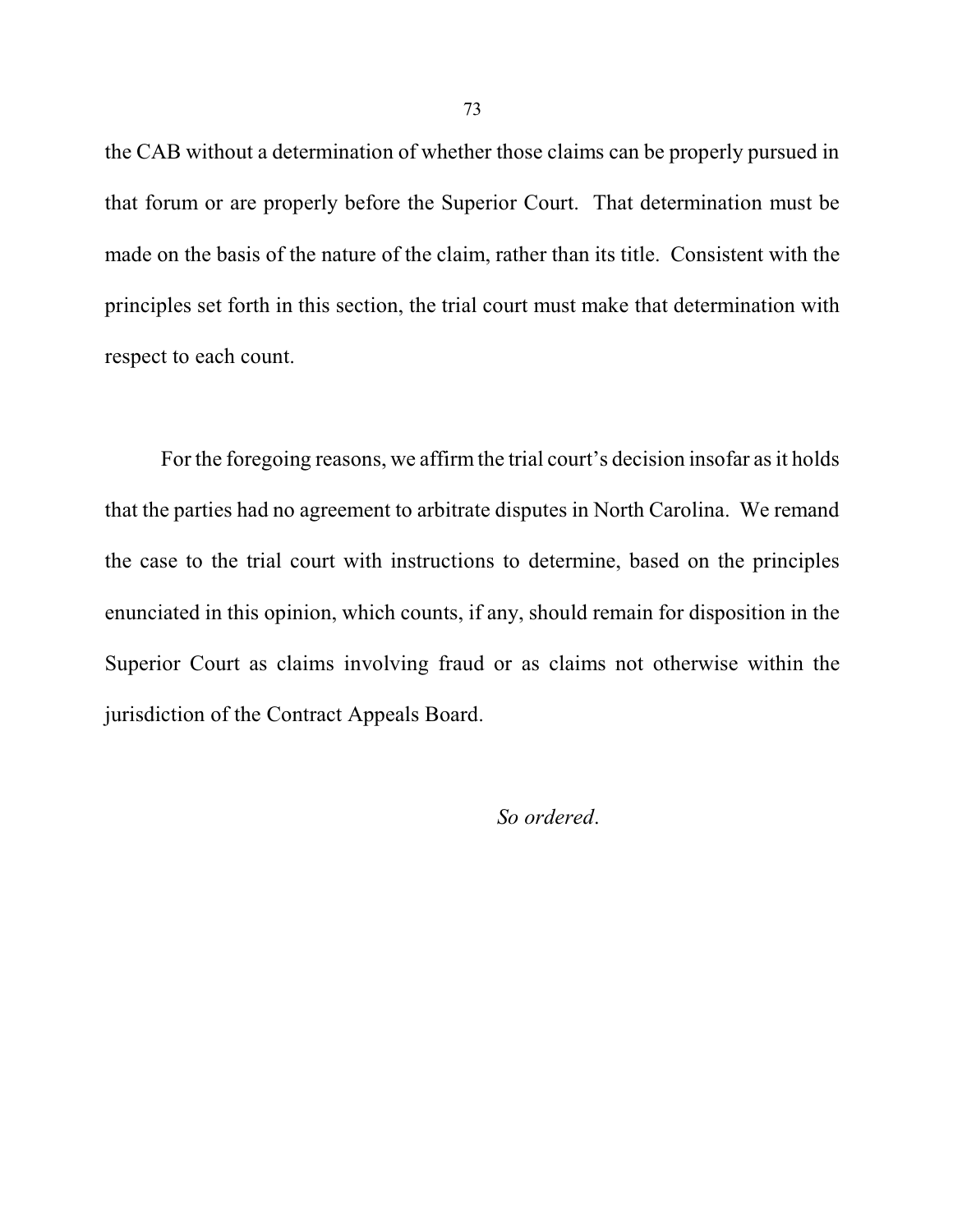the CAB without a determination of whether those claims can be properly pursued in that forum or are properly before the Superior Court. That determination must be made on the basis of the nature of the claim, rather than its title. Consistent with the principles set forth in this section, the trial court must make that determination with respect to each count.

For the foregoing reasons, we affirm the trial court's decision insofar as it holds that the parties had no agreement to arbitrate disputes in North Carolina. We remand the case to the trial court with instructions to determine, based on the principles enunciated in this opinion, which counts, if any, should remain for disposition in the Superior Court as claims involving fraud or as claims not otherwise within the jurisdiction of the Contract Appeals Board.

*So ordered*.